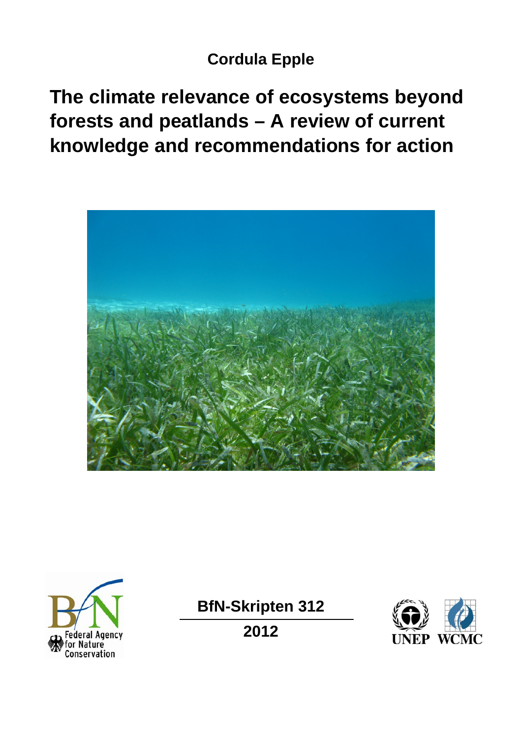**Cordula Epple**

# The climate relevance of ecosystems beyond forests and peatlands – A review of current knowledge and recommendations for action

Federal Agency for Nature Conservation

**BfN-Skripten 312**

**2012**

UNEP WCMC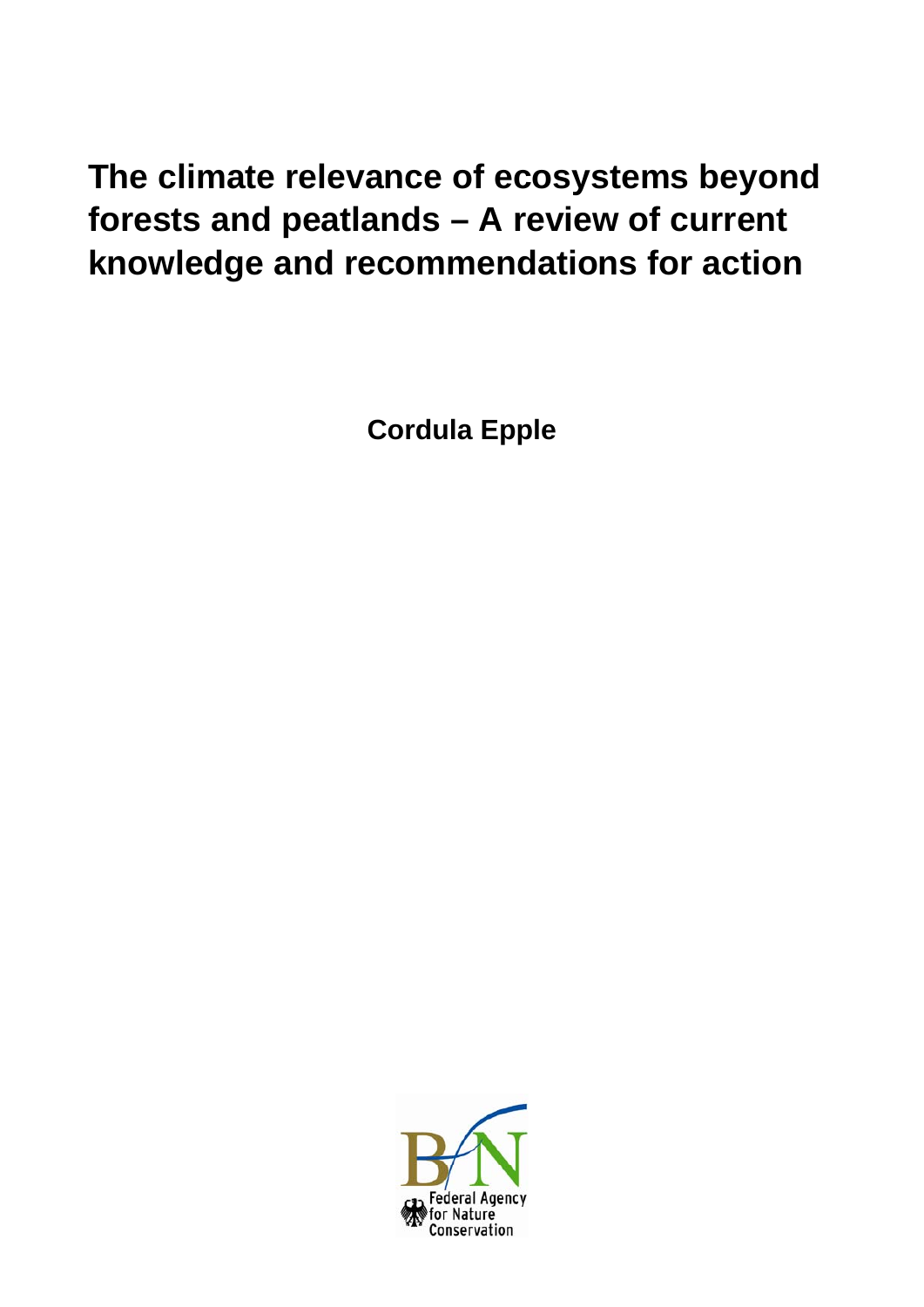# The climate relevance of ecosystems beyond forests and peatlands – A review of current knowledge and recommendations for action

**Cordula Epple**

Federal Agency for Nature Conservation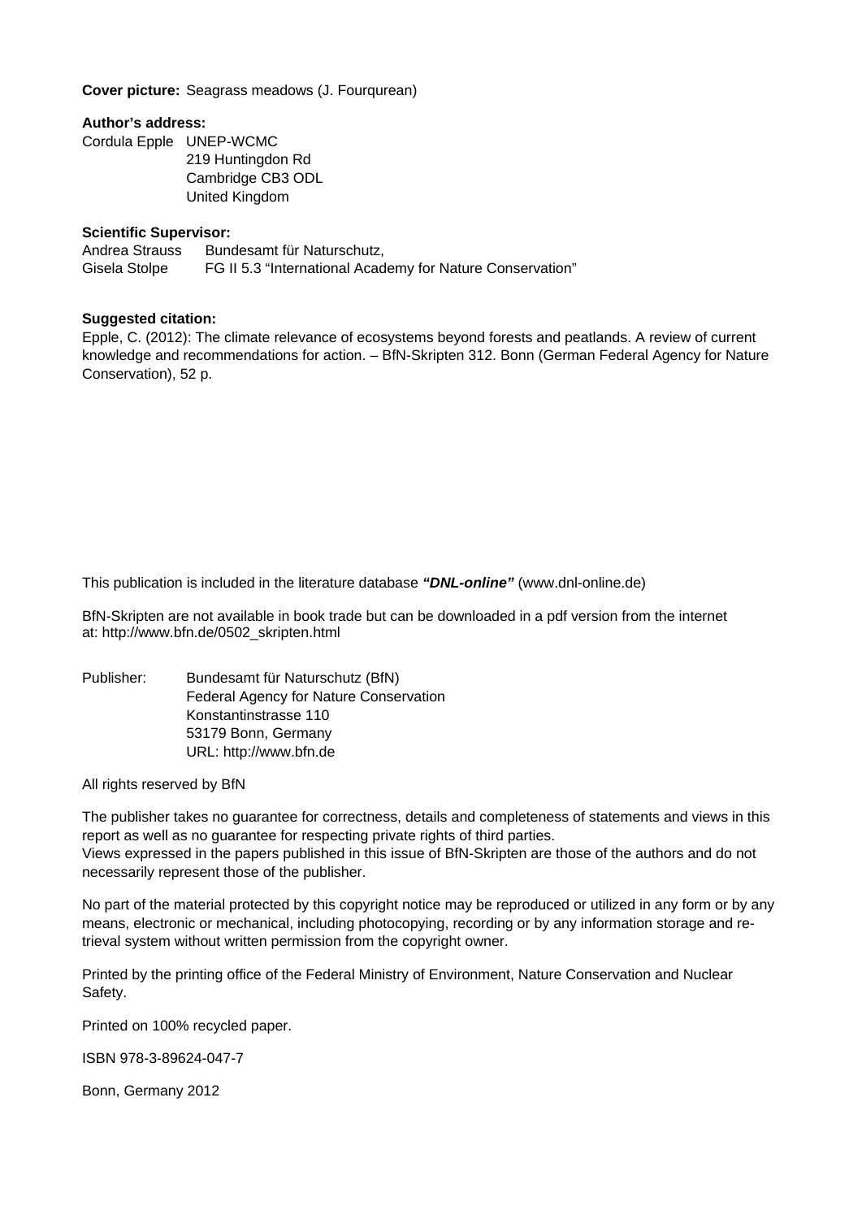**Cover picture:** Seagrass meadows (J. Fourqurean)

**Author's address:**

Cordula Epple UNEP-WCMC
219 Huntingdon Rd
Cambridge CB3 ODL
United Kingdom

**Scientific Supervisor:**

Andrea Strauss Bundesamt für Naturschutz,
Gisela Stolpe FG II 5.3 "International Academy for Nature Conservation"

**Suggested citation:**

Epple, C. (2012): The climate relevance of ecosystems beyond forests and peatlands. A review of current knowledge and recommendations for action. – BfN-Skripten 312. Bonn (German Federal Agency for Nature Conservation), 52 p.

This publication is included in the literature database ***"DNL-online"*** (www.dnl-online.de)

BfN-Skripten are not available in book trade but can be downloaded in a pdf version from the internet at: http://www.bfn.de/0502_skripten.html

Publisher: Bundesamt für Naturschutz (BfN)
Federal Agency for Nature Conservation
Konstantinstrasse 110
53179 Bonn, Germany
URL: http://www.bfn.de

All rights reserved by BfN

The publisher takes no guarantee for correctness, details and completeness of statements and views in this report as well as no guarantee for respecting private rights of third parties.
Views expressed in the papers published in this issue of BfN-Skripten are those of the authors and do not necessarily represent those of the publisher.

No part of the material protected by this copyright notice may be reproduced or utilized in any form or by any means, electronic or mechanical, including photocopying, recording or by any information storage and retrieval system without written permission from the copyright owner.

Printed by the printing office of the Federal Ministry of Environment, Nature Conservation and Nuclear Safety.

Printed on 100% recycled paper.

ISBN 978-3-89624-047-7

Bonn, Germany 2012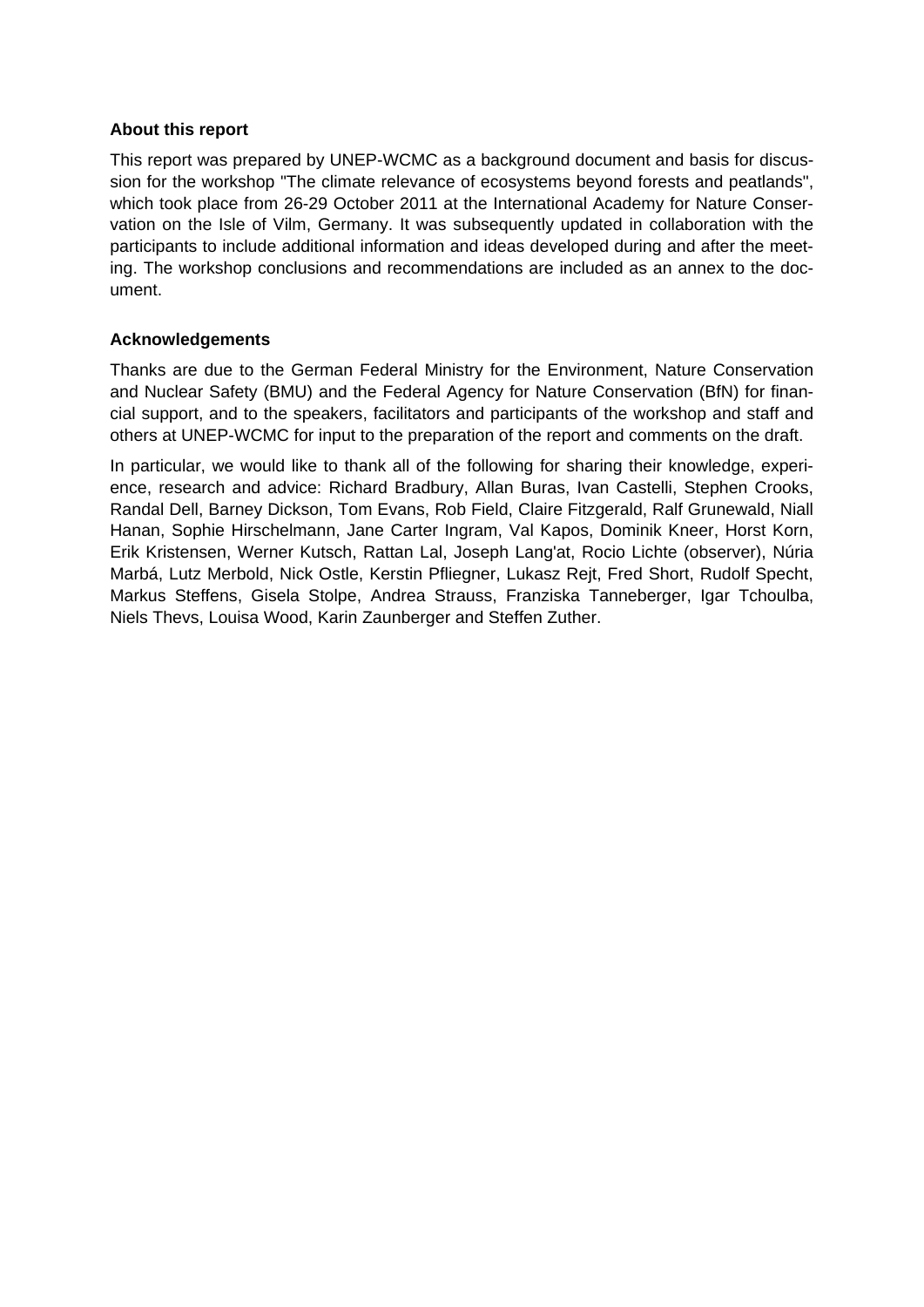### About this report

This report was prepared by UNEP-WCMC as a background document and basis for discussion for the workshop "The climate relevance of ecosystems beyond forests and peatlands", which took place from 26-29 October 2011 at the International Academy for Nature Conservation on the Isle of Vilm, Germany. It was subsequently updated in collaboration with the participants to include additional information and ideas developed during and after the meeting. The workshop conclusions and recommendations are included as an annex to the document.

### Acknowledgements

Thanks are due to the German Federal Ministry for the Environment, Nature Conservation and Nuclear Safety (BMU) and the Federal Agency for Nature Conservation (BfN) for financial support, and to the speakers, facilitators and participants of the workshop and staff and others at UNEP-WCMC for input to the preparation of the report and comments on the draft.

In particular, we would like to thank all of the following for sharing their knowledge, experience, research and advice: Richard Bradbury, Allan Buras, Ivan Castelli, Stephen Crooks, Randal Dell, Barney Dickson, Tom Evans, Rob Field, Claire Fitzgerald, Ralf Grunewald, Niall Hanan, Sophie Hirschelmann, Jane Carter Ingram, Val Kapos, Dominik Kneer, Horst Korn, Erik Kristensen, Werner Kutsch, Rattan Lal, Joseph Lang'at, Rocio Lichte (observer), Núria Marbá, Lutz Merbold, Nick Ostle, Kerstin Pfliegner, Lukasz Rejt, Fred Short, Rudolf Specht, Markus Steffens, Gisela Stolpe, Andrea Strauss, Franziska Tanneberger, Igar Tchoulba, Niels Thevs, Louisa Wood, Karin Zaunberger and Steffen Zuther.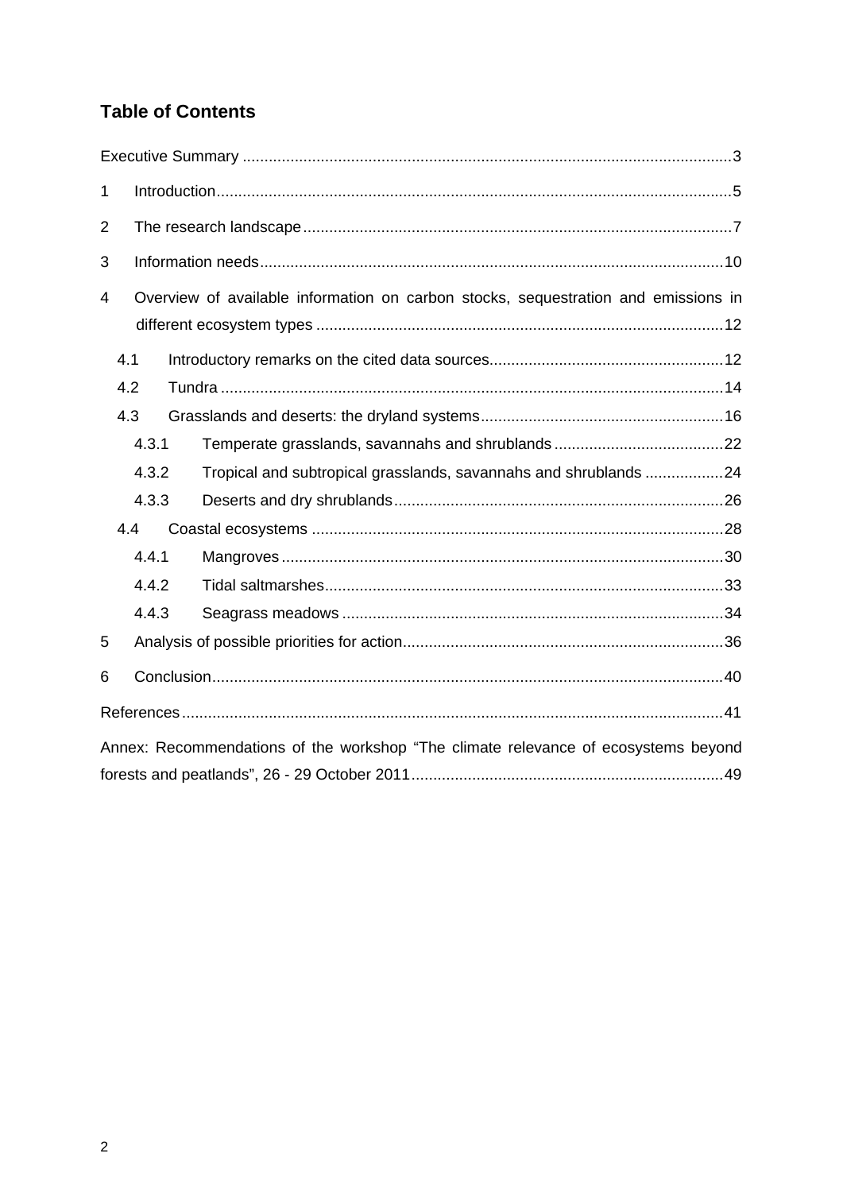## Table of Contents

Executive Summary ....................................................................................................................3

1 Introduction......................................................................................................................5

2 The research landscape..................................................................................................7

3 Information needs..........................................................................................................10

4 Overview of available information on carbon stocks, sequestration and emissions in different ecosystem types .............................................................................................12

4.1 Introductory remarks on the cited data sources......................................................12

4.2 Tundra ...................................................................................................................14

4.3 Grasslands and deserts: the dryland systems........................................................16

4.3.1 Temperate grasslands, savannahs and shrublands .......................................22

4.3.2 Tropical and subtropical grasslands, savannahs and shrublands ..................24

4.3.3 Deserts and dry shrublands............................................................................26

4.4 Coastal ecosystems ...............................................................................................28

4.4.1 Mangroves .....................................................................................................30

4.4.2 Tidal saltmarshes............................................................................................33

4.4.3 Seagrass meadows ........................................................................................34

5 Analysis of possible priorities for action.........................................................................36

6 Conclusion.....................................................................................................................40

References ............................................................................................................................41

Annex: Recommendations of the workshop “The climate relevance of ecosystems beyond forests and peatlands”, 26 - 29 October 2011........................................................................49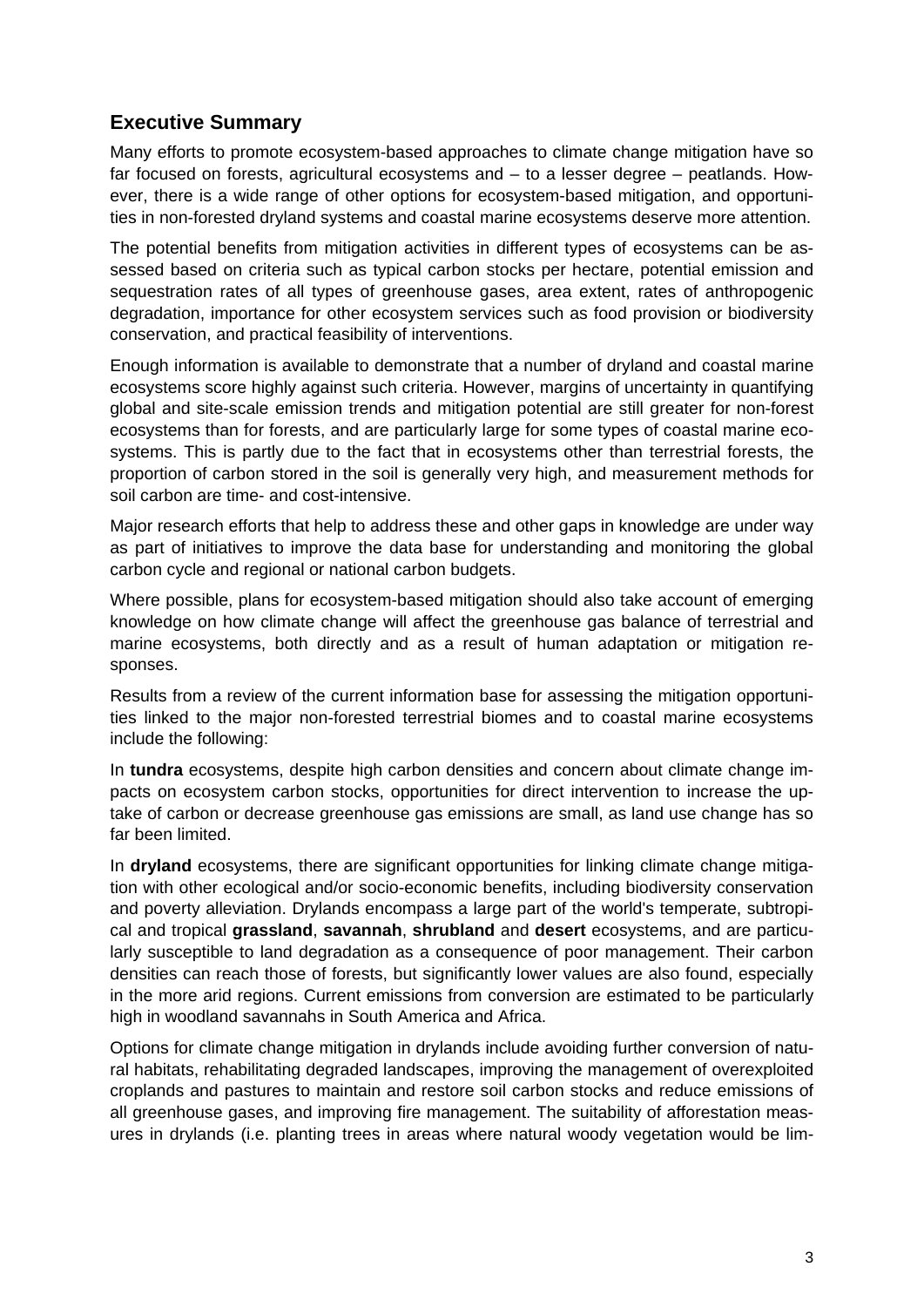## Executive Summary

Many efforts to promote ecosystem-based approaches to climate change mitigation have so far focused on forests, agricultural ecosystems and – to a lesser degree – peatlands. However, there is a wide range of other options for ecosystem-based mitigation, and opportunities in non-forested dryland systems and coastal marine ecosystems deserve more attention.

The potential benefits from mitigation activities in different types of ecosystems can be assessed based on criteria such as typical carbon stocks per hectare, potential emission and sequestration rates of all types of greenhouse gases, area extent, rates of anthropogenic degradation, importance for other ecosystem services such as food provision or biodiversity conservation, and practical feasibility of interventions.

Enough information is available to demonstrate that a number of dryland and coastal marine ecosystems score highly against such criteria. However, margins of uncertainty in quantifying global and site-scale emission trends and mitigation potential are still greater for non-forest ecosystems than for forests, and are particularly large for some types of coastal marine ecosystems. This is partly due to the fact that in ecosystems other than terrestrial forests, the proportion of carbon stored in the soil is generally very high, and measurement methods for soil carbon are time- and cost-intensive.

Major research efforts that help to address these and other gaps in knowledge are under way as part of initiatives to improve the data base for understanding and monitoring the global carbon cycle and regional or national carbon budgets.

Where possible, plans for ecosystem-based mitigation should also take account of emerging knowledge on how climate change will affect the greenhouse gas balance of terrestrial and marine ecosystems, both directly and as a result of human adaptation or mitigation responses.

Results from a review of the current information base for assessing the mitigation opportunities linked to the major non-forested terrestrial biomes and to coastal marine ecosystems include the following:

In **tundra** ecosystems, despite high carbon densities and concern about climate change impacts on ecosystem carbon stocks, opportunities for direct intervention to increase the uptake of carbon or decrease greenhouse gas emissions are small, as land use change has so far been limited.

In **dryland** ecosystems, there are significant opportunities for linking climate change mitigation with other ecological and/or socio-economic benefits, including biodiversity conservation and poverty alleviation. Drylands encompass a large part of the world's temperate, subtropical and tropical **grassland**, **savannah**, **shrubland** and **desert** ecosystems, and are particularly susceptible to land degradation as a consequence of poor management. Their carbon densities can reach those of forests, but significantly lower values are also found, especially in the more arid regions. Current emissions from conversion are estimated to be particularly high in woodland savannahs in South America and Africa.

Options for climate change mitigation in drylands include avoiding further conversion of natural habitats, rehabilitating degraded landscapes, improving the management of overexploited croplands and pastures to maintain and restore soil carbon stocks and reduce emissions of all greenhouse gases, and improving fire management. The suitability of afforestation measures in drylands (i.e. planting trees in areas where natural woody vegetation would be lim-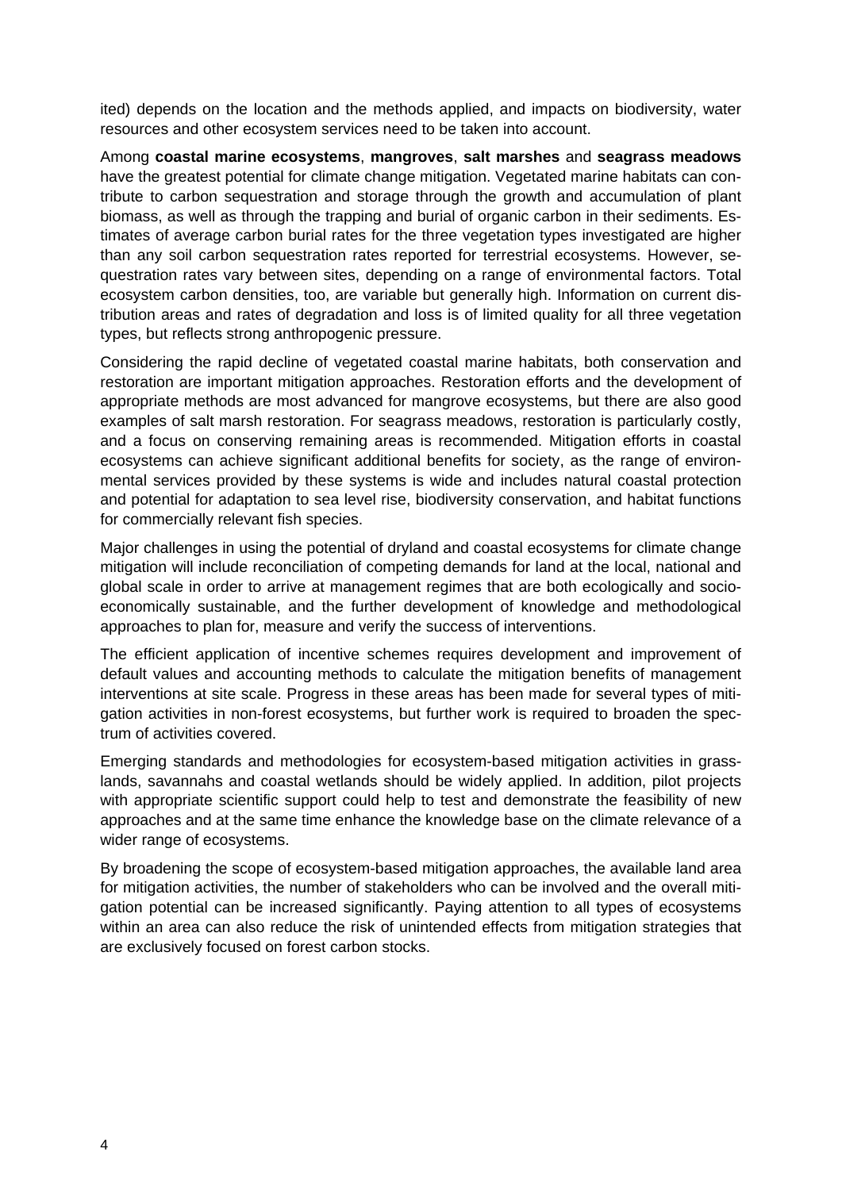ited) depends on the location and the methods applied, and impacts on biodiversity, water resources and other ecosystem services need to be taken into account.

Among **coastal marine ecosystems**, **mangroves**, **salt marshes** and **seagrass meadows** have the greatest potential for climate change mitigation. Vegetated marine habitats can contribute to carbon sequestration and storage through the growth and accumulation of plant biomass, as well as through the trapping and burial of organic carbon in their sediments. Estimates of average carbon burial rates for the three vegetation types investigated are higher than any soil carbon sequestration rates reported for terrestrial ecosystems. However, sequestration rates vary between sites, depending on a range of environmental factors. Total ecosystem carbon densities, too, are variable but generally high. Information on current distribution areas and rates of degradation and loss is of limited quality for all three vegetation types, but reflects strong anthropogenic pressure.

Considering the rapid decline of vegetated coastal marine habitats, both conservation and restoration are important mitigation approaches. Restoration efforts and the development of appropriate methods are most advanced for mangrove ecosystems, but there are also good examples of salt marsh restoration. For seagrass meadows, restoration is particularly costly, and a focus on conserving remaining areas is recommended. Mitigation efforts in coastal ecosystems can achieve significant additional benefits for society, as the range of environmental services provided by these systems is wide and includes natural coastal protection and potential for adaptation to sea level rise, biodiversity conservation, and habitat functions for commercially relevant fish species.

Major challenges in using the potential of dryland and coastal ecosystems for climate change mitigation will include reconciliation of competing demands for land at the local, national and global scale in order to arrive at management regimes that are both ecologically and socio-economically sustainable, and the further development of knowledge and methodological approaches to plan for, measure and verify the success of interventions.

The efficient application of incentive schemes requires development and improvement of default values and accounting methods to calculate the mitigation benefits of management interventions at site scale. Progress in these areas has been made for several types of mitigation activities in non-forest ecosystems, but further work is required to broaden the spectrum of activities covered.

Emerging standards and methodologies for ecosystem-based mitigation activities in grasslands, savannahs and coastal wetlands should be widely applied. In addition, pilot projects with appropriate scientific support could help to test and demonstrate the feasibility of new approaches and at the same time enhance the knowledge base on the climate relevance of a wider range of ecosystems.

By broadening the scope of ecosystem-based mitigation approaches, the available land area for mitigation activities, the number of stakeholders who can be involved and the overall mitigation potential can be increased significantly. Paying attention to all types of ecosystems within an area can also reduce the risk of unintended effects from mitigation strategies that are exclusively focused on forest carbon stocks.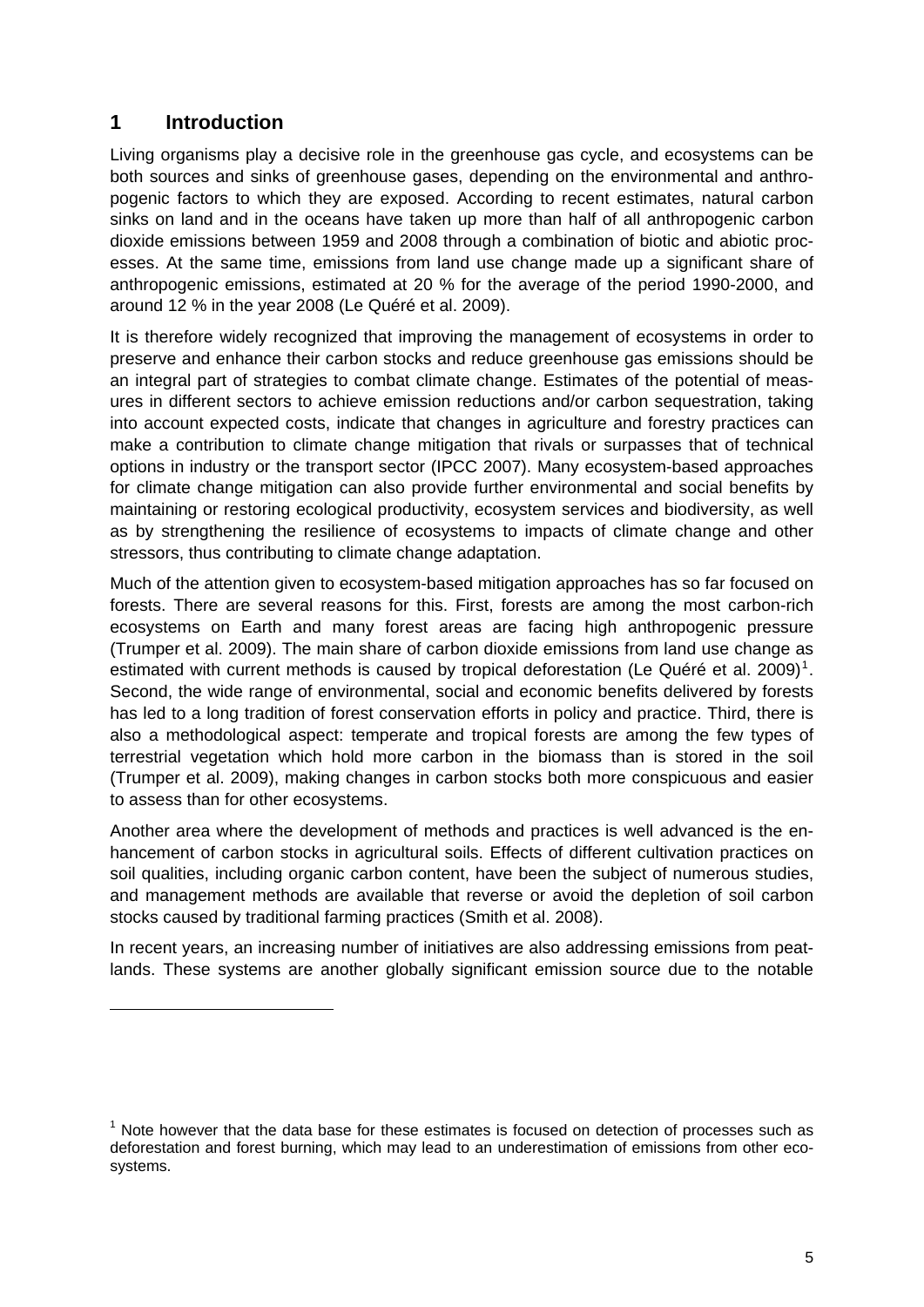# 1 Introduction

Living organisms play a decisive role in the greenhouse gas cycle, and ecosystems can be both sources and sinks of greenhouse gases, depending on the environmental and anthropogenic factors to which they are exposed. According to recent estimates, natural carbon sinks on land and in the oceans have taken up more than half of all anthropogenic carbon dioxide emissions between 1959 and 2008 through a combination of biotic and abiotic processes. At the same time, emissions from land use change made up a significant share of anthropogenic emissions, estimated at 20 % for the average of the period 1990-2000, and around 12 % in the year 2008 (Le Quéré et al. 2009).

It is therefore widely recognized that improving the management of ecosystems in order to preserve and enhance their carbon stocks and reduce greenhouse gas emissions should be an integral part of strategies to combat climate change. Estimates of the potential of measures in different sectors to achieve emission reductions and/or carbon sequestration, taking into account expected costs, indicate that changes in agriculture and forestry practices can make a contribution to climate change mitigation that rivals or surpasses that of technical options in industry or the transport sector (IPCC 2007). Many ecosystem-based approaches for climate change mitigation can also provide further environmental and social benefits by maintaining or restoring ecological productivity, ecosystem services and biodiversity, as well as by strengthening the resilience of ecosystems to impacts of climate change and other stressors, thus contributing to climate change adaptation.

Much of the attention given to ecosystem-based mitigation approaches has so far focused on forests. There are several reasons for this. First, forests are among the most carbon-rich ecosystems on Earth and many forest areas are facing high anthropogenic pressure (Trumper et al. 2009). The main share of carbon dioxide emissions from land use change as estimated with current methods is caused by tropical deforestation (Le Quéré et al. 2009)[1]. Second, the wide range of environmental, social and economic benefits delivered by forests has led to a long tradition of forest conservation efforts in policy and practice. Third, there is also a methodological aspect: temperate and tropical forests are among the few types of terrestrial vegetation which hold more carbon in the biomass than is stored in the soil (Trumper et al. 2009), making changes in carbon stocks both more conspicuous and easier to assess than for other ecosystems.

Another area where the development of methods and practices is well advanced is the enhancement of carbon stocks in agricultural soils. Effects of different cultivation practices on soil qualities, including organic carbon content, have been the subject of numerous studies, and management methods are available that reverse or avoid the depletion of soil carbon stocks caused by traditional farming practices (Smith et al. 2008).

In recent years, an increasing number of initiatives are also addressing emissions from peatlands. These systems are another globally significant emission source due to the notable

[1] Note however that the data base for these estimates is focused on detection of processes such as deforestation and forest burning, which may lead to an underestimation of emissions from other ecosystems.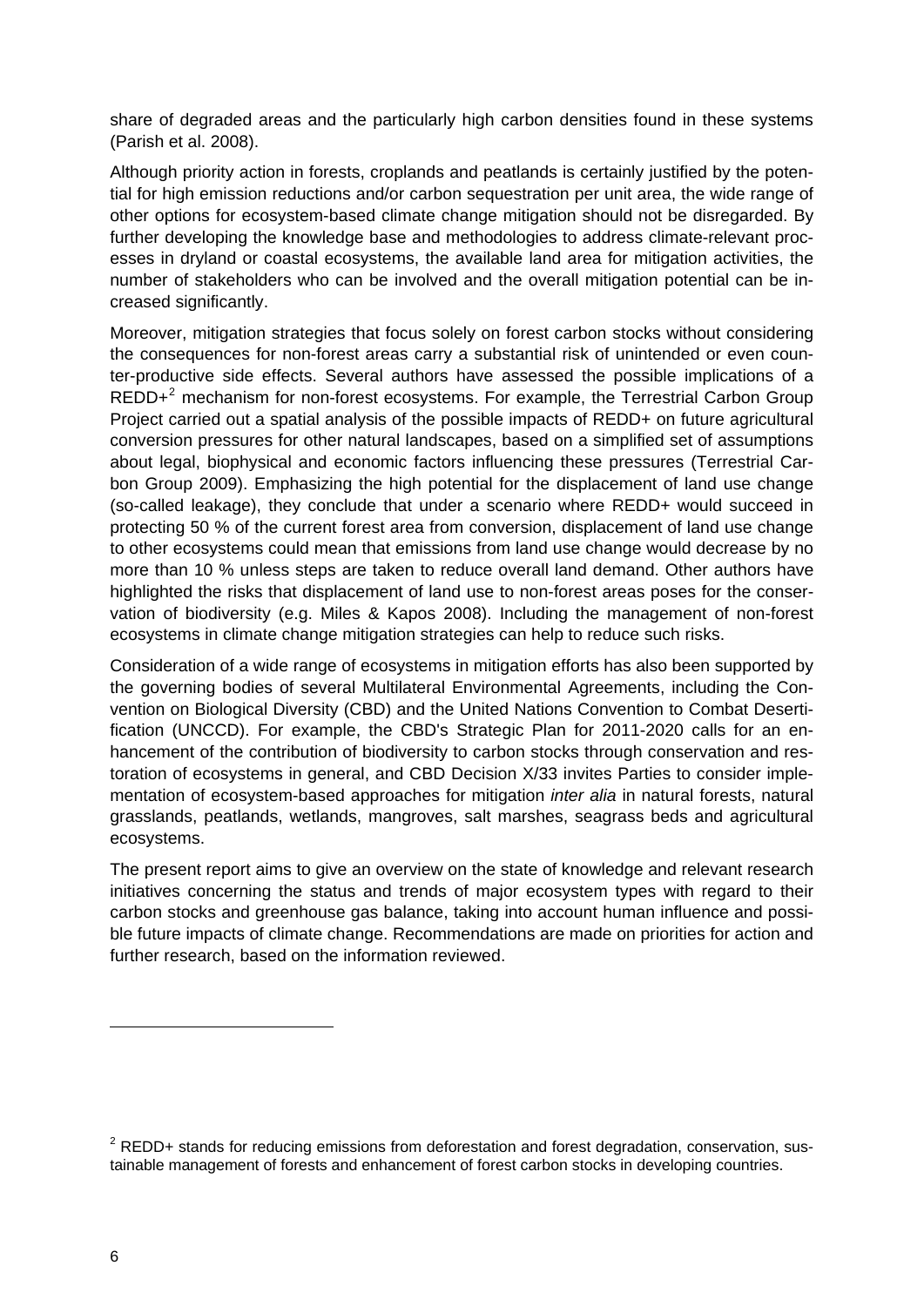share of degraded areas and the particularly high carbon densities found in these systems (Parish et al. 2008).

Although priority action in forests, croplands and peatlands is certainly justified by the potential for high emission reductions and/or carbon sequestration per unit area, the wide range of other options for ecosystem-based climate change mitigation should not be disregarded. By further developing the knowledge base and methodologies to address climate-relevant processes in dryland or coastal ecosystems, the available land area for mitigation activities, the number of stakeholders who can be involved and the overall mitigation potential can be increased significantly.

Moreover, mitigation strategies that focus solely on forest carbon stocks without considering the consequences for non-forest areas carry a substantial risk of unintended or even counter-productive side effects. Several authors have assessed the possible implications of a REDD+[2] mechanism for non-forest ecosystems. For example, the Terrestrial Carbon Group Project carried out a spatial analysis of the possible impacts of REDD+ on future agricultural conversion pressures for other natural landscapes, based on a simplified set of assumptions about legal, biophysical and economic factors influencing these pressures (Terrestrial Carbon Group 2009). Emphasizing the high potential for the displacement of land use change (so-called leakage), they conclude that under a scenario where REDD+ would succeed in protecting 50 % of the current forest area from conversion, displacement of land use change to other ecosystems could mean that emissions from land use change would decrease by no more than 10 % unless steps are taken to reduce overall land demand. Other authors have highlighted the risks that displacement of land use to non-forest areas poses for the conservation of biodiversity (e.g. Miles & Kapos 2008). Including the management of non-forest ecosystems in climate change mitigation strategies can help to reduce such risks.

Consideration of a wide range of ecosystems in mitigation efforts has also been supported by the governing bodies of several Multilateral Environmental Agreements, including the Convention on Biological Diversity (CBD) and the United Nations Convention to Combat Desertification (UNCCD). For example, the CBD's Strategic Plan for 2011-2020 calls for an enhancement of the contribution of biodiversity to carbon stocks through conservation and restoration of ecosystems in general, and CBD Decision X/33 invites Parties to consider implementation of ecosystem-based approaches for mitigation *inter alia* in natural forests, natural grasslands, peatlands, wetlands, mangroves, salt marshes, seagrass beds and agricultural ecosystems.

The present report aims to give an overview on the state of knowledge and relevant research initiatives concerning the status and trends of major ecosystem types with regard to their carbon stocks and greenhouse gas balance, taking into account human influence and possible future impacts of climate change. Recommendations are made on priorities for action and further research, based on the information reviewed.

---

[2] REDD+ stands for reducing emissions from deforestation and forest degradation, conservation, sustainable management of forests and enhancement of forest carbon stocks in developing countries.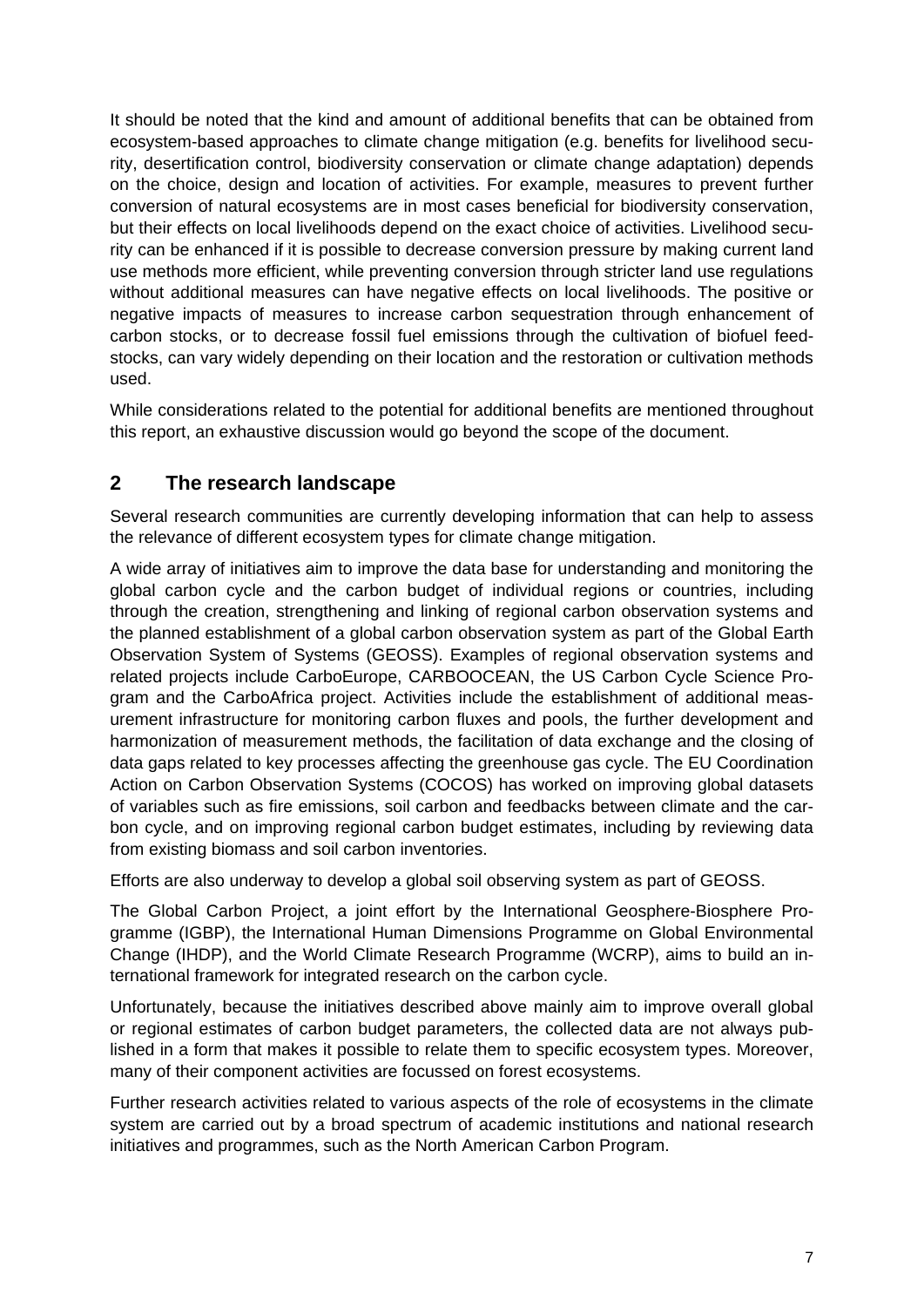It should be noted that the kind and amount of additional benefits that can be obtained from ecosystem-based approaches to climate change mitigation (e.g. benefits for livelihood security, desertification control, biodiversity conservation or climate change adaptation) depends on the choice, design and location of activities. For example, measures to prevent further conversion of natural ecosystems are in most cases beneficial for biodiversity conservation, but their effects on local livelihoods depend on the exact choice of activities. Livelihood security can be enhanced if it is possible to decrease conversion pressure by making current land use methods more efficient, while preventing conversion through stricter land use regulations without additional measures can have negative effects on local livelihoods. The positive or negative impacts of measures to increase carbon sequestration through enhancement of carbon stocks, or to decrease fossil fuel emissions through the cultivation of biofuel feedstocks, can vary widely depending on their location and the restoration or cultivation methods used.

While considerations related to the potential for additional benefits are mentioned throughout this report, an exhaustive discussion would go beyond the scope of the document.

## 2 The research landscape

Several research communities are currently developing information that can help to assess the relevance of different ecosystem types for climate change mitigation.

A wide array of initiatives aim to improve the data base for understanding and monitoring the global carbon cycle and the carbon budget of individual regions or countries, including through the creation, strengthening and linking of regional carbon observation systems and the planned establishment of a global carbon observation system as part of the Global Earth Observation System of Systems (GEOSS). Examples of regional observation systems and related projects include CarboEurope, CARBOOCEAN, the US Carbon Cycle Science Program and the CarboAfrica project. Activities include the establishment of additional measurement infrastructure for monitoring carbon fluxes and pools, the further development and harmonization of measurement methods, the facilitation of data exchange and the closing of data gaps related to key processes affecting the greenhouse gas cycle. The EU Coordination Action on Carbon Observation Systems (COCOS) has worked on improving global datasets of variables such as fire emissions, soil carbon and feedbacks between climate and the carbon cycle, and on improving regional carbon budget estimates, including by reviewing data from existing biomass and soil carbon inventories.

Efforts are also underway to develop a global soil observing system as part of GEOSS.

The Global Carbon Project, a joint effort by the International Geosphere-Biosphere Programme (IGBP), the International Human Dimensions Programme on Global Environmental Change (IHDP), and the World Climate Research Programme (WCRP), aims to build an international framework for integrated research on the carbon cycle.

Unfortunately, because the initiatives described above mainly aim to improve overall global or regional estimates of carbon budget parameters, the collected data are not always published in a form that makes it possible to relate them to specific ecosystem types. Moreover, many of their component activities are focussed on forest ecosystems.

Further research activities related to various aspects of the role of ecosystems in the climate system are carried out by a broad spectrum of academic institutions and national research initiatives and programmes, such as the North American Carbon Program.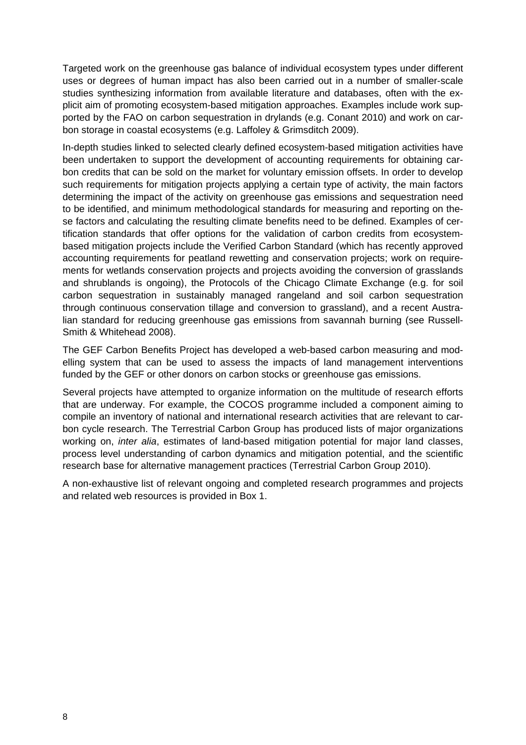Targeted work on the greenhouse gas balance of individual ecosystem types under different uses or degrees of human impact has also been carried out in a number of smaller-scale studies synthesizing information from available literature and databases, often with the explicit aim of promoting ecosystem-based mitigation approaches. Examples include work supported by the FAO on carbon sequestration in drylands (e.g. Conant 2010) and work on carbon storage in coastal ecosystems (e.g. Laffoley & Grimsditch 2009).

In-depth studies linked to selected clearly defined ecosystem-based mitigation activities have been undertaken to support the development of accounting requirements for obtaining carbon credits that can be sold on the market for voluntary emission offsets. In order to develop such requirements for mitigation projects applying a certain type of activity, the main factors determining the impact of the activity on greenhouse gas emissions and sequestration need to be identified, and minimum methodological standards for measuring and reporting on these factors and calculating the resulting climate benefits need to be defined. Examples of certification standards that offer options for the validation of carbon credits from ecosystem-based mitigation projects include the Verified Carbon Standard (which has recently approved accounting requirements for peatland rewetting and conservation projects; work on requirements for wetlands conservation projects and projects avoiding the conversion of grasslands and shrublands is ongoing), the Protocols of the Chicago Climate Exchange (e.g. for soil carbon sequestration in sustainably managed rangeland and soil carbon sequestration through continuous conservation tillage and conversion to grassland), and a recent Australian standard for reducing greenhouse gas emissions from savannah burning (see Russell-Smith & Whitehead 2008).

The GEF Carbon Benefits Project has developed a web-based carbon measuring and modelling system that can be used to assess the impacts of land management interventions funded by the GEF or other donors on carbon stocks or greenhouse gas emissions.

Several projects have attempted to organize information on the multitude of research efforts that are underway. For example, the COCOS programme included a component aiming to compile an inventory of national and international research activities that are relevant to carbon cycle research. The Terrestrial Carbon Group has produced lists of major organizations working on, *inter alia*, estimates of land-based mitigation potential for major land classes, process level understanding of carbon dynamics and mitigation potential, and the scientific research base for alternative management practices (Terrestrial Carbon Group 2010).

A non-exhaustive list of relevant ongoing and completed research programmes and projects and related web resources is provided in Box 1.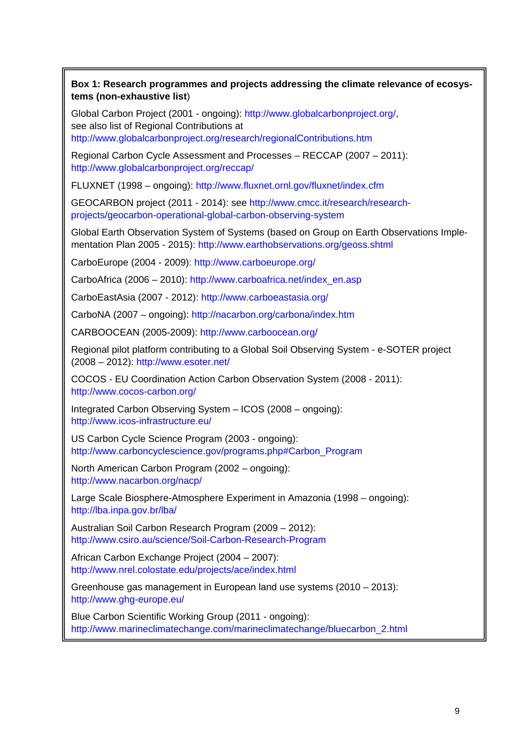**Box 1: Research programmes and projects addressing the climate relevance of ecosystems (non-exhaustive list)**

Global Carbon Project (2001 - ongoing): http://www.globalcarbonproject.org/, see also list of Regional Contributions at http://www.globalcarbonproject.org/research/regionalContributions.htm

Regional Carbon Cycle Assessment and Processes – RECCAP (2007 – 2011): http://www.globalcarbonproject.org/reccap/

FLUXNET (1998 – ongoing): http://www.fluxnet.ornl.gov/fluxnet/index.cfm

GEOCARBON project (2011 - 2014): see http://www.cmcc.it/research/research-projects/geocarbon-operational-global-carbon-observing-system

Global Earth Observation System of Systems (based on Group on Earth Observations Implementation Plan 2005 - 2015): http://www.earthobservations.org/geoss.shtml

CarboEurope (2004 - 2009): http://www.carboeurope.org/

CarboAfrica (2006 – 2010): http://www.carboafrica.net/index_en.asp

CarboEastAsia (2007 - 2012): http://www.carboeastasia.org/

CarboNA (2007 – ongoing): http://nacarbon.org/carbona/index.htm

CARBOOCEAN (2005-2009): http://www.carboocean.org/

Regional pilot platform contributing to a Global Soil Observing System - e-SOTER project (2008 – 2012): http://www.esoter.net/

COCOS - EU Coordination Action Carbon Observation System (2008 - 2011): http://www.cocos-carbon.org/

Integrated Carbon Observing System – ICOS (2008 – ongoing): http://www.icos-infrastructure.eu/

US Carbon Cycle Science Program (2003 - ongoing): http://www.carboncyclescience.gov/programs.php#Carbon_Program

North American Carbon Program (2002 – ongoing): http://www.nacarbon.org/nacp/

Large Scale Biosphere-Atmosphere Experiment in Amazonia (1998 – ongoing): http://lba.inpa.gov.br/lba/

Australian Soil Carbon Research Program (2009 – 2012): http://www.csiro.au/science/Soil-Carbon-Research-Program

African Carbon Exchange Project (2004 – 2007): http://www.nrel.colostate.edu/projects/ace/index.html

Greenhouse gas management in European land use systems (2010 – 2013): http://www.ghg-europe.eu/

Blue Carbon Scientific Working Group (2011 - ongoing): http://www.marineclimatechange.com/marineclimatechange/bluecarbon_2.html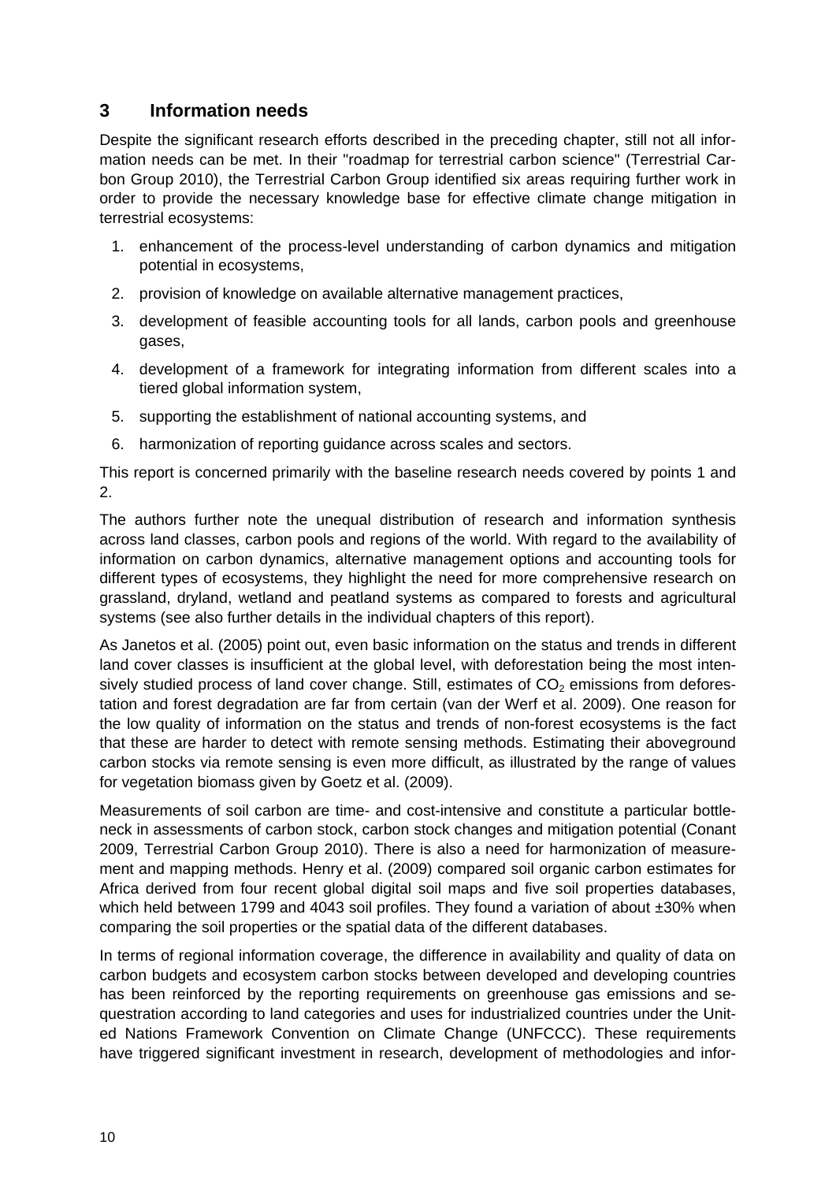## 3 Information needs

Despite the significant research efforts described in the preceding chapter, still not all information needs can be met. In their "roadmap for terrestrial carbon science" (Terrestrial Carbon Group 2010), the Terrestrial Carbon Group identified six areas requiring further work in order to provide the necessary knowledge base for effective climate change mitigation in terrestrial ecosystems:

1. enhancement of the process-level understanding of carbon dynamics and mitigation potential in ecosystems,
2. provision of knowledge on available alternative management practices,
3. development of feasible accounting tools for all lands, carbon pools and greenhouse gases,
4. development of a framework for integrating information from different scales into a tiered global information system,
5. supporting the establishment of national accounting systems, and
6. harmonization of reporting guidance across scales and sectors.

This report is concerned primarily with the baseline research needs covered by points 1 and 2.

The authors further note the unequal distribution of research and information synthesis across land classes, carbon pools and regions of the world. With regard to the availability of information on carbon dynamics, alternative management options and accounting tools for different types of ecosystems, they highlight the need for more comprehensive research on grassland, dryland, wetland and peatland systems as compared to forests and agricultural systems (see also further details in the individual chapters of this report).

As Janetos et al. (2005) point out, even basic information on the status and trends in different land cover classes is insufficient at the global level, with deforestation being the most intensively studied process of land cover change. Still, estimates of $CO_2$ emissions from deforestation and forest degradation are far from certain (van der Werf et al. 2009). One reason for the low quality of information on the status and trends of non-forest ecosystems is the fact that these are harder to detect with remote sensing methods. Estimating their aboveground carbon stocks via remote sensing is even more difficult, as illustrated by the range of values for vegetation biomass given by Goetz et al. (2009).

Measurements of soil carbon are time- and cost-intensive and constitute a particular bottleneck in assessments of carbon stock, carbon stock changes and mitigation potential (Conant 2009, Terrestrial Carbon Group 2010). There is also a need for harmonization of measurement and mapping methods. Henry et al. (2009) compared soil organic carbon estimates for Africa derived from four recent global digital soil maps and five soil properties databases, which held between 1799 and 4043 soil profiles. They found a variation of about ±30% when comparing the soil properties or the spatial data of the different databases.

In terms of regional information coverage, the difference in availability and quality of data on carbon budgets and ecosystem carbon stocks between developed and developing countries has been reinforced by the reporting requirements on greenhouse gas emissions and sequestration according to land categories and uses for industrialized countries under the United Nations Framework Convention on Climate Change (UNFCCC). These requirements have triggered significant investment in research, development of methodologies and infor-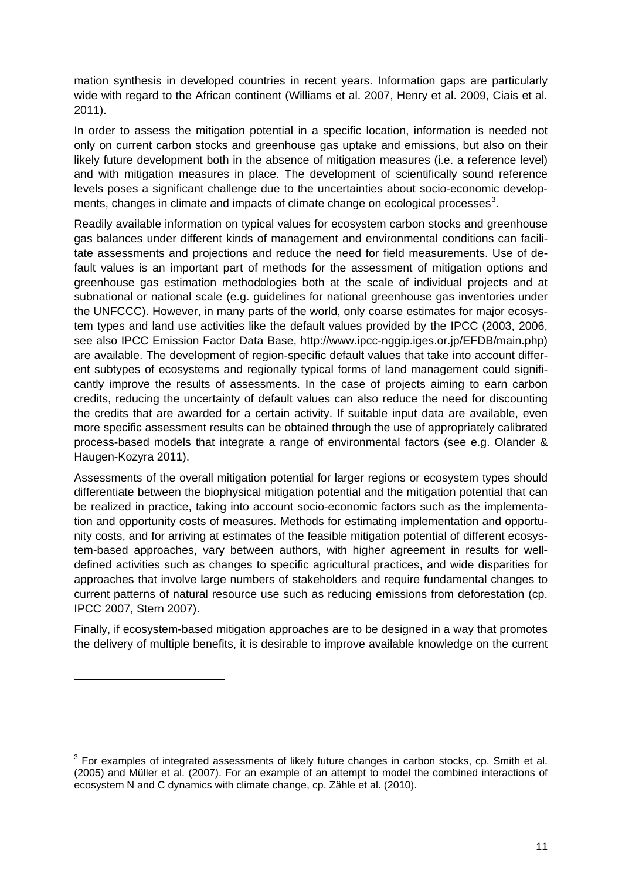mation synthesis in developed countries in recent years. Information gaps are particularly wide with regard to the African continent (Williams et al. 2007, Henry et al. 2009, Ciais et al. 2011).

In order to assess the mitigation potential in a specific location, information is needed not only on current carbon stocks and greenhouse gas uptake and emissions, but also on their likely future development both in the absence of mitigation measures (i.e. a reference level) and with mitigation measures in place. The development of scientifically sound reference levels poses a significant challenge due to the uncertainties about socio-economic developments, changes in climate and impacts of climate change on ecological processes[3].

Readily available information on typical values for ecosystem carbon stocks and greenhouse gas balances under different kinds of management and environmental conditions can facilitate assessments and projections and reduce the need for field measurements. Use of default values is an important part of methods for the assessment of mitigation options and greenhouse gas estimation methodologies both at the scale of individual projects and at subnational or national scale (e.g. guidelines for national greenhouse gas inventories under the UNFCCC). However, in many parts of the world, only coarse estimates for major ecosystem types and land use activities like the default values provided by the IPCC (2003, 2006, see also IPCC Emission Factor Data Base, http://www.ipcc-nggip.iges.or.jp/EFDB/main.php) are available. The development of region-specific default values that take into account different subtypes of ecosystems and regionally typical forms of land management could significantly improve the results of assessments. In the case of projects aiming to earn carbon credits, reducing the uncertainty of default values can also reduce the need for discounting the credits that are awarded for a certain activity. If suitable input data are available, even more specific assessment results can be obtained through the use of appropriately calibrated process-based models that integrate a range of environmental factors (see e.g. Olander & Haugen-Kozyra 2011).

Assessments of the overall mitigation potential for larger regions or ecosystem types should differentiate between the biophysical mitigation potential and the mitigation potential that can be realized in practice, taking into account socio-economic factors such as the implementation and opportunity costs of measures. Methods for estimating implementation and opportunity costs, and for arriving at estimates of the feasible mitigation potential of different ecosystem-based approaches, vary between authors, with higher agreement in results for well-defined activities such as changes to specific agricultural practices, and wide disparities for approaches that involve large numbers of stakeholders and require fundamental changes to current patterns of natural resource use such as reducing emissions from deforestation (cp. IPCC 2007, Stern 2007).

Finally, if ecosystem-based mitigation approaches are to be designed in a way that promotes the delivery of multiple benefits, it is desirable to improve available knowledge on the current

---

[3] For examples of integrated assessments of likely future changes in carbon stocks, cp. Smith et al. (2005) and Müller et al. (2007). For an example of an attempt to model the combined interactions of ecosystem N and C dynamics with climate change, cp. Zähle et al. (2010).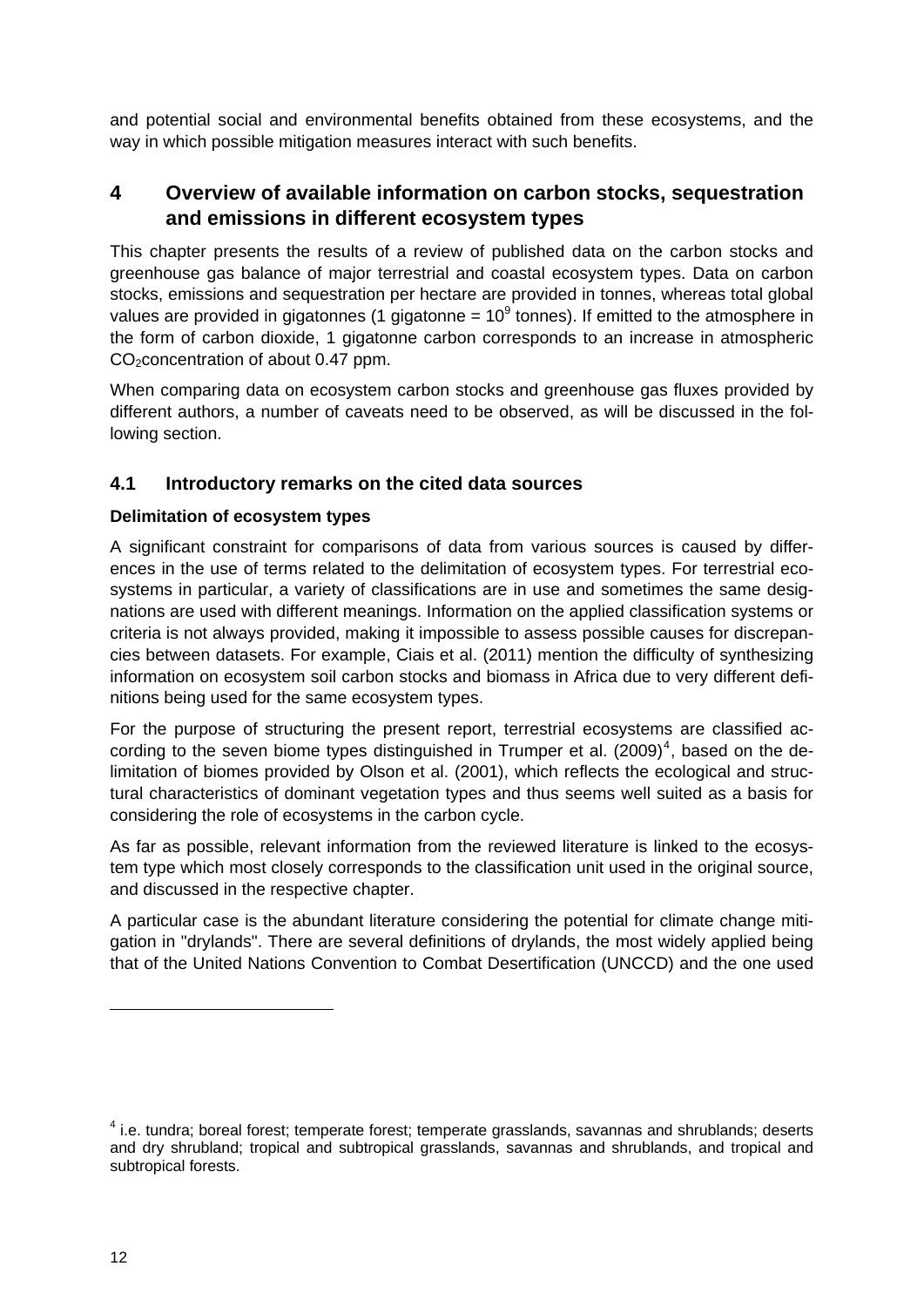and potential social and environmental benefits obtained from these ecosystems, and the way in which possible mitigation measures interact with such benefits.

# 4 Overview of available information on carbon stocks, sequestration and emissions in different ecosystem types

This chapter presents the results of a review of published data on the carbon stocks and greenhouse gas balance of major terrestrial and coastal ecosystem types. Data on carbon stocks, emissions and sequestration per hectare are provided in tonnes, whereas total global values are provided in gigatonnes (1 gigatonne = $10^9$ tonnes). If emitted to the atmosphere in the form of carbon dioxide, 1 gigatonne carbon corresponds to an increase in atmospheric $CO_2$concentration of about 0.47 ppm.

When comparing data on ecosystem carbon stocks and greenhouse gas fluxes provided by different authors, a number of caveats need to be observed, as will be discussed in the following section.

## 4.1 Introductory remarks on the cited data sources

**Delimitation of ecosystem types**

A significant constraint for comparisons of data from various sources is caused by differences in the use of terms related to the delimitation of ecosystem types. For terrestrial ecosystems in particular, a variety of classifications are in use and sometimes the same designations are used with different meanings. Information on the applied classification systems or criteria is not always provided, making it impossible to assess possible causes for discrepancies between datasets. For example, Ciais et al. (2011) mention the difficulty of synthesizing information on ecosystem soil carbon stocks and biomass in Africa due to very different definitions being used for the same ecosystem types.

For the purpose of structuring the present report, terrestrial ecosystems are classified according to the seven biome types distinguished in Trumper et al. (2009)[4], based on the delimitation of biomes provided by Olson et al. (2001), which reflects the ecological and structural characteristics of dominant vegetation types and thus seems well suited as a basis for considering the role of ecosystems in the carbon cycle.

As far as possible, relevant information from the reviewed literature is linked to the ecosystem type which most closely corresponds to the classification unit used in the original source, and discussed in the respective chapter.

A particular case is the abundant literature considering the potential for climate change mitigation in "drylands". There are several definitions of drylands, the most widely applied being that of the United Nations Convention to Combat Desertification (UNCCD) and the one used

[4] i.e. tundra; boreal forest; temperate forest; temperate grasslands, savannas and shrublands; deserts and dry shrubland; tropical and subtropical grasslands, savannas and shrublands, and tropical and subtropical forests.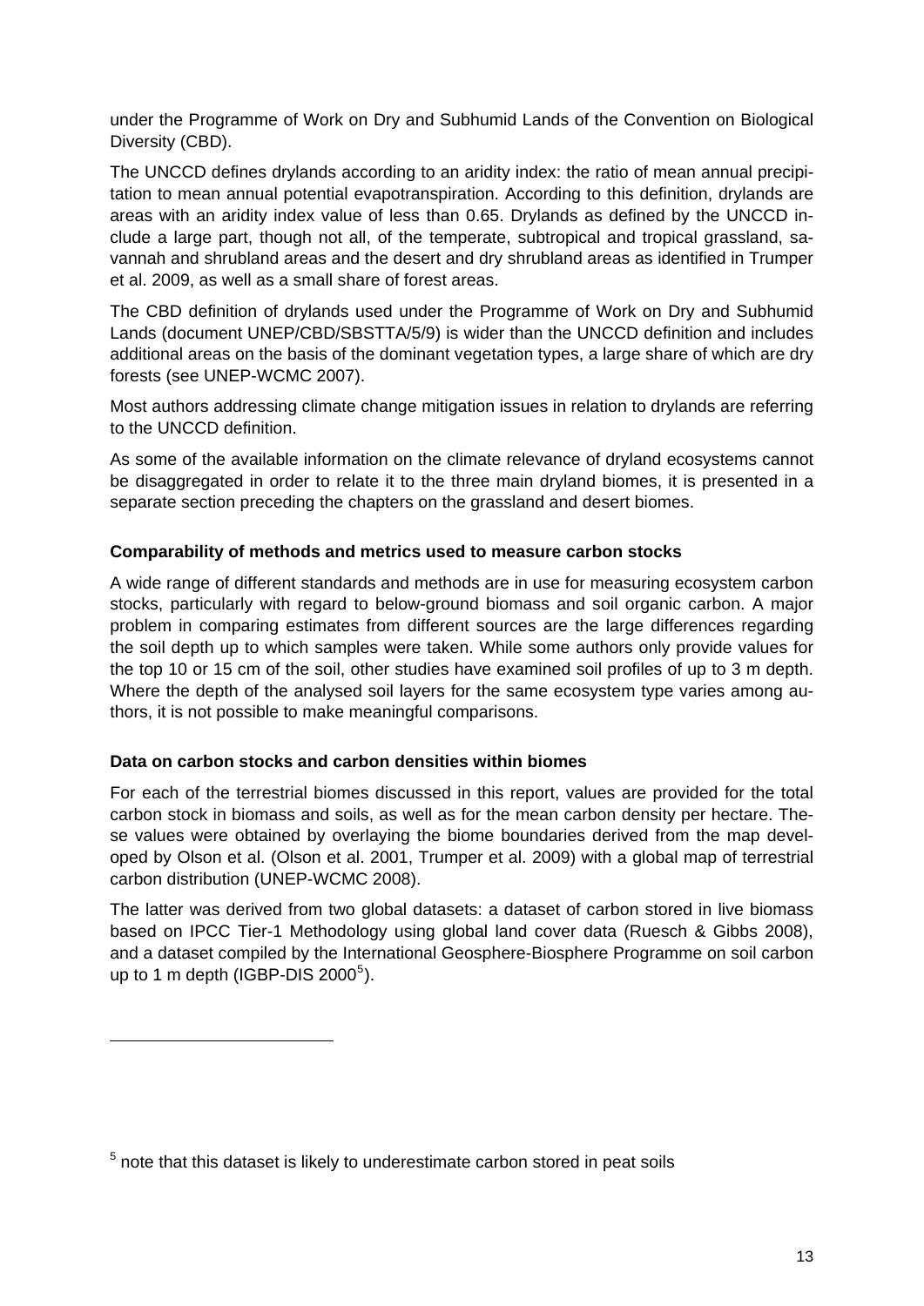under the Programme of Work on Dry and Subhumid Lands of the Convention on Biological Diversity (CBD).

The UNCCD defines drylands according to an aridity index: the ratio of mean annual precipitation to mean annual potential evapotranspiration. According to this definition, drylands are areas with an aridity index value of less than 0.65. Drylands as defined by the UNCCD include a large part, though not all, of the temperate, subtropical and tropical grassland, savannah and shrubland areas and the desert and dry shrubland areas as identified in Trumper et al. 2009, as well as a small share of forest areas.

The CBD definition of drylands used under the Programme of Work on Dry and Subhumid Lands (document UNEP/CBD/SBSTTA/5/9) is wider than the UNCCD definition and includes additional areas on the basis of the dominant vegetation types, a large share of which are dry forests (see UNEP-WCMC 2007).

Most authors addressing climate change mitigation issues in relation to drylands are referring to the UNCCD definition.

As some of the available information on the climate relevance of dryland ecosystems cannot be disaggregated in order to relate it to the three main dryland biomes, it is presented in a separate section preceding the chapters on the grassland and desert biomes.

**Comparability of methods and metrics used to measure carbon stocks**

A wide range of different standards and methods are in use for measuring ecosystem carbon stocks, particularly with regard to below-ground biomass and soil organic carbon. A major problem in comparing estimates from different sources are the large differences regarding the soil depth up to which samples were taken. While some authors only provide values for the top 10 or 15 cm of the soil, other studies have examined soil profiles of up to 3 m depth. Where the depth of the analysed soil layers for the same ecosystem type varies among authors, it is not possible to make meaningful comparisons.

**Data on carbon stocks and carbon densities within biomes**

For each of the terrestrial biomes discussed in this report, values are provided for the total carbon stock in biomass and soils, as well as for the mean carbon density per hectare. These values were obtained by overlaying the biome boundaries derived from the map developed by Olson et al. (Olson et al. 2001, Trumper et al. 2009) with a global map of terrestrial carbon distribution (UNEP-WCMC 2008).

The latter was derived from two global datasets: a dataset of carbon stored in live biomass based on IPCC Tier-1 Methodology using global land cover data (Ruesch & Gibbs 2008), and a dataset compiled by the International Geosphere-Biosphere Programme on soil carbon up to 1 m depth (IGBP-DIS 2000[5]).

[5] note that this dataset is likely to underestimate carbon stored in peat soils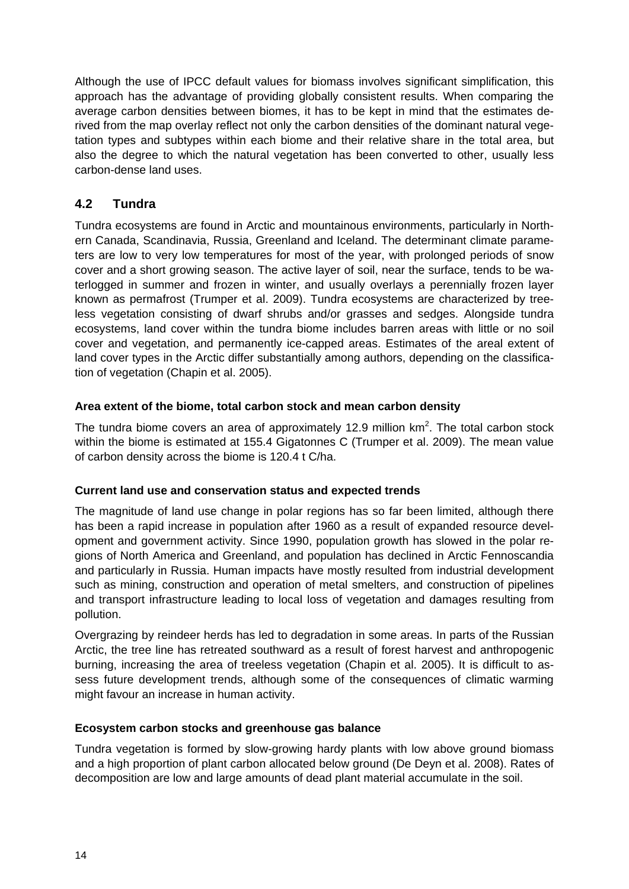Although the use of IPCC default values for biomass involves significant simplification, this approach has the advantage of providing globally consistent results. When comparing the average carbon densities between biomes, it has to be kept in mind that the estimates derived from the map overlay reflect not only the carbon densities of the dominant natural vegetation types and subtypes within each biome and their relative share in the total area, but also the degree to which the natural vegetation has been converted to other, usually less carbon-dense land uses.

## 4.2 Tundra

Tundra ecosystems are found in Arctic and mountainous environments, particularly in Northern Canada, Scandinavia, Russia, Greenland and Iceland. The determinant climate parameters are low to very low temperatures for most of the year, with prolonged periods of snow cover and a short growing season. The active layer of soil, near the surface, tends to be waterlogged in summer and frozen in winter, and usually overlays a perennially frozen layer known as permafrost (Trumper et al. 2009). Tundra ecosystems are characterized by treeless vegetation consisting of dwarf shrubs and/or grasses and sedges. Alongside tundra ecosystems, land cover within the tundra biome includes barren areas with little or no soil cover and vegetation, and permanently ice-capped areas. Estimates of the areal extent of land cover types in the Arctic differ substantially among authors, depending on the classification of vegetation (Chapin et al. 2005).

### Area extent of the biome, total carbon stock and mean carbon density

The tundra biome covers an area of approximately 12.9 million $km^2$. The total carbon stock within the biome is estimated at 155.4 Gigatonnes C (Trumper et al. 2009). The mean value of carbon density across the biome is 120.4 t C/ha.

### Current land use and conservation status and expected trends

The magnitude of land use change in polar regions has so far been limited, although there has been a rapid increase in population after 1960 as a result of expanded resource development and government activity. Since 1990, population growth has slowed in the polar regions of North America and Greenland, and population has declined in Arctic Fennoscandia and particularly in Russia. Human impacts have mostly resulted from industrial development such as mining, construction and operation of metal smelters, and construction of pipelines and transport infrastructure leading to local loss of vegetation and damages resulting from pollution.

Overgrazing by reindeer herds has led to degradation in some areas. In parts of the Russian Arctic, the tree line has retreated southward as a result of forest harvest and anthropogenic burning, increasing the area of treeless vegetation (Chapin et al. 2005). It is difficult to assess future development trends, although some of the consequences of climatic warming might favour an increase in human activity.

### Ecosystem carbon stocks and greenhouse gas balance

Tundra vegetation is formed by slow-growing hardy plants with low above ground biomass and a high proportion of plant carbon allocated below ground (De Deyn et al. 2008). Rates of decomposition are low and large amounts of dead plant material accumulate in the soil.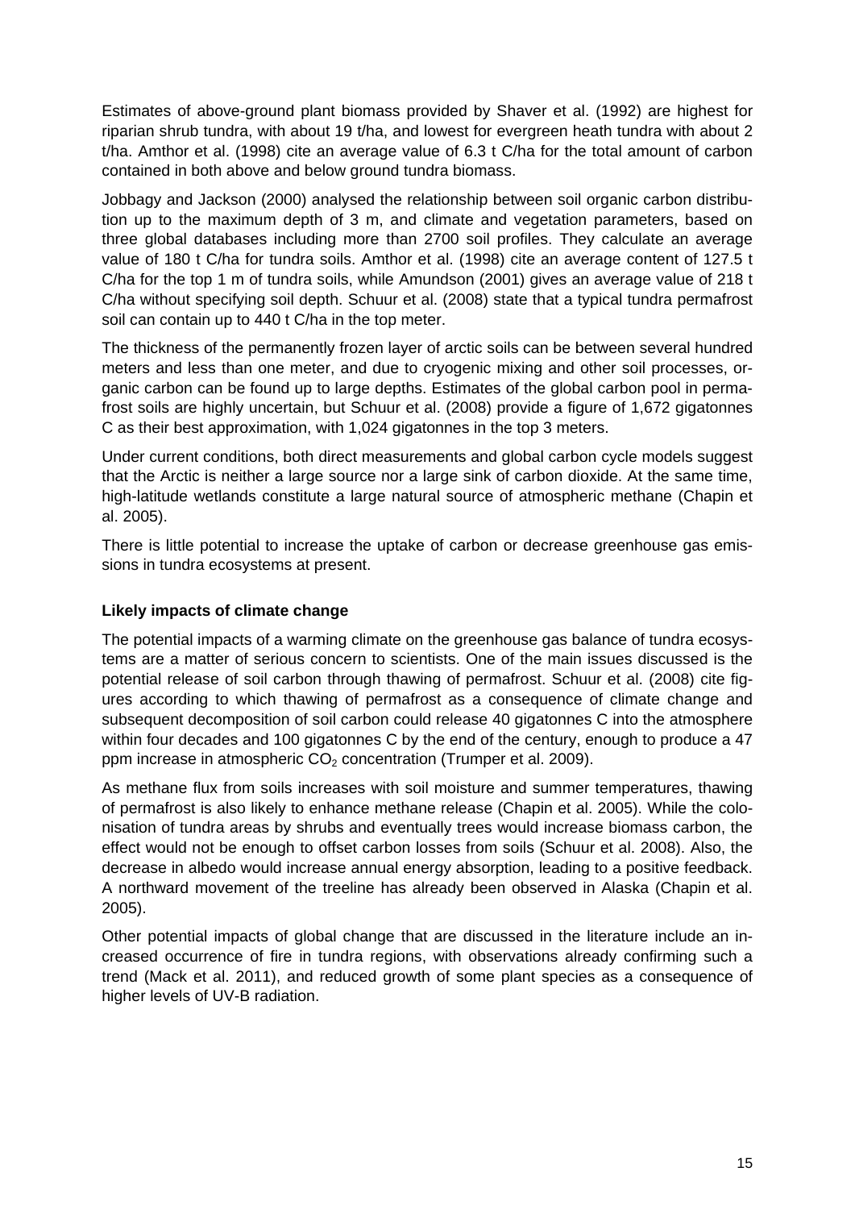Estimates of above-ground plant biomass provided by Shaver et al. (1992) are highest for riparian shrub tundra, with about 19 t/ha, and lowest for evergreen heath tundra with about 2 t/ha. Amthor et al. (1998) cite an average value of 6.3 t C/ha for the total amount of carbon contained in both above and below ground tundra biomass.

Jobbagy and Jackson (2000) analysed the relationship between soil organic carbon distribution up to the maximum depth of 3 m, and climate and vegetation parameters, based on three global databases including more than 2700 soil profiles. They calculate an average value of 180 t C/ha for tundra soils. Amthor et al. (1998) cite an average content of 127.5 t C/ha for the top 1 m of tundra soils, while Amundson (2001) gives an average value of 218 t C/ha without specifying soil depth. Schuur et al. (2008) state that a typical tundra permafrost soil can contain up to 440 t C/ha in the top meter.

The thickness of the permanently frozen layer of arctic soils can be between several hundred meters and less than one meter, and due to cryogenic mixing and other soil processes, organic carbon can be found up to large depths. Estimates of the global carbon pool in permafrost soils are highly uncertain, but Schuur et al. (2008) provide a figure of 1,672 gigatonnes C as their best approximation, with 1,024 gigatonnes in the top 3 meters.

Under current conditions, both direct measurements and global carbon cycle models suggest that the Arctic is neither a large source nor a large sink of carbon dioxide. At the same time, high-latitude wetlands constitute a large natural source of atmospheric methane (Chapin et al. 2005).

There is little potential to increase the uptake of carbon or decrease greenhouse gas emissions in tundra ecosystems at present.

**Likely impacts of climate change**

The potential impacts of a warming climate on the greenhouse gas balance of tundra ecosystems are a matter of serious concern to scientists. One of the main issues discussed is the potential release of soil carbon through thawing of permafrost. Schuur et al. (2008) cite figures according to which thawing of permafrost as a consequence of climate change and subsequent decomposition of soil carbon could release 40 gigatonnes C into the atmosphere within four decades and 100 gigatonnes C by the end of the century, enough to produce a 47 ppm increase in atmospheric $CO_2$ concentration (Trumper et al. 2009).

As methane flux from soils increases with soil moisture and summer temperatures, thawing of permafrost is also likely to enhance methane release (Chapin et al. 2005). While the colonisation of tundra areas by shrubs and eventually trees would increase biomass carbon, the effect would not be enough to offset carbon losses from soils (Schuur et al. 2008). Also, the decrease in albedo would increase annual energy absorption, leading to a positive feedback. A northward movement of the treeline has already been observed in Alaska (Chapin et al. 2005).

Other potential impacts of global change that are discussed in the literature include an increased occurrence of fire in tundra regions, with observations already confirming such a trend (Mack et al. 2011), and reduced growth of some plant species as a consequence of higher levels of UV-B radiation.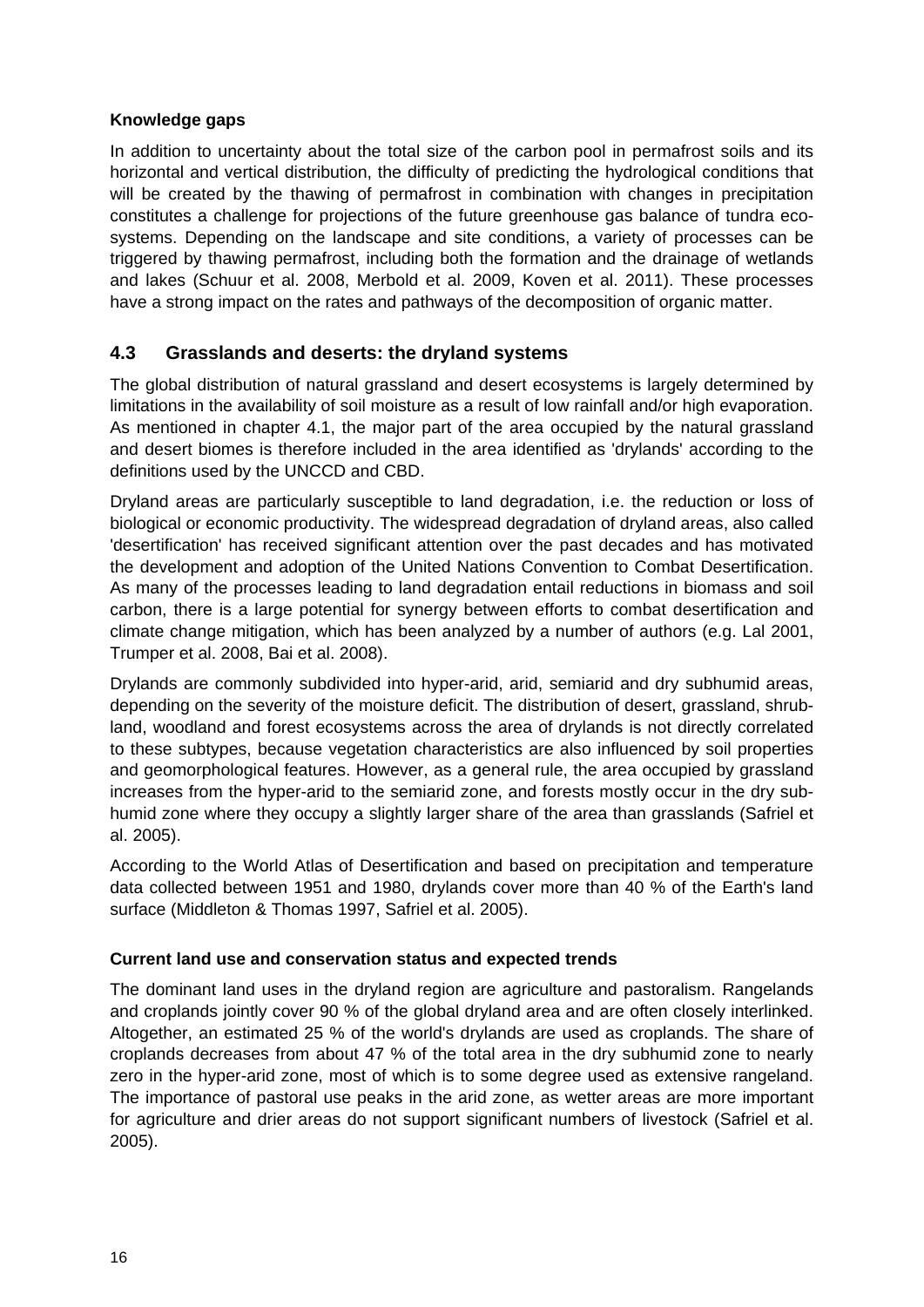**Knowledge gaps**

In addition to uncertainty about the total size of the carbon pool in permafrost soils and its horizontal and vertical distribution, the difficulty of predicting the hydrological conditions that will be created by the thawing of permafrost in combination with changes in precipitation constitutes a challenge for projections of the future greenhouse gas balance of tundra ecosystems. Depending on the landscape and site conditions, a variety of processes can be triggered by thawing permafrost, including both the formation and the drainage of wetlands and lakes (Schuur et al. 2008, Merbold et al. 2009, Koven et al. 2011). These processes have a strong impact on the rates and pathways of the decomposition of organic matter.

## 4.3 Grasslands and deserts: the dryland systems

The global distribution of natural grassland and desert ecosystems is largely determined by limitations in the availability of soil moisture as a result of low rainfall and/or high evaporation. As mentioned in chapter 4.1, the major part of the area occupied by the natural grassland and desert biomes is therefore included in the area identified as 'drylands' according to the definitions used by the UNCCD and CBD.

Dryland areas are particularly susceptible to land degradation, i.e. the reduction or loss of biological or economic productivity. The widespread degradation of dryland areas, also called 'desertification' has received significant attention over the past decades and has motivated the development and adoption of the United Nations Convention to Combat Desertification. As many of the processes leading to land degradation entail reductions in biomass and soil carbon, there is a large potential for synergy between efforts to combat desertification and climate change mitigation, which has been analyzed by a number of authors (e.g. Lal 2001, Trumper et al. 2008, Bai et al. 2008).

Drylands are commonly subdivided into hyper-arid, arid, semiarid and dry subhumid areas, depending on the severity of the moisture deficit. The distribution of desert, grassland, shrubland, woodland and forest ecosystems across the area of drylands is not directly correlated to these subtypes, because vegetation characteristics are also influenced by soil properties and geomorphological features. However, as a general rule, the area occupied by grassland increases from the hyper-arid to the semiarid zone, and forests mostly occur in the dry subhumid zone where they occupy a slightly larger share of the area than grasslands (Safriel et al. 2005).

According to the World Atlas of Desertification and based on precipitation and temperature data collected between 1951 and 1980, drylands cover more than 40 % of the Earth's land surface (Middleton & Thomas 1997, Safriel et al. 2005).

**Current land use and conservation status and expected trends**

The dominant land uses in the dryland region are agriculture and pastoralism. Rangelands and croplands jointly cover 90 % of the global dryland area and are often closely interlinked. Altogether, an estimated 25 % of the world's drylands are used as croplands. The share of croplands decreases from about 47 % of the total area in the dry subhumid zone to nearly zero in the hyper-arid zone, most of which is to some degree used as extensive rangeland. The importance of pastoral use peaks in the arid zone, as wetter areas are more important for agriculture and drier areas do not support significant numbers of livestock (Safriel et al. 2005).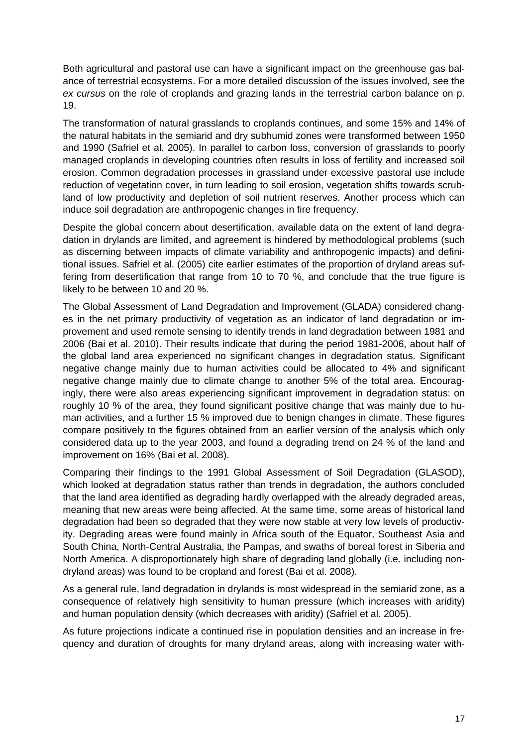Both agricultural and pastoral use can have a significant impact on the greenhouse gas balance of terrestrial ecosystems. For a more detailed discussion of the issues involved, see the *ex cursus* on the role of croplands and grazing lands in the terrestrial carbon balance on p. 19.

The transformation of natural grasslands to croplands continues, and some 15% and 14% of the natural habitats in the semiarid and dry subhumid zones were transformed between 1950 and 1990 (Safriel et al. 2005). In parallel to carbon loss, conversion of grasslands to poorly managed croplands in developing countries often results in loss of fertility and increased soil erosion. Common degradation processes in grassland under excessive pastoral use include reduction of vegetation cover, in turn leading to soil erosion, vegetation shifts towards scrubland of low productivity and depletion of soil nutrient reserves. Another process which can induce soil degradation are anthropogenic changes in fire frequency.

Despite the global concern about desertification, available data on the extent of land degradation in drylands are limited, and agreement is hindered by methodological problems (such as discerning between impacts of climate variability and anthropogenic impacts) and definitional issues. Safriel et al. (2005) cite earlier estimates of the proportion of dryland areas suffering from desertification that range from 10 to 70 %, and conclude that the true figure is likely to be between 10 and 20 %.

The Global Assessment of Land Degradation and Improvement (GLADA) considered changes in the net primary productivity of vegetation as an indicator of land degradation or improvement and used remote sensing to identify trends in land degradation between 1981 and 2006 (Bai et al. 2010). Their results indicate that during the period 1981-2006, about half of the global land area experienced no significant changes in degradation status. Significant negative change mainly due to human activities could be allocated to 4% and significant negative change mainly due to climate change to another 5% of the total area. Encouragingly, there were also areas experiencing significant improvement in degradation status: on roughly 10 % of the area, they found significant positive change that was mainly due to human activities, and a further 15 % improved due to benign changes in climate. These figures compare positively to the figures obtained from an earlier version of the analysis which only considered data up to the year 2003, and found a degrading trend on 24 % of the land and improvement on 16% (Bai et al. 2008).

Comparing their findings to the 1991 Global Assessment of Soil Degradation (GLASOD), which looked at degradation status rather than trends in degradation, the authors concluded that the land area identified as degrading hardly overlapped with the already degraded areas, meaning that new areas were being affected. At the same time, some areas of historical land degradation had been so degraded that they were now stable at very low levels of productivity. Degrading areas were found mainly in Africa south of the Equator, Southeast Asia and South China, North-Central Australia, the Pampas, and swaths of boreal forest in Siberia and North America. A disproportionately high share of degrading land globally (i.e. including non-dryland areas) was found to be cropland and forest (Bai et al. 2008).

As a general rule, land degradation in drylands is most widespread in the semiarid zone, as a consequence of relatively high sensitivity to human pressure (which increases with aridity) and human population density (which decreases with aridity) (Safriel et al. 2005).

As future projections indicate a continued rise in population densities and an increase in frequency and duration of droughts for many dryland areas, along with increasing water with-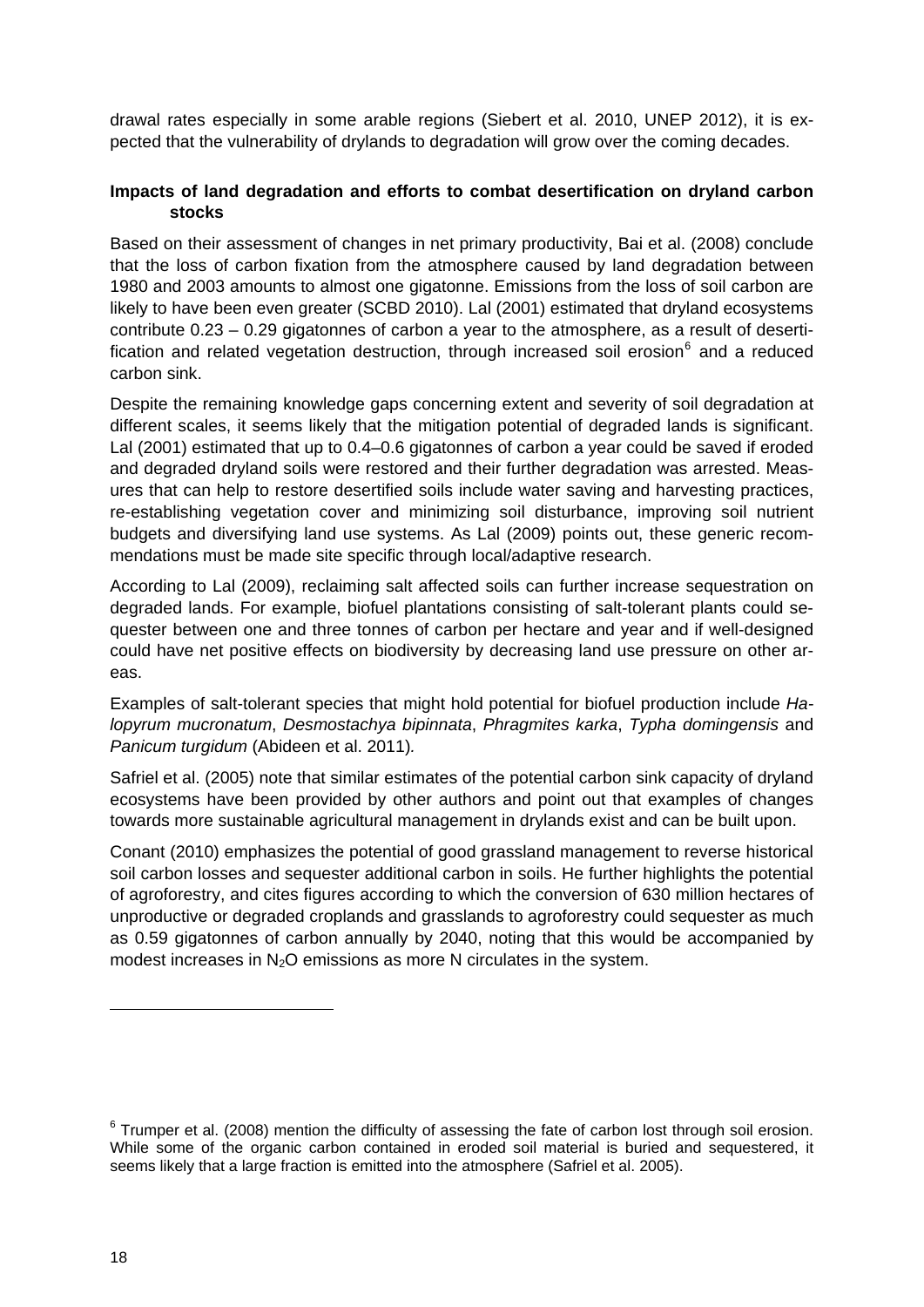drawal rates especially in some arable regions (Siebert et al. 2010, UNEP 2012), it is expected that the vulnerability of drylands to degradation will grow over the coming decades.

**Impacts of land degradation and efforts to combat desertification on dryland carbon stocks**

Based on their assessment of changes in net primary productivity, Bai et al. (2008) conclude that the loss of carbon fixation from the atmosphere caused by land degradation between 1980 and 2003 amounts to almost one gigatonne. Emissions from the loss of soil carbon are likely to have been even greater (SCBD 2010). Lal (2001) estimated that dryland ecosystems contribute 0.23 – 0.29 gigatonnes of carbon a year to the atmosphere, as a result of desertification and related vegetation destruction, through increased soil erosion[6] and a reduced carbon sink.

Despite the remaining knowledge gaps concerning extent and severity of soil degradation at different scales, it seems likely that the mitigation potential of degraded lands is significant. Lal (2001) estimated that up to 0.4–0.6 gigatonnes of carbon a year could be saved if eroded and degraded dryland soils were restored and their further degradation was arrested. Measures that can help to restore desertified soils include water saving and harvesting practices, re-establishing vegetation cover and minimizing soil disturbance, improving soil nutrient budgets and diversifying land use systems. As Lal (2009) points out, these generic recommendations must be made site specific through local/adaptive research.

According to Lal (2009), reclaiming salt affected soils can further increase sequestration on degraded lands. For example, biofuel plantations consisting of salt-tolerant plants could sequester between one and three tonnes of carbon per hectare and year and if well-designed could have net positive effects on biodiversity by decreasing land use pressure on other areas.

Examples of salt-tolerant species that might hold potential for biofuel production include *Halopyrum mucronatum*, *Desmostachya bipinnata*, *Phragmites karka*, *Typha domingensis* and *Panicum turgidum* (Abideen et al. 2011).

Safriel et al. (2005) note that similar estimates of the potential carbon sink capacity of dryland ecosystems have been provided by other authors and point out that examples of changes towards more sustainable agricultural management in drylands exist and can be built upon.

Conant (2010) emphasizes the potential of good grassland management to reverse historical soil carbon losses and sequester additional carbon in soils. He further highlights the potential of agroforestry, and cites figures according to which the conversion of 630 million hectares of unproductive or degraded croplands and grasslands to agroforestry could sequester as much as 0.59 gigatonnes of carbon annually by 2040, noting that this would be accompanied by modest increases in $N_2O$ emissions as more N circulates in the system.

---

[6] Trumper et al. (2008) mention the difficulty of assessing the fate of carbon lost through soil erosion. While some of the organic carbon contained in eroded soil material is buried and sequestered, it seems likely that a large fraction is emitted into the atmosphere (Safriel et al. 2005).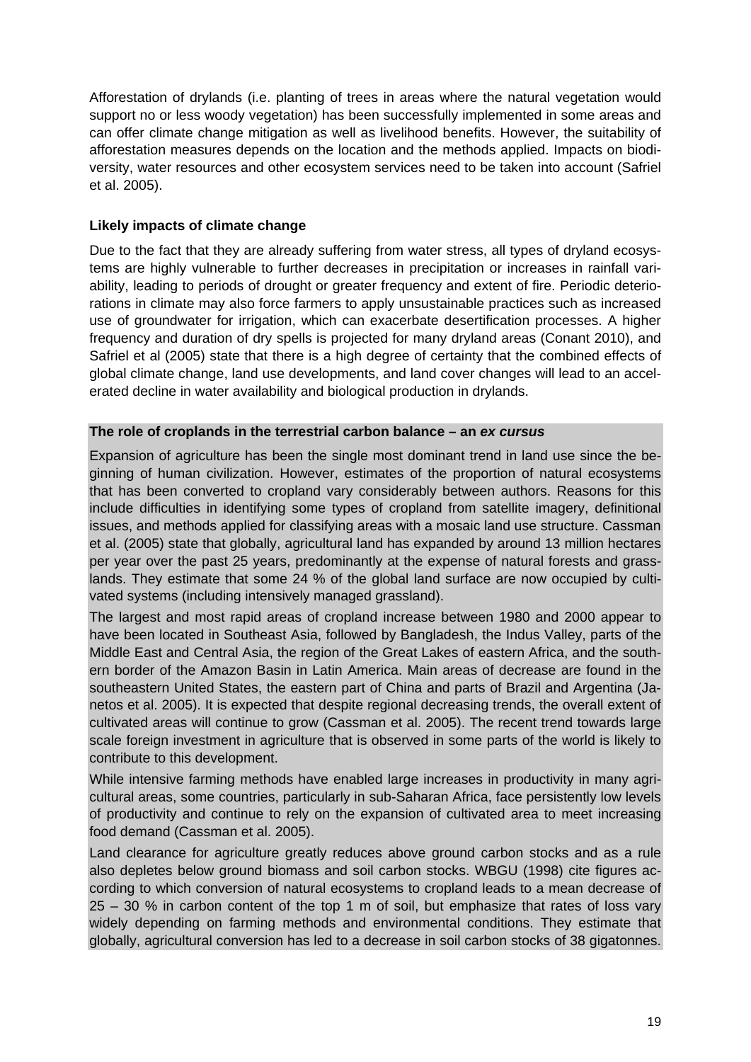Afforestation of drylands (i.e. planting of trees in areas where the natural vegetation would support no or less woody vegetation) has been successfully implemented in some areas and can offer climate change mitigation as well as livelihood benefits. However, the suitability of afforestation measures depends on the location and the methods applied. Impacts on biodiversity, water resources and other ecosystem services need to be taken into account (Safriel et al. 2005).

**Likely impacts of climate change**

Due to the fact that they are already suffering from water stress, all types of dryland ecosystems are highly vulnerable to further decreases in precipitation or increases in rainfall variability, leading to periods of drought or greater frequency and extent of fire. Periodic deteriorations in climate may also force farmers to apply unsustainable practices such as increased use of groundwater for irrigation, which can exacerbate desertification processes. A higher frequency and duration of dry spells is projected for many dryland areas (Conant 2010), and Safriel et al (2005) state that there is a high degree of certainty that the combined effects of global climate change, land use developments, and land cover changes will lead to an accelerated decline in water availability and biological production in drylands.

**The role of croplands in the terrestrial carbon balance – an *ex cursus***

Expansion of agriculture has been the single most dominant trend in land use since the beginning of human civilization. However, estimates of the proportion of natural ecosystems that has been converted to cropland vary considerably between authors. Reasons for this include difficulties in identifying some types of cropland from satellite imagery, definitional issues, and methods applied for classifying areas with a mosaic land use structure. Cassman et al. (2005) state that globally, agricultural land has expanded by around 13 million hectares per year over the past 25 years, predominantly at the expense of natural forests and grasslands. They estimate that some 24 % of the global land surface are now occupied by cultivated systems (including intensively managed grassland).

The largest and most rapid areas of cropland increase between 1980 and 2000 appear to have been located in Southeast Asia, followed by Bangladesh, the Indus Valley, parts of the Middle East and Central Asia, the region of the Great Lakes of eastern Africa, and the southern border of the Amazon Basin in Latin America. Main areas of decrease are found in the southeastern United States, the eastern part of China and parts of Brazil and Argentina (Janetos et al. 2005). It is expected that despite regional decreasing trends, the overall extent of cultivated areas will continue to grow (Cassman et al. 2005). The recent trend towards large scale foreign investment in agriculture that is observed in some parts of the world is likely to contribute to this development.

While intensive farming methods have enabled large increases in productivity in many agricultural areas, some countries, particularly in sub-Saharan Africa, face persistently low levels of productivity and continue to rely on the expansion of cultivated area to meet increasing food demand (Cassman et al. 2005).

Land clearance for agriculture greatly reduces above ground carbon stocks and as a rule also depletes below ground biomass and soil carbon stocks. WBGU (1998) cite figures according to which conversion of natural ecosystems to cropland leads to a mean decrease of 25 – 30 % in carbon content of the top 1 m of soil, but emphasize that rates of loss vary widely depending on farming methods and environmental conditions. They estimate that globally, agricultural conversion has led to a decrease in soil carbon stocks of 38 gigatonnes.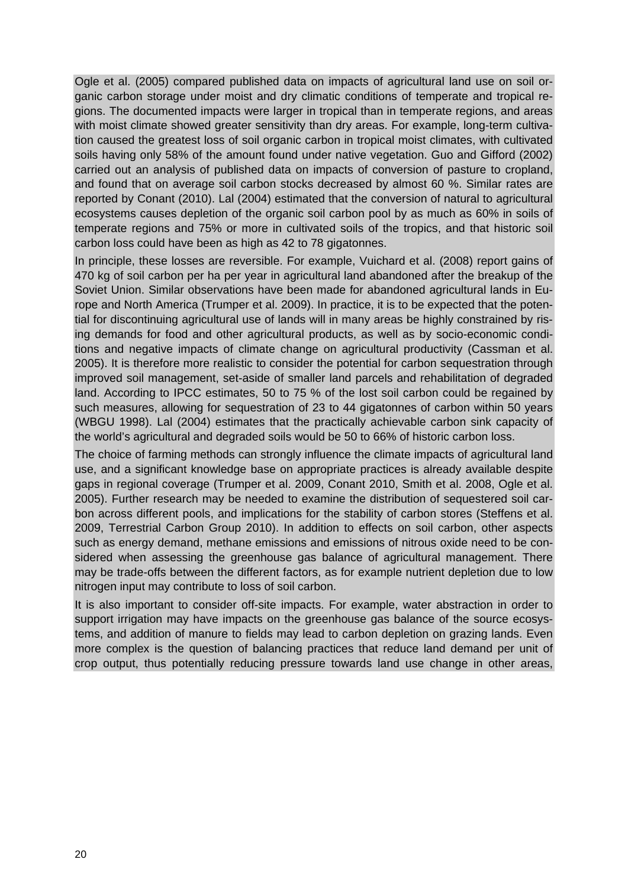Ogle et al. (2005) compared published data on impacts of agricultural land use on soil organic carbon storage under moist and dry climatic conditions of temperate and tropical regions. The documented impacts were larger in tropical than in temperate regions, and areas with moist climate showed greater sensitivity than dry areas. For example, long-term cultivation caused the greatest loss of soil organic carbon in tropical moist climates, with cultivated soils having only 58% of the amount found under native vegetation. Guo and Gifford (2002) carried out an analysis of published data on impacts of conversion of pasture to cropland, and found that on average soil carbon stocks decreased by almost 60 %. Similar rates are reported by Conant (2010). Lal (2004) estimated that the conversion of natural to agricultural ecosystems causes depletion of the organic soil carbon pool by as much as 60% in soils of temperate regions and 75% or more in cultivated soils of the tropics, and that historic soil carbon loss could have been as high as 42 to 78 gigatonnes.

In principle, these losses are reversible. For example, Vuichard et al. (2008) report gains of 470 kg of soil carbon per ha per year in agricultural land abandoned after the breakup of the Soviet Union. Similar observations have been made for abandoned agricultural lands in Europe and North America (Trumper et al. 2009). In practice, it is to be expected that the potential for discontinuing agricultural use of lands will in many areas be highly constrained by rising demands for food and other agricultural products, as well as by socio-economic conditions and negative impacts of climate change on agricultural productivity (Cassman et al. 2005). It is therefore more realistic to consider the potential for carbon sequestration through improved soil management, set-aside of smaller land parcels and rehabilitation of degraded land. According to IPCC estimates, 50 to 75 % of the lost soil carbon could be regained by such measures, allowing for sequestration of 23 to 44 gigatonnes of carbon within 50 years (WBGU 1998). Lal (2004) estimates that the practically achievable carbon sink capacity of the world's agricultural and degraded soils would be 50 to 66% of historic carbon loss.

The choice of farming methods can strongly influence the climate impacts of agricultural land use, and a significant knowledge base on appropriate practices is already available despite gaps in regional coverage (Trumper et al. 2009, Conant 2010, Smith et al. 2008, Ogle et al. 2005). Further research may be needed to examine the distribution of sequestered soil carbon across different pools, and implications for the stability of carbon stores (Steffens et al. 2009, Terrestrial Carbon Group 2010). In addition to effects on soil carbon, other aspects such as energy demand, methane emissions and emissions of nitrous oxide need to be considered when assessing the greenhouse gas balance of agricultural management. There may be trade-offs between the different factors, as for example nutrient depletion due to low nitrogen input may contribute to loss of soil carbon.

It is also important to consider off-site impacts. For example, water abstraction in order to support irrigation may have impacts on the greenhouse gas balance of the source ecosystems, and addition of manure to fields may lead to carbon depletion on grazing lands. Even more complex is the question of balancing practices that reduce land demand per unit of crop output, thus potentially reducing pressure towards land use change in other areas,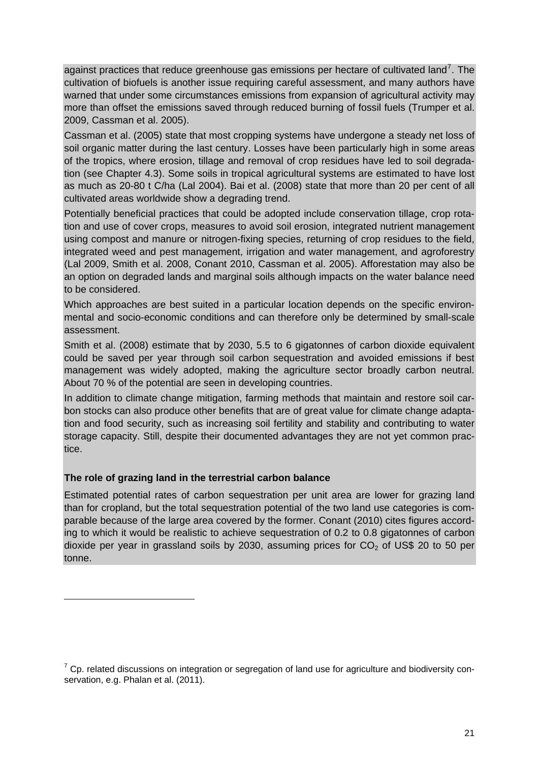against practices that reduce greenhouse gas emissions per hectare of cultivated land[7]. The cultivation of biofuels is another issue requiring careful assessment, and many authors have warned that under some circumstances emissions from expansion of agricultural activity may more than offset the emissions saved through reduced burning of fossil fuels (Trumper et al. 2009, Cassman et al. 2005).

Cassman et al. (2005) state that most cropping systems have undergone a steady net loss of soil organic matter during the last century. Losses have been particularly high in some areas of the tropics, where erosion, tillage and removal of crop residues have led to soil degradation (see Chapter 4.3). Some soils in tropical agricultural systems are estimated to have lost as much as 20-80 t C/ha (Lal 2004). Bai et al. (2008) state that more than 20 per cent of all cultivated areas worldwide show a degrading trend.

Potentially beneficial practices that could be adopted include conservation tillage, crop rotation and use of cover crops, measures to avoid soil erosion, integrated nutrient management using compost and manure or nitrogen-fixing species, returning of crop residues to the field, integrated weed and pest management, irrigation and water management, and agroforestry (Lal 2009, Smith et al. 2008, Conant 2010, Cassman et al. 2005). Afforestation may also be an option on degraded lands and marginal soils although impacts on the water balance need to be considered.

Which approaches are best suited in a particular location depends on the specific environmental and socio-economic conditions and can therefore only be determined by small-scale assessment.

Smith et al. (2008) estimate that by 2030, 5.5 to 6 gigatonnes of carbon dioxide equivalent could be saved per year through soil carbon sequestration and avoided emissions if best management was widely adopted, making the agriculture sector broadly carbon neutral. About 70 % of the potential are seen in developing countries.

In addition to climate change mitigation, farming methods that maintain and restore soil carbon stocks can also produce other benefits that are of great value for climate change adaptation and food security, such as increasing soil fertility and stability and contributing to water storage capacity. Still, despite their documented advantages they are not yet common practice.

**The role of grazing land in the terrestrial carbon balance**

Estimated potential rates of carbon sequestration per unit area are lower for grazing land than for cropland, but the total sequestration potential of the two land use categories is comparable because of the large area covered by the former. Conant (2010) cites figures according to which it would be realistic to achieve sequestration of 0.2 to 0.8 gigatonnes of carbon dioxide per year in grassland soils by 2030, assuming prices for $CO_2$ of US$ 20 to 50 per tonne.

---

[7] Cp. related discussions on integration or segregation of land use for agriculture and biodiversity conservation, e.g. Phalan et al. (2011).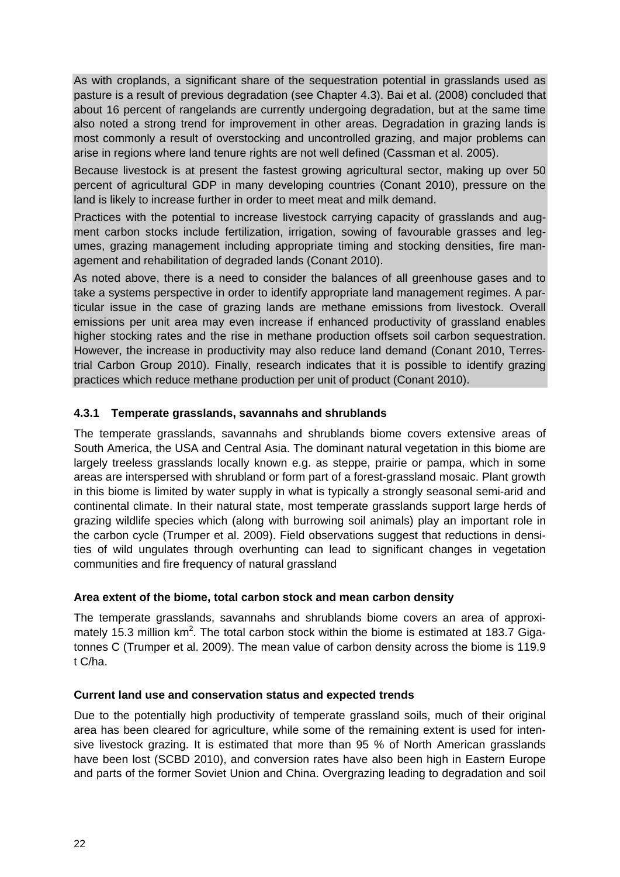As with croplands, a significant share of the sequestration potential in grasslands used as pasture is a result of previous degradation (see Chapter 4.3). Bai et al. (2008) concluded that about 16 percent of rangelands are currently undergoing degradation, but at the same time also noted a strong trend for improvement in other areas. Degradation in grazing lands is most commonly a result of overstocking and uncontrolled grazing, and major problems can arise in regions where land tenure rights are not well defined (Cassman et al. 2005).

Because livestock is at present the fastest growing agricultural sector, making up over 50 percent of agricultural GDP in many developing countries (Conant 2010), pressure on the land is likely to increase further in order to meet meat and milk demand.

Practices with the potential to increase livestock carrying capacity of grasslands and augment carbon stocks include fertilization, irrigation, sowing of favourable grasses and legumes, grazing management including appropriate timing and stocking densities, fire management and rehabilitation of degraded lands (Conant 2010).

As noted above, there is a need to consider the balances of all greenhouse gases and to take a systems perspective in order to identify appropriate land management regimes. A particular issue in the case of grazing lands are methane emissions from livestock. Overall emissions per unit area may even increase if enhanced productivity of grassland enables higher stocking rates and the rise in methane production offsets soil carbon sequestration. However, the increase in productivity may also reduce land demand (Conant 2010, Terrestrial Carbon Group 2010). Finally, research indicates that it is possible to identify grazing practices which reduce methane production per unit of product (Conant 2010).

### 4.3.1 Temperate grasslands, savannahs and shrublands

The temperate grasslands, savannahs and shrublands biome covers extensive areas of South America, the USA and Central Asia. The dominant natural vegetation in this biome are largely treeless grasslands locally known e.g. as steppe, prairie or pampa, which in some areas are interspersed with shrubland or form part of a forest-grassland mosaic. Plant growth in this biome is limited by water supply in what is typically a strongly seasonal semi-arid and continental climate. In their natural state, most temperate grasslands support large herds of grazing wildlife species which (along with burrowing soil animals) play an important role in the carbon cycle (Trumper et al. 2009). Field observations suggest that reductions in densities of wild ungulates through overhunting can lead to significant changes in vegetation communities and fire frequency of natural grassland

#### Area extent of the biome, total carbon stock and mean carbon density

The temperate grasslands, savannahs and shrublands biome covers an area of approximately 15.3 million km$^2$. The total carbon stock within the biome is estimated at 183.7 Gigatonnes C (Trumper et al. 2009). The mean value of carbon density across the biome is 119.9 t C/ha.

#### Current land use and conservation status and expected trends

Due to the potentially high productivity of temperate grassland soils, much of their original area has been cleared for agriculture, while some of the remaining extent is used for intensive livestock grazing. It is estimated that more than 95 % of North American grasslands have been lost (SCBD 2010), and conversion rates have also been high in Eastern Europe and parts of the former Soviet Union and China. Overgrazing leading to degradation and soil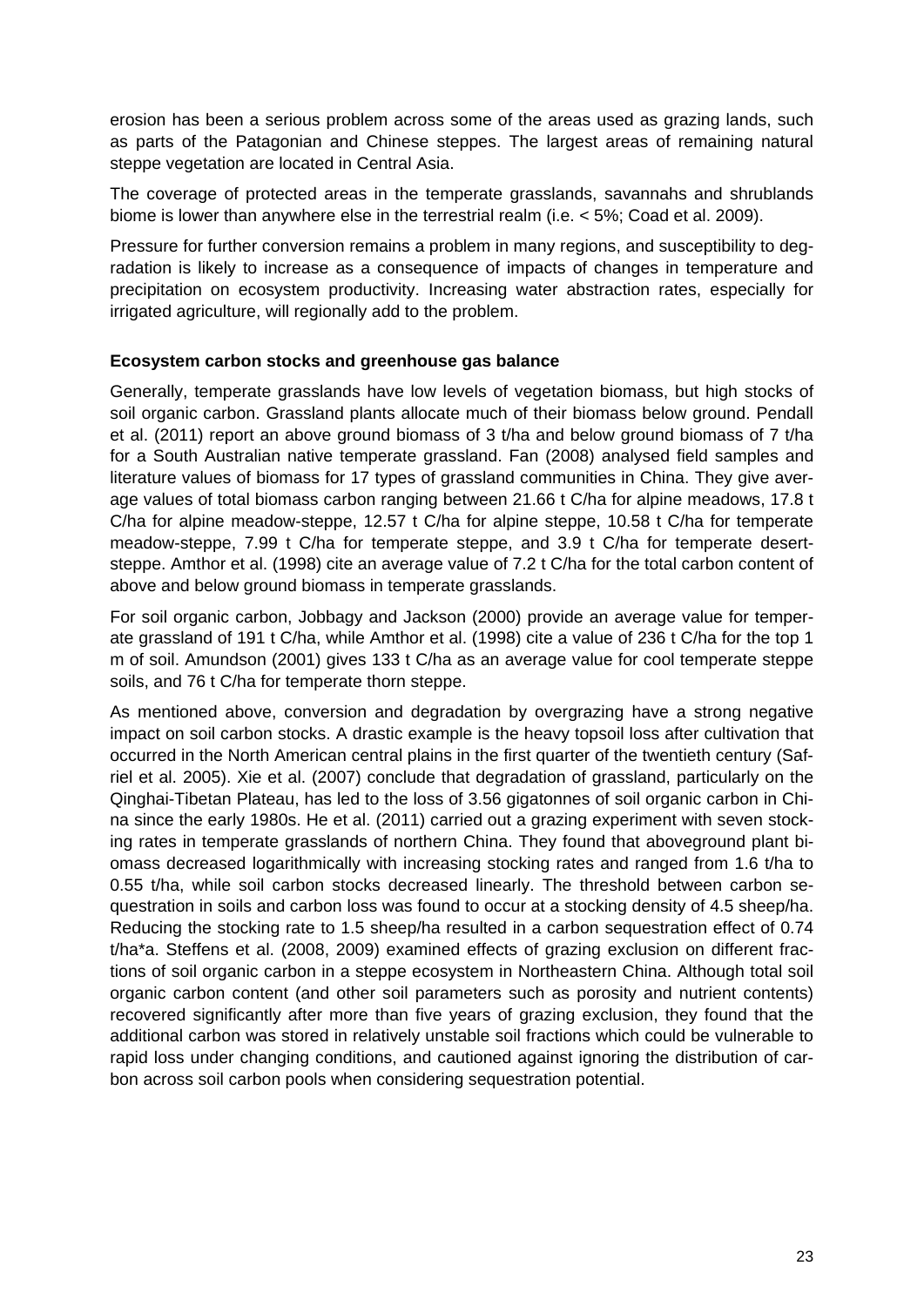erosion has been a serious problem across some of the areas used as grazing lands, such as parts of the Patagonian and Chinese steppes. The largest areas of remaining natural steppe vegetation are located in Central Asia.

The coverage of protected areas in the temperate grasslands, savannahs and shrublands biome is lower than anywhere else in the terrestrial realm (i.e. < 5%; Coad et al. 2009).

Pressure for further conversion remains a problem in many regions, and susceptibility to degradation is likely to increase as a consequence of impacts of changes in temperature and precipitation on ecosystem productivity. Increasing water abstraction rates, especially for irrigated agriculture, will regionally add to the problem.

**Ecosystem carbon stocks and greenhouse gas balance**

Generally, temperate grasslands have low levels of vegetation biomass, but high stocks of soil organic carbon. Grassland plants allocate much of their biomass below ground. Pendall et al. (2011) report an above ground biomass of 3 t/ha and below ground biomass of 7 t/ha for a South Australian native temperate grassland. Fan (2008) analysed field samples and literature values of biomass for 17 types of grassland communities in China. They give average values of total biomass carbon ranging between 21.66 t C/ha for alpine meadows, 17.8 t C/ha for alpine meadow-steppe, 12.57 t C/ha for alpine steppe, 10.58 t C/ha for temperate meadow-steppe, 7.99 t C/ha for temperate steppe, and 3.9 t C/ha for temperate desert-steppe. Amthor et al. (1998) cite an average value of 7.2 t C/ha for the total carbon content of above and below ground biomass in temperate grasslands.

For soil organic carbon, Jobbagy and Jackson (2000) provide an average value for temperate grassland of 191 t C/ha, while Amthor et al. (1998) cite a value of 236 t C/ha for the top 1 m of soil. Amundson (2001) gives 133 t C/ha as an average value for cool temperate steppe soils, and 76 t C/ha for temperate thorn steppe.

As mentioned above, conversion and degradation by overgrazing have a strong negative impact on soil carbon stocks. A drastic example is the heavy topsoil loss after cultivation that occurred in the North American central plains in the first quarter of the twentieth century (Safriel et al. 2005). Xie et al. (2007) conclude that degradation of grassland, particularly on the Qinghai-Tibetan Plateau, has led to the loss of 3.56 gigatonnes of soil organic carbon in China since the early 1980s. He et al. (2011) carried out a grazing experiment with seven stocking rates in temperate grasslands of northern China. They found that aboveground plant biomass decreased logarithmically with increasing stocking rates and ranged from 1.6 t/ha to 0.55 t/ha, while soil carbon stocks decreased linearly. The threshold between carbon sequestration in soils and carbon loss was found to occur at a stocking density of 4.5 sheep/ha. Reducing the stocking rate to 1.5 sheep/ha resulted in a carbon sequestration effect of 0.74 t/ha*a. Steffens et al. (2008, 2009) examined effects of grazing exclusion on different fractions of soil organic carbon in a steppe ecosystem in Northeastern China. Although total soil organic carbon content (and other soil parameters such as porosity and nutrient contents) recovered significantly after more than five years of grazing exclusion, they found that the additional carbon was stored in relatively unstable soil fractions which could be vulnerable to rapid loss under changing conditions, and cautioned against ignoring the distribution of carbon across soil carbon pools when considering sequestration potential.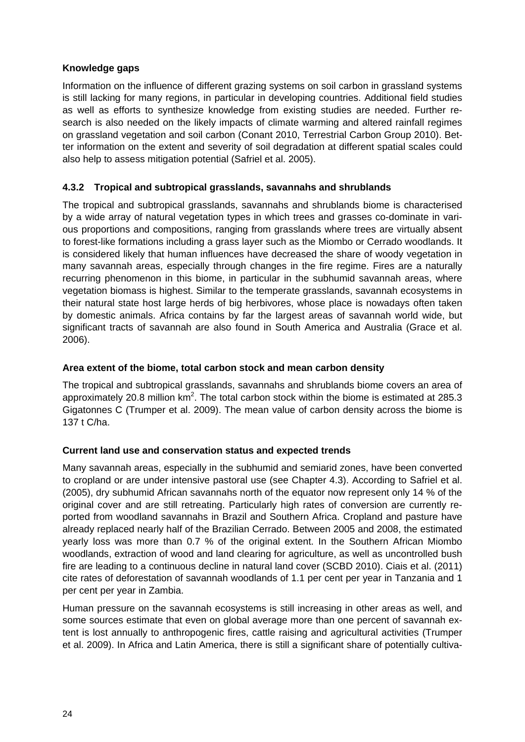**Knowledge gaps**

Information on the influence of different grazing systems on soil carbon in grassland systems is still lacking for many regions, in particular in developing countries. Additional field studies as well as efforts to synthesize knowledge from existing studies are needed. Further research is also needed on the likely impacts of climate warming and altered rainfall regimes on grassland vegetation and soil carbon (Conant 2010, Terrestrial Carbon Group 2010). Better information on the extent and severity of soil degradation at different spatial scales could also help to assess mitigation potential (Safriel et al. 2005).

### 4.3.2 Tropical and subtropical grasslands, savannahs and shrublands

The tropical and subtropical grasslands, savannahs and shrublands biome is characterised by a wide array of natural vegetation types in which trees and grasses co-dominate in various proportions and compositions, ranging from grasslands where trees are virtually absent to forest-like formations including a grass layer such as the Miombo or Cerrado woodlands. It is considered likely that human influences have decreased the share of woody vegetation in many savannah areas, especially through changes in the fire regime. Fires are a naturally recurring phenomenon in this biome, in particular in the subhumid savannah areas, where vegetation biomass is highest. Similar to the temperate grasslands, savannah ecosystems in their natural state host large herds of big herbivores, whose place is nowadays often taken by domestic animals. Africa contains by far the largest areas of savannah world wide, but significant tracts of savannah are also found in South America and Australia (Grace et al. 2006).

**Area extent of the biome, total carbon stock and mean carbon density**

The tropical and subtropical grasslands, savannahs and shrublands biome covers an area of approximately 20.8 million km$^2$. The total carbon stock within the biome is estimated at 285.3 Gigatonnes C (Trumper et al. 2009). The mean value of carbon density across the biome is 137 t C/ha.

**Current land use and conservation status and expected trends**

Many savannah areas, especially in the subhumid and semiarid zones, have been converted to cropland or are under intensive pastoral use (see Chapter 4.3). According to Safriel et al. (2005), dry subhumid African savannahs north of the equator now represent only 14 % of the original cover and are still retreating. Particularly high rates of conversion are currently reported from woodland savannahs in Brazil and Southern Africa. Cropland and pasture have already replaced nearly half of the Brazilian Cerrado. Between 2005 and 2008, the estimated yearly loss was more than 0.7 % of the original extent. In the Southern African Miombo woodlands, extraction of wood and land clearing for agriculture, as well as uncontrolled bush fire are leading to a continuous decline in natural land cover (SCBD 2010). Ciais et al. (2011) cite rates of deforestation of savannah woodlands of 1.1 per cent per year in Tanzania and 1 per cent per year in Zambia.

Human pressure on the savannah ecosystems is still increasing in other areas as well, and some sources estimate that even on global average more than one percent of savannah extent is lost annually to anthropogenic fires, cattle raising and agricultural activities (Trumper et al. 2009). In Africa and Latin America, there is still a significant share of potentially cultiva-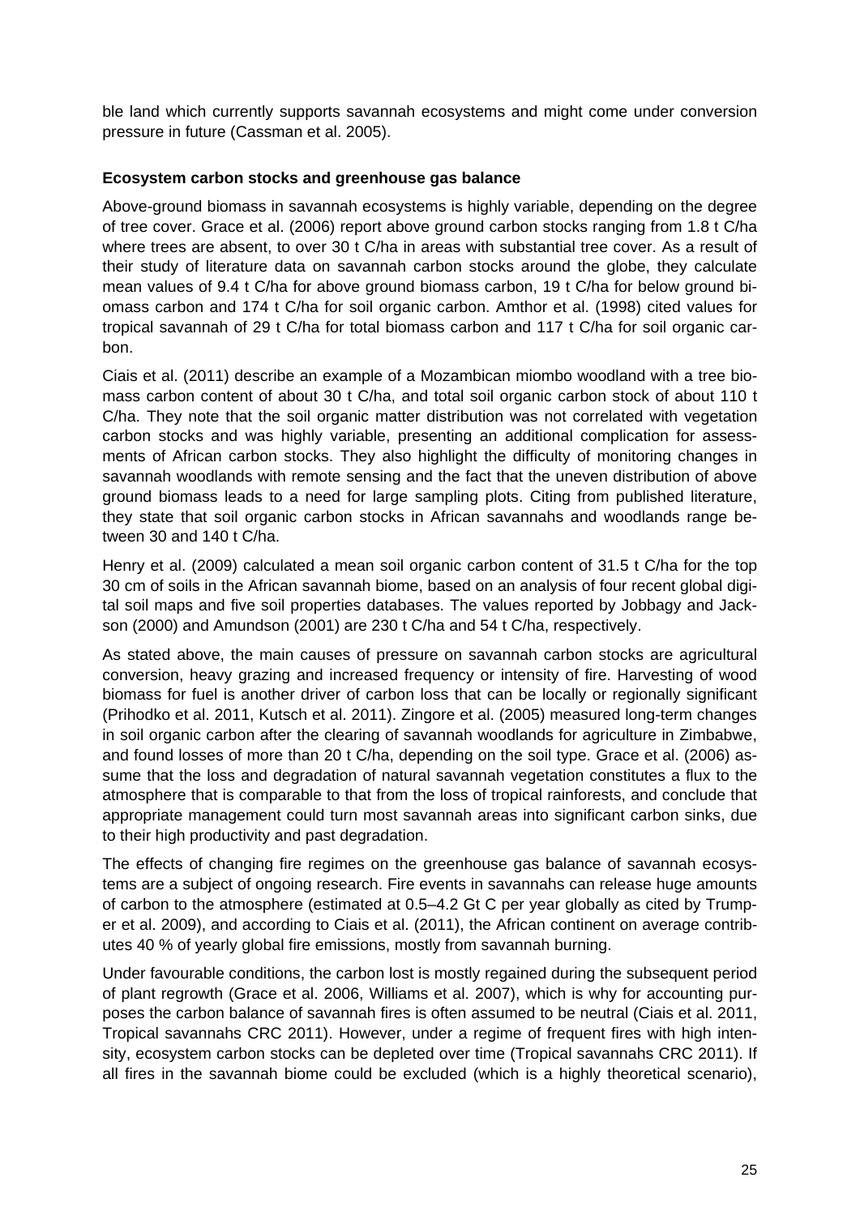ble land which currently supports savannah ecosystems and might come under conversion pressure in future (Cassman et al. 2005).

**Ecosystem carbon stocks and greenhouse gas balance**

Above-ground biomass in savannah ecosystems is highly variable, depending on the degree of tree cover. Grace et al. (2006) report above ground carbon stocks ranging from 1.8 t C/ha where trees are absent, to over 30 t C/ha in areas with substantial tree cover. As a result of their study of literature data on savannah carbon stocks around the globe, they calculate mean values of 9.4 t C/ha for above ground biomass carbon, 19 t C/ha for below ground biomass carbon and 174 t C/ha for soil organic carbon. Amthor et al. (1998) cited values for tropical savannah of 29 t C/ha for total biomass carbon and 117 t C/ha for soil organic carbon.

Ciais et al. (2011) describe an example of a Mozambican miombo woodland with a tree biomass carbon content of about 30 t C/ha, and total soil organic carbon stock of about 110 t C/ha. They note that the soil organic matter distribution was not correlated with vegetation carbon stocks and was highly variable, presenting an additional complication for assessments of African carbon stocks. They also highlight the difficulty of monitoring changes in savannah woodlands with remote sensing and the fact that the uneven distribution of above ground biomass leads to a need for large sampling plots. Citing from published literature, they state that soil organic carbon stocks in African savannahs and woodlands range between 30 and 140 t C/ha.

Henry et al. (2009) calculated a mean soil organic carbon content of 31.5 t C/ha for the top 30 cm of soils in the African savannah biome, based on an analysis of four recent global digital soil maps and five soil properties databases. The values reported by Jobbagy and Jackson (2000) and Amundson (2001) are 230 t C/ha and 54 t C/ha, respectively.

As stated above, the main causes of pressure on savannah carbon stocks are agricultural conversion, heavy grazing and increased frequency or intensity of fire. Harvesting of wood biomass for fuel is another driver of carbon loss that can be locally or regionally significant (Prihodko et al. 2011, Kutsch et al. 2011). Zingore et al. (2005) measured long-term changes in soil organic carbon after the clearing of savannah woodlands for agriculture in Zimbabwe, and found losses of more than 20 t C/ha, depending on the soil type. Grace et al. (2006) assume that the loss and degradation of natural savannah vegetation constitutes a flux to the atmosphere that is comparable to that from the loss of tropical rainforests, and conclude that appropriate management could turn most savannah areas into significant carbon sinks, due to their high productivity and past degradation.

The effects of changing fire regimes on the greenhouse gas balance of savannah ecosystems are a subject of ongoing research. Fire events in savannahs can release huge amounts of carbon to the atmosphere (estimated at 0.5–4.2 Gt C per year globally as cited by Trumper et al. 2009), and according to Ciais et al. (2011), the African continent on average contributes 40 % of yearly global fire emissions, mostly from savannah burning.

Under favourable conditions, the carbon lost is mostly regained during the subsequent period of plant regrowth (Grace et al. 2006, Williams et al. 2007), which is why for accounting purposes the carbon balance of savannah fires is often assumed to be neutral (Ciais et al. 2011, Tropical savannahs CRC 2011). However, under a regime of frequent fires with high intensity, ecosystem carbon stocks can be depleted over time (Tropical savannahs CRC 2011). If all fires in the savannah biome could be excluded (which is a highly theoretical scenario),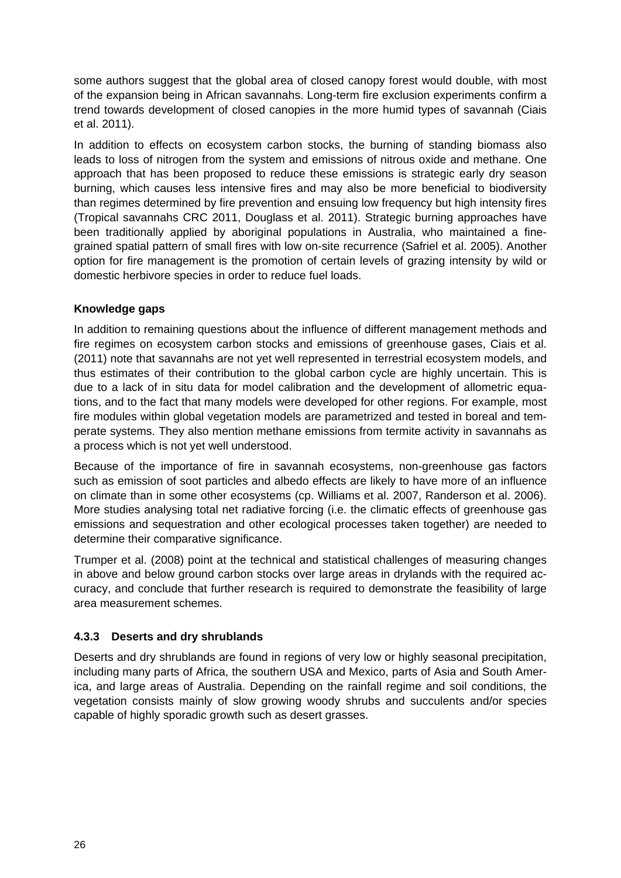some authors suggest that the global area of closed canopy forest would double, with most of the expansion being in African savannahs. Long-term fire exclusion experiments confirm a trend towards development of closed canopies in the more humid types of savannah (Ciais et al. 2011).

In addition to effects on ecosystem carbon stocks, the burning of standing biomass also leads to loss of nitrogen from the system and emissions of nitrous oxide and methane. One approach that has been proposed to reduce these emissions is strategic early dry season burning, which causes less intensive fires and may also be more beneficial to biodiversity than regimes determined by fire prevention and ensuing low frequency but high intensity fires (Tropical savannahs CRC 2011, Douglass et al. 2011). Strategic burning approaches have been traditionally applied by aboriginal populations in Australia, who maintained a fine-grained spatial pattern of small fires with low on-site recurrence (Safriel et al. 2005). Another option for fire management is the promotion of certain levels of grazing intensity by wild or domestic herbivore species in order to reduce fuel loads.

**Knowledge gaps**

In addition to remaining questions about the influence of different management methods and fire regimes on ecosystem carbon stocks and emissions of greenhouse gases, Ciais et al. (2011) note that savannahs are not yet well represented in terrestrial ecosystem models, and thus estimates of their contribution to the global carbon cycle are highly uncertain. This is due to a lack of in situ data for model calibration and the development of allometric equations, and to the fact that many models were developed for other regions. For example, most fire modules within global vegetation models are parametrized and tested in boreal and temperate systems. They also mention methane emissions from termite activity in savannahs as a process which is not yet well understood.

Because of the importance of fire in savannah ecosystems, non-greenhouse gas factors such as emission of soot particles and albedo effects are likely to have more of an influence on climate than in some other ecosystems (cp. Williams et al. 2007, Randerson et al. 2006). More studies analysing total net radiative forcing (i.e. the climatic effects of greenhouse gas emissions and sequestration and other ecological processes taken together) are needed to determine their comparative significance.

Trumper et al. (2008) point at the technical and statistical challenges of measuring changes in above and below ground carbon stocks over large areas in drylands with the required accuracy, and conclude that further research is required to demonstrate the feasibility of large area measurement schemes.

### 4.3.3 Deserts and dry shrublands

Deserts and dry shrublands are found in regions of very low or highly seasonal precipitation, including many parts of Africa, the southern USA and Mexico, parts of Asia and South America, and large areas of Australia. Depending on the rainfall regime and soil conditions, the vegetation consists mainly of slow growing woody shrubs and succulents and/or species capable of highly sporadic growth such as desert grasses.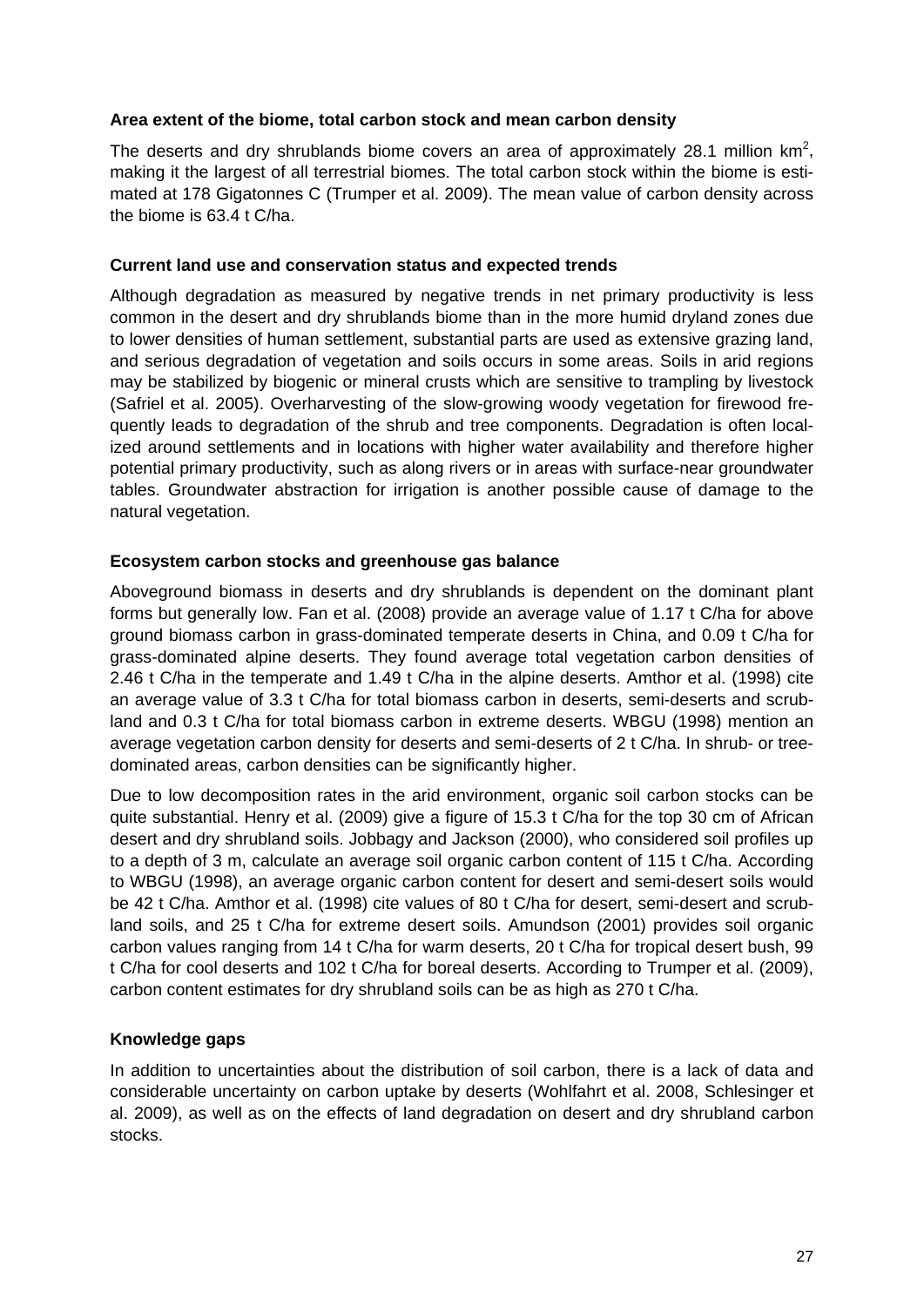**Area extent of the biome, total carbon stock and mean carbon density**

The deserts and dry shrublands biome covers an area of approximately 28.1 million km$^2$, making it the largest of all terrestrial biomes. The total carbon stock within the biome is estimated at 178 Gigatonnes C (Trumper et al. 2009). The mean value of carbon density across the biome is 63.4 t C/ha.

**Current land use and conservation status and expected trends**

Although degradation as measured by negative trends in net primary productivity is less common in the desert and dry shrublands biome than in the more humid dryland zones due to lower densities of human settlement, substantial parts are used as extensive grazing land, and serious degradation of vegetation and soils occurs in some areas. Soils in arid regions may be stabilized by biogenic or mineral crusts which are sensitive to trampling by livestock (Safriel et al. 2005). Overharvesting of the slow-growing woody vegetation for firewood frequently leads to degradation of the shrub and tree components. Degradation is often localized around settlements and in locations with higher water availability and therefore higher potential primary productivity, such as along rivers or in areas with surface-near groundwater tables. Groundwater abstraction for irrigation is another possible cause of damage to the natural vegetation.

**Ecosystem carbon stocks and greenhouse gas balance**

Aboveground biomass in deserts and dry shrublands is dependent on the dominant plant forms but generally low. Fan et al. (2008) provide an average value of 1.17 t C/ha for above ground biomass carbon in grass-dominated temperate deserts in China, and 0.09 t C/ha for grass-dominated alpine deserts. They found average total vegetation carbon densities of 2.46 t C/ha in the temperate and 1.49 t C/ha in the alpine deserts. Amthor et al. (1998) cite an average value of 3.3 t C/ha for total biomass carbon in deserts, semi-deserts and scrubland and 0.3 t C/ha for total biomass carbon in extreme deserts. WBGU (1998) mention an average vegetation carbon density for deserts and semi-deserts of 2 t C/ha. In shrub- or tree-dominated areas, carbon densities can be significantly higher.

Due to low decomposition rates in the arid environment, organic soil carbon stocks can be quite substantial. Henry et al. (2009) give a figure of 15.3 t C/ha for the top 30 cm of African desert and dry shrubland soils. Jobbagy and Jackson (2000), who considered soil profiles up to a depth of 3 m, calculate an average soil organic carbon content of 115 t C/ha. According to WBGU (1998), an average organic carbon content for desert and semi-desert soils would be 42 t C/ha. Amthor et al. (1998) cite values of 80 t C/ha for desert, semi-desert and scrubland soils, and 25 t C/ha for extreme desert soils. Amundson (2001) provides soil organic carbon values ranging from 14 t C/ha for warm deserts, 20 t C/ha for tropical desert bush, 99 t C/ha for cool deserts and 102 t C/ha for boreal deserts. According to Trumper et al. (2009), carbon content estimates for dry shrubland soils can be as high as 270 t C/ha.

**Knowledge gaps**

In addition to uncertainties about the distribution of soil carbon, there is a lack of data and considerable uncertainty on carbon uptake by deserts (Wohlfahrt et al. 2008, Schlesinger et al. 2009), as well as on the effects of land degradation on desert and dry shrubland carbon stocks.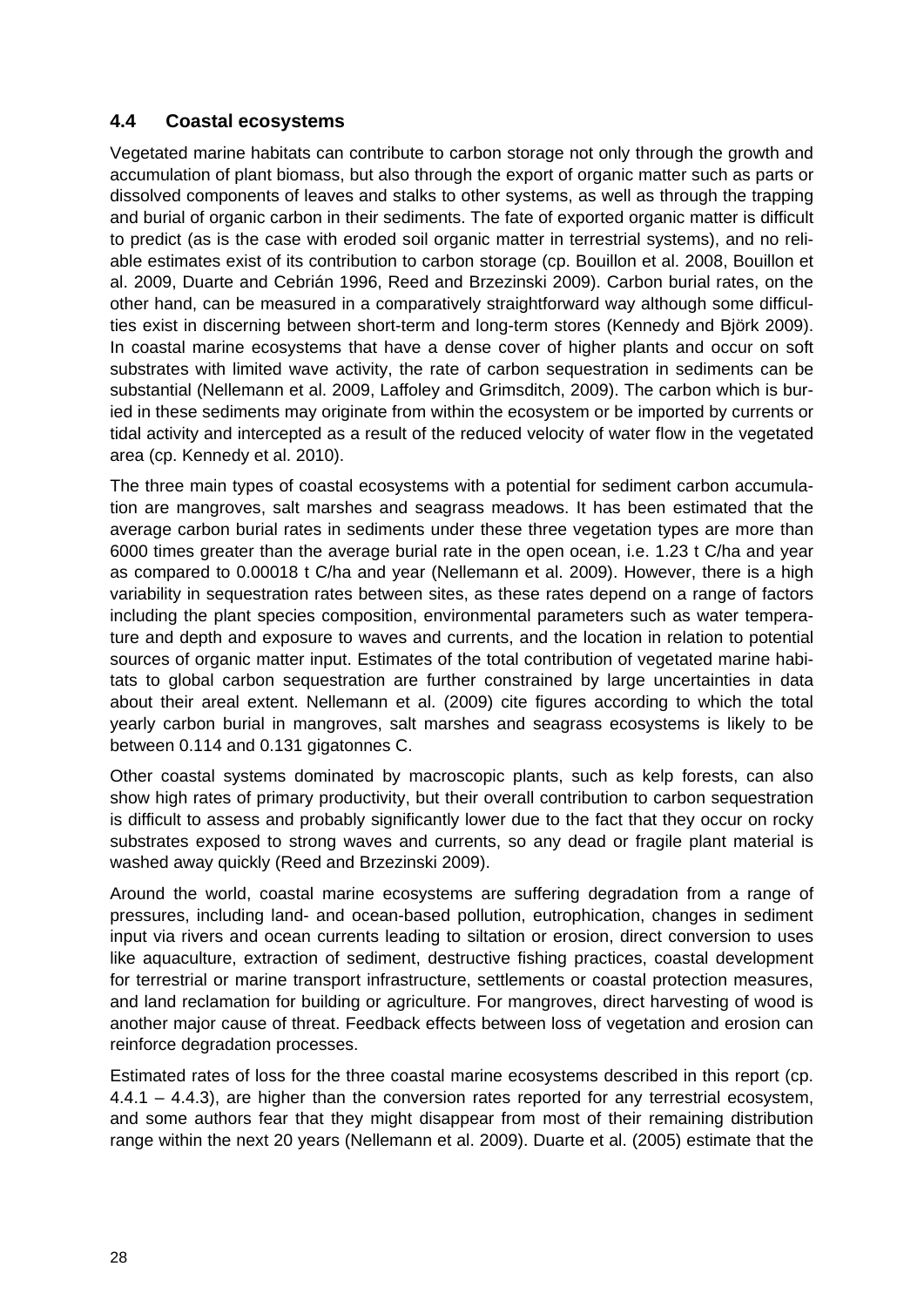## 4.4 Coastal ecosystems

Vegetated marine habitats can contribute to carbon storage not only through the growth and accumulation of plant biomass, but also through the export of organic matter such as parts or dissolved components of leaves and stalks to other systems, as well as through the trapping and burial of organic carbon in their sediments. The fate of exported organic matter is difficult to predict (as is the case with eroded soil organic matter in terrestrial systems), and no reliable estimates exist of its contribution to carbon storage (cp. Bouillon et al. 2008, Bouillon et al. 2009, Duarte and Cebrián 1996, Reed and Brzezinski 2009). Carbon burial rates, on the other hand, can be measured in a comparatively straightforward way although some difficulties exist in discerning between short-term and long-term stores (Kennedy and Björk 2009). In coastal marine ecosystems that have a dense cover of higher plants and occur on soft substrates with limited wave activity, the rate of carbon sequestration in sediments can be substantial (Nellemann et al. 2009, Laffoley and Grimsditch, 2009). The carbon which is buried in these sediments may originate from within the ecosystem or be imported by currents or tidal activity and intercepted as a result of the reduced velocity of water flow in the vegetated area (cp. Kennedy et al. 2010).

The three main types of coastal ecosystems with a potential for sediment carbon accumulation are mangroves, salt marshes and seagrass meadows. It has been estimated that the average carbon burial rates in sediments under these three vegetation types are more than 6000 times greater than the average burial rate in the open ocean, i.e. 1.23 t C/ha and year as compared to 0.00018 t C/ha and year (Nellemann et al. 2009). However, there is a high variability in sequestration rates between sites, as these rates depend on a range of factors including the plant species composition, environmental parameters such as water temperature and depth and exposure to waves and currents, and the location in relation to potential sources of organic matter input. Estimates of the total contribution of vegetated marine habitats to global carbon sequestration are further constrained by large uncertainties in data about their areal extent. Nellemann et al. (2009) cite figures according to which the total yearly carbon burial in mangroves, salt marshes and seagrass ecosystems is likely to be between 0.114 and 0.131 gigatonnes C.

Other coastal systems dominated by macroscopic plants, such as kelp forests, can also show high rates of primary productivity, but their overall contribution to carbon sequestration is difficult to assess and probably significantly lower due to the fact that they occur on rocky substrates exposed to strong waves and currents, so any dead or fragile plant material is washed away quickly (Reed and Brzezinski 2009).

Around the world, coastal marine ecosystems are suffering degradation from a range of pressures, including land- and ocean-based pollution, eutrophication, changes in sediment input via rivers and ocean currents leading to siltation or erosion, direct conversion to uses like aquaculture, extraction of sediment, destructive fishing practices, coastal development for terrestrial or marine transport infrastructure, settlements or coastal protection measures, and land reclamation for building or agriculture. For mangroves, direct harvesting of wood is another major cause of threat. Feedback effects between loss of vegetation and erosion can reinforce degradation processes.

Estimated rates of loss for the three coastal marine ecosystems described in this report (cp. 4.4.1 – 4.4.3), are higher than the conversion rates reported for any terrestrial ecosystem, and some authors fear that they might disappear from most of their remaining distribution range within the next 20 years (Nellemann et al. 2009). Duarte et al. (2005) estimate that the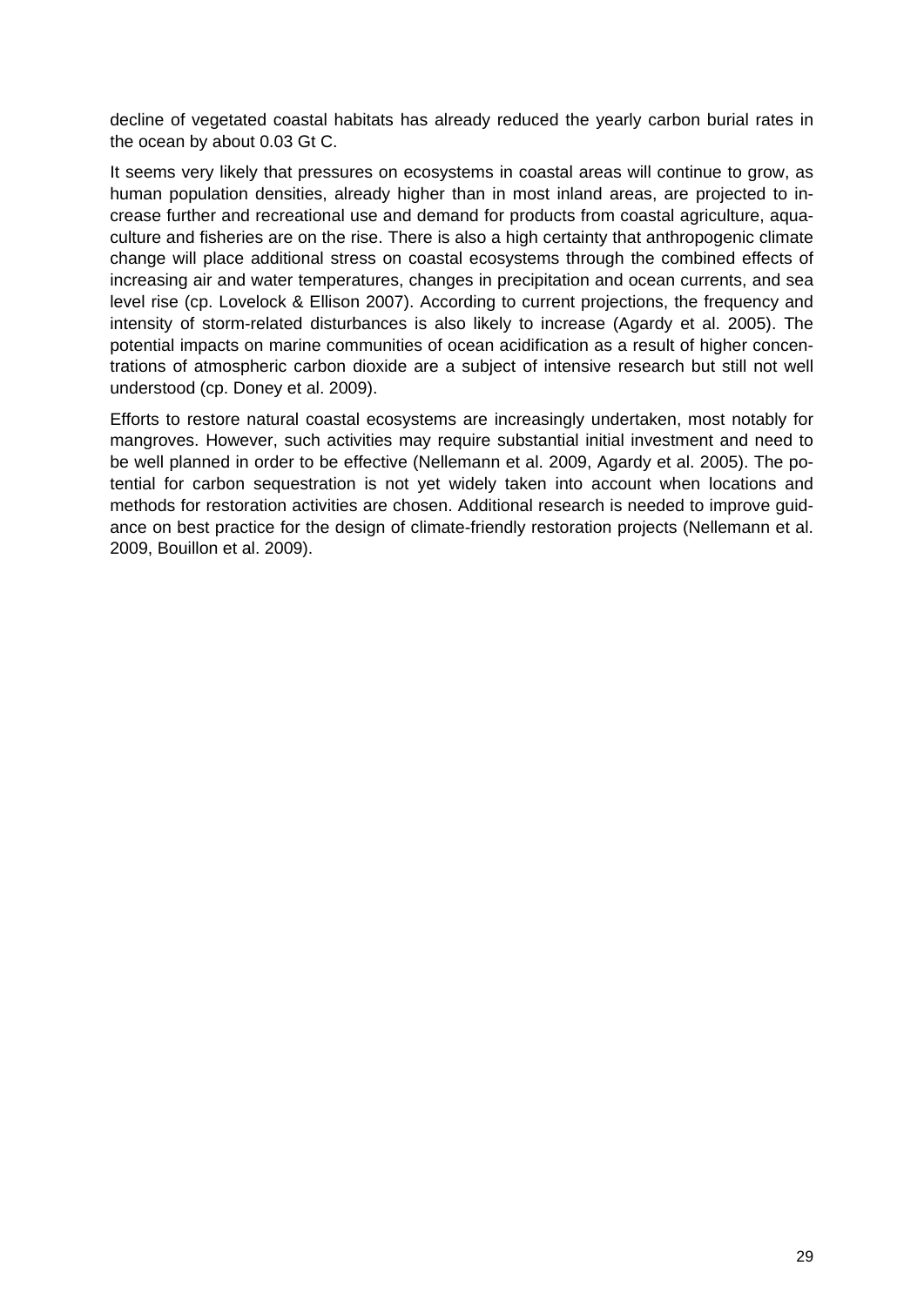decline of vegetated coastal habitats has already reduced the yearly carbon burial rates in the ocean by about 0.03 Gt C.

It seems very likely that pressures on ecosystems in coastal areas will continue to grow, as human population densities, already higher than in most inland areas, are projected to increase further and recreational use and demand for products from coastal agriculture, aquaculture and fisheries are on the rise. There is also a high certainty that anthropogenic climate change will place additional stress on coastal ecosystems through the combined effects of increasing air and water temperatures, changes in precipitation and ocean currents, and sea level rise (cp. Lovelock & Ellison 2007). According to current projections, the frequency and intensity of storm-related disturbances is also likely to increase (Agardy et al. 2005). The potential impacts on marine communities of ocean acidification as a result of higher concentrations of atmospheric carbon dioxide are a subject of intensive research but still not well understood (cp. Doney et al. 2009).

Efforts to restore natural coastal ecosystems are increasingly undertaken, most notably for mangroves. However, such activities may require substantial initial investment and need to be well planned in order to be effective (Nellemann et al. 2009, Agardy et al. 2005). The potential for carbon sequestration is not yet widely taken into account when locations and methods for restoration activities are chosen. Additional research is needed to improve guidance on best practice for the design of climate-friendly restoration projects (Nellemann et al. 2009, Bouillon et al. 2009).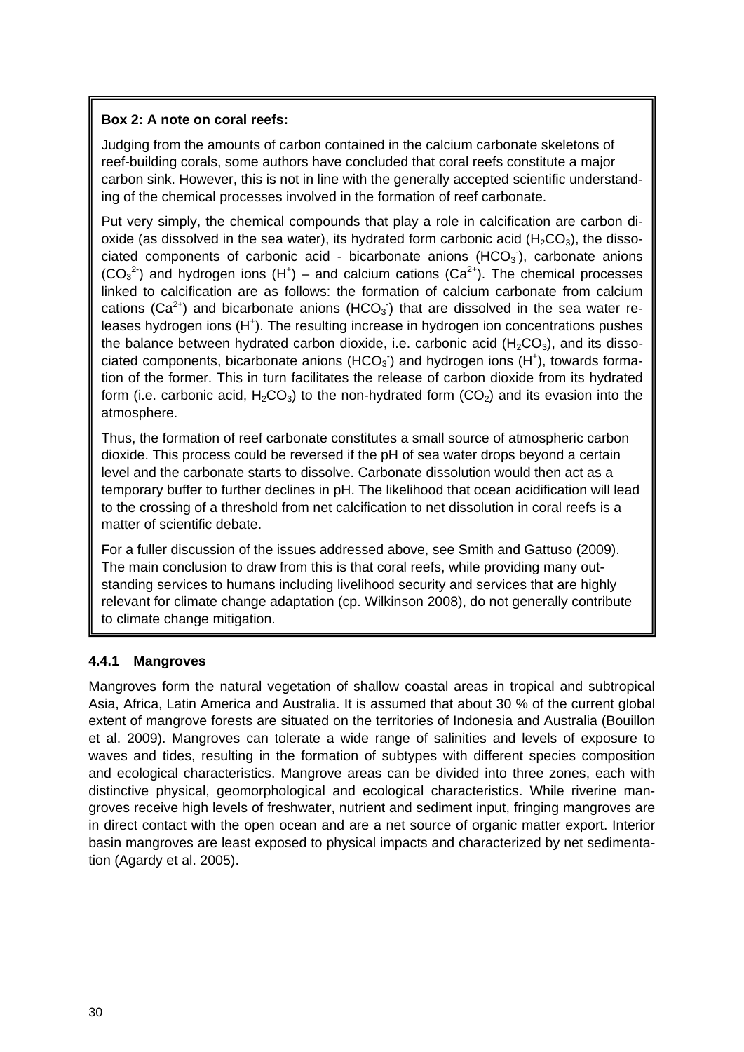**Box 2: A note on coral reefs:**

Judging from the amounts of carbon contained in the calcium carbonate skeletons of reef-building corals, some authors have concluded that coral reefs constitute a major carbon sink. However, this is not in line with the generally accepted scientific understanding of the chemical processes involved in the formation of reef carbonate.

Put very simply, the chemical compounds that play a role in calcification are carbon dioxide (as dissolved in the sea water), its hydrated form carbonic acid ($H_2CO_3$), the dissociated components of carbonic acid - bicarbonate anions ($HCO_3^-$), carbonate anions ($CO_3^{2-}$) and hydrogen ions ($H^+$) – and calcium cations ($Ca^{2+}$). The chemical processes linked to calcification are as follows: the formation of calcium carbonate from calcium cations ($Ca^{2+}$) and bicarbonate anions ($HCO_3^-$) that are dissolved in the sea water releases hydrogen ions ($H^+$). The resulting increase in hydrogen ion concentrations pushes the balance between hydrated carbon dioxide, i.e. carbonic acid ($H_2CO_3$), and its dissociated components, bicarbonate anions ($HCO_3^-$) and hydrogen ions ($H^+$), towards formation of the former. This in turn facilitates the release of carbon dioxide from its hydrated form (i.e. carbonic acid, $H_2CO_3$) to the non-hydrated form ($CO_2$) and its evasion into the atmosphere.

Thus, the formation of reef carbonate constitutes a small source of atmospheric carbon dioxide. This process could be reversed if the pH of sea water drops beyond a certain level and the carbonate starts to dissolve. Carbonate dissolution would then act as a temporary buffer to further declines in pH. The likelihood that ocean acidification will lead to the crossing of a threshold from net calcification to net dissolution in coral reefs is a matter of scientific debate.

For a fuller discussion of the issues addressed above, see Smith and Gattuso (2009). The main conclusion to draw from this is that coral reefs, while providing many outstanding services to humans including livelihood security and services that are highly relevant for climate change adaptation (cp. Wilkinson 2008), do not generally contribute to climate change mitigation.

### 4.4.1 Mangroves

Mangroves form the natural vegetation of shallow coastal areas in tropical and subtropical Asia, Africa, Latin America and Australia. It is assumed that about 30 % of the current global extent of mangrove forests are situated on the territories of Indonesia and Australia (Bouillon et al. 2009). Mangroves can tolerate a wide range of salinities and levels of exposure to waves and tides, resulting in the formation of subtypes with different species composition and ecological characteristics. Mangrove areas can be divided into three zones, each with distinctive physical, geomorphological and ecological characteristics. While riverine mangroves receive high levels of freshwater, nutrient and sediment input, fringing mangroves are in direct contact with the open ocean and are a net source of organic matter export. Interior basin mangroves are least exposed to physical impacts and characterized by net sedimentation (Agardy et al. 2005).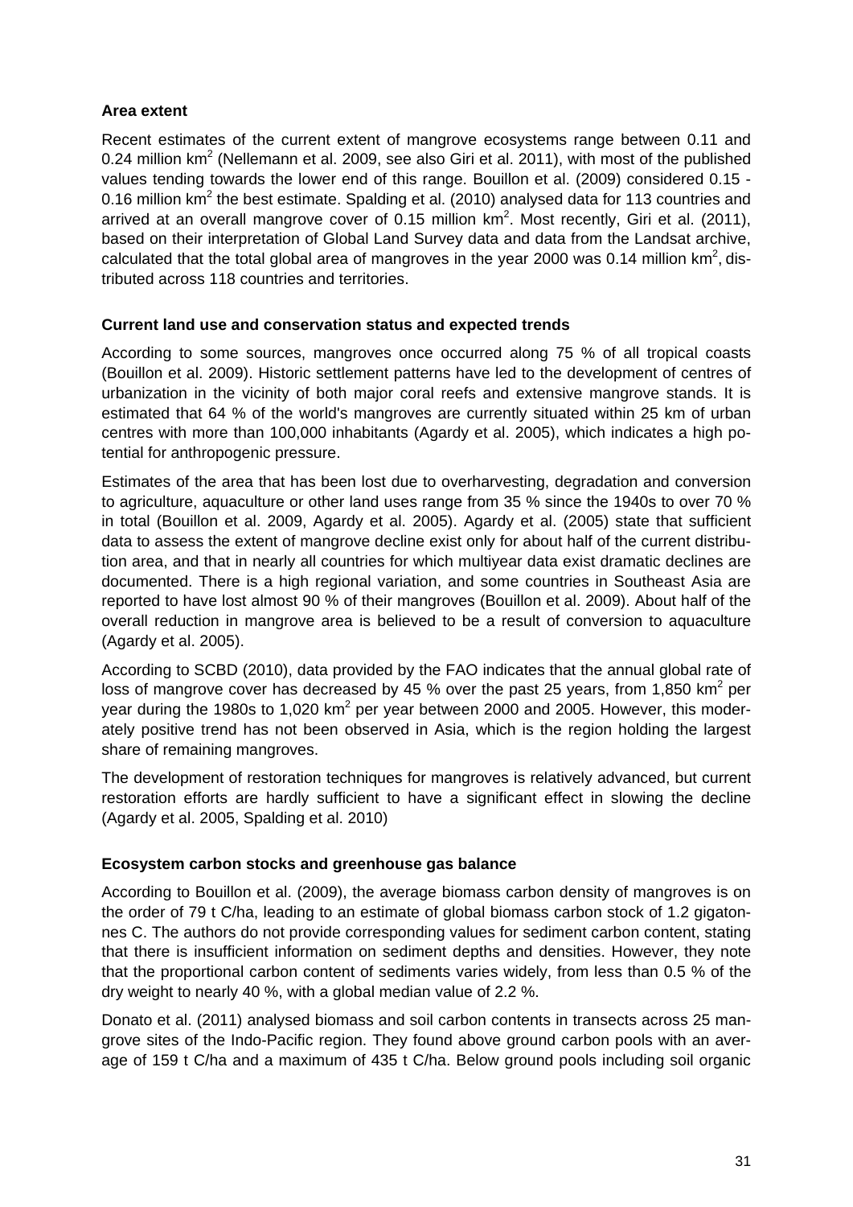**Area extent**

Recent estimates of the current extent of mangrove ecosystems range between 0.11 and 0.24 million km$^2$ (Nellemann et al. 2009, see also Giri et al. 2011), with most of the published values tending towards the lower end of this range. Bouillon et al. (2009) considered 0.15 - 0.16 million km$^2$ the best estimate. Spalding et al. (2010) analysed data for 113 countries and arrived at an overall mangrove cover of 0.15 million km$^2$. Most recently, Giri et al. (2011), based on their interpretation of Global Land Survey data and data from the Landsat archive, calculated that the total global area of mangroves in the year 2000 was 0.14 million km$^2$, distributed across 118 countries and territories.

**Current land use and conservation status and expected trends**

According to some sources, mangroves once occurred along 75 % of all tropical coasts (Bouillon et al. 2009). Historic settlement patterns have led to the development of centres of urbanization in the vicinity of both major coral reefs and extensive mangrove stands. It is estimated that 64 % of the world's mangroves are currently situated within 25 km of urban centres with more than 100,000 inhabitants (Agardy et al. 2005), which indicates a high potential for anthropogenic pressure.

Estimates of the area that has been lost due to overharvesting, degradation and conversion to agriculture, aquaculture or other land uses range from 35 % since the 1940s to over 70 % in total (Bouillon et al. 2009, Agardy et al. 2005). Agardy et al. (2005) state that sufficient data to assess the extent of mangrove decline exist only for about half of the current distribution area, and that in nearly all countries for which multiyear data exist dramatic declines are documented. There is a high regional variation, and some countries in Southeast Asia are reported to have lost almost 90 % of their mangroves (Bouillon et al. 2009). About half of the overall reduction in mangrove area is believed to be a result of conversion to aquaculture (Agardy et al. 2005).

According to SCBD (2010), data provided by the FAO indicates that the annual global rate of loss of mangrove cover has decreased by 45 % over the past 25 years, from 1,850 km$^2$ per year during the 1980s to 1,020 km$^2$ per year between 2000 and 2005. However, this moderately positive trend has not been observed in Asia, which is the region holding the largest share of remaining mangroves.

The development of restoration techniques for mangroves is relatively advanced, but current restoration efforts are hardly sufficient to have a significant effect in slowing the decline (Agardy et al. 2005, Spalding et al. 2010)

**Ecosystem carbon stocks and greenhouse gas balance**

According to Bouillon et al. (2009), the average biomass carbon density of mangroves is on the order of 79 t C/ha, leading to an estimate of global biomass carbon stock of 1.2 gigatonnes C. The authors do not provide corresponding values for sediment carbon content, stating that there is insufficient information on sediment depths and densities. However, they note that the proportional carbon content of sediments varies widely, from less than 0.5 % of the dry weight to nearly 40 %, with a global median value of 2.2 %.

Donato et al. (2011) analysed biomass and soil carbon contents in transects across 25 mangrove sites of the Indo-Pacific region. They found above ground carbon pools with an average of 159 t C/ha and a maximum of 435 t C/ha. Below ground pools including soil organic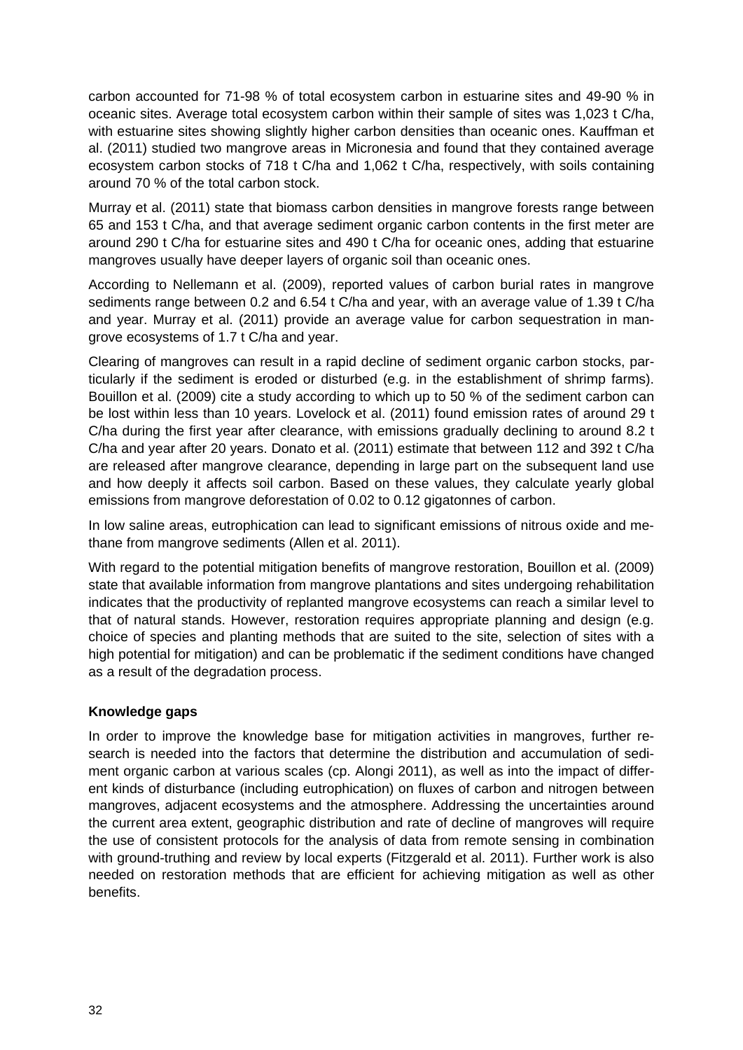carbon accounted for 71-98 % of total ecosystem carbon in estuarine sites and 49-90 % in oceanic sites. Average total ecosystem carbon within their sample of sites was 1,023 t C/ha, with estuarine sites showing slightly higher carbon densities than oceanic ones. Kauffman et al. (2011) studied two mangrove areas in Micronesia and found that they contained average ecosystem carbon stocks of 718 t C/ha and 1,062 t C/ha, respectively, with soils containing around 70 % of the total carbon stock.

Murray et al. (2011) state that biomass carbon densities in mangrove forests range between 65 and 153 t C/ha, and that average sediment organic carbon contents in the first meter are around 290 t C/ha for estuarine sites and 490 t C/ha for oceanic ones, adding that estuarine mangroves usually have deeper layers of organic soil than oceanic ones.

According to Nellemann et al. (2009), reported values of carbon burial rates in mangrove sediments range between 0.2 and 6.54 t C/ha and year, with an average value of 1.39 t C/ha and year. Murray et al. (2011) provide an average value for carbon sequestration in mangrove ecosystems of 1.7 t C/ha and year.

Clearing of mangroves can result in a rapid decline of sediment organic carbon stocks, particularly if the sediment is eroded or disturbed (e.g. in the establishment of shrimp farms). Bouillon et al. (2009) cite a study according to which up to 50 % of the sediment carbon can be lost within less than 10 years. Lovelock et al. (2011) found emission rates of around 29 t C/ha during the first year after clearance, with emissions gradually declining to around 8.2 t C/ha and year after 20 years. Donato et al. (2011) estimate that between 112 and 392 t C/ha are released after mangrove clearance, depending in large part on the subsequent land use and how deeply it affects soil carbon. Based on these values, they calculate yearly global emissions from mangrove deforestation of 0.02 to 0.12 gigatonnes of carbon.

In low saline areas, eutrophication can lead to significant emissions of nitrous oxide and methane from mangrove sediments (Allen et al. 2011).

With regard to the potential mitigation benefits of mangrove restoration, Bouillon et al. (2009) state that available information from mangrove plantations and sites undergoing rehabilitation indicates that the productivity of replanted mangrove ecosystems can reach a similar level to that of natural stands. However, restoration requires appropriate planning and design (e.g. choice of species and planting methods that are suited to the site, selection of sites with a high potential for mitigation) and can be problematic if the sediment conditions have changed as a result of the degradation process.

**Knowledge gaps**

In order to improve the knowledge base for mitigation activities in mangroves, further research is needed into the factors that determine the distribution and accumulation of sediment organic carbon at various scales (cp. Alongi 2011), as well as into the impact of different kinds of disturbance (including eutrophication) on fluxes of carbon and nitrogen between mangroves, adjacent ecosystems and the atmosphere. Addressing the uncertainties around the current area extent, geographic distribution and rate of decline of mangroves will require the use of consistent protocols for the analysis of data from remote sensing in combination with ground-truthing and review by local experts (Fitzgerald et al. 2011). Further work is also needed on restoration methods that are efficient for achieving mitigation as well as other benefits.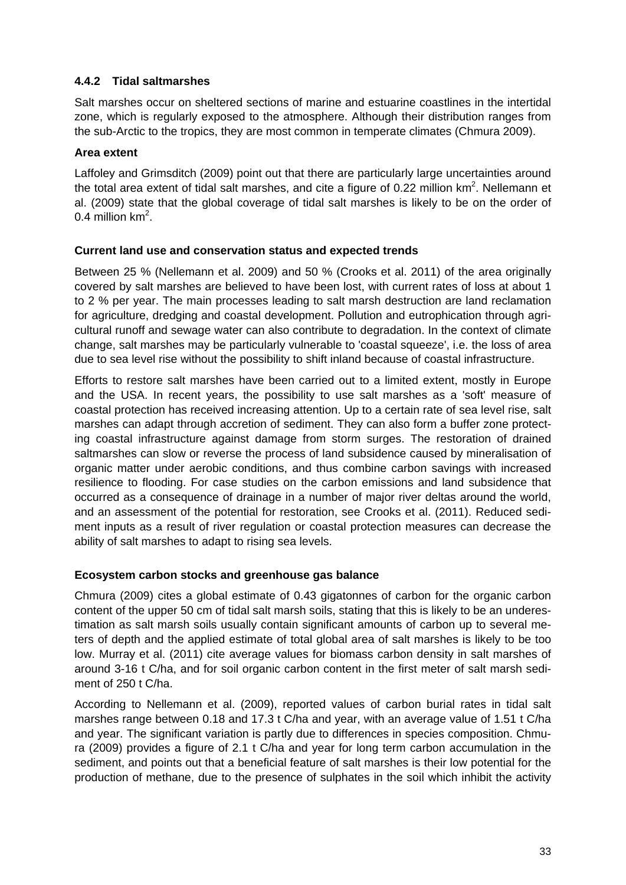### 4.4.2 Tidal saltmarshes

Salt marshes occur on sheltered sections of marine and estuarine coastlines in the intertidal zone, which is regularly exposed to the atmosphere. Although their distribution ranges from the sub-Arctic to the tropics, they are most common in temperate climates (Chmura 2009).

#### Area extent

Laffoley and Grimsditch (2009) point out that there are particularly large uncertainties around the total area extent of tidal salt marshes, and cite a figure of 0.22 million $km^2$. Nellemann et al. (2009) state that the global coverage of tidal salt marshes is likely to be on the order of 0.4 million $km^2$.

#### Current land use and conservation status and expected trends

Between 25 % (Nellemann et al. 2009) and 50 % (Crooks et al. 2011) of the area originally covered by salt marshes are believed to have been lost, with current rates of loss at about 1 to 2 % per year. The main processes leading to salt marsh destruction are land reclamation for agriculture, dredging and coastal development. Pollution and eutrophication through agricultural runoff and sewage water can also contribute to degradation. In the context of climate change, salt marshes may be particularly vulnerable to 'coastal squeeze', i.e. the loss of area due to sea level rise without the possibility to shift inland because of coastal infrastructure.

Efforts to restore salt marshes have been carried out to a limited extent, mostly in Europe and the USA. In recent years, the possibility to use salt marshes as a 'soft' measure of coastal protection has received increasing attention. Up to a certain rate of sea level rise, salt marshes can adapt through accretion of sediment. They can also form a buffer zone protecting coastal infrastructure against damage from storm surges. The restoration of drained saltmarshes can slow or reverse the process of land subsidence caused by mineralisation of organic matter under aerobic conditions, and thus combine carbon savings with increased resilience to flooding. For case studies on the carbon emissions and land subsidence that occurred as a consequence of drainage in a number of major river deltas around the world, and an assessment of the potential for restoration, see Crooks et al. (2011). Reduced sediment inputs as a result of river regulation or coastal protection measures can decrease the ability of salt marshes to adapt to rising sea levels.

#### Ecosystem carbon stocks and greenhouse gas balance

Chmura (2009) cites a global estimate of 0.43 gigatonnes of carbon for the organic carbon content of the upper 50 cm of tidal salt marsh soils, stating that this is likely to be an underestimation as salt marsh soils usually contain significant amounts of carbon up to several meters of depth and the applied estimate of total global area of salt marshes is likely to be too low. Murray et al. (2011) cite average values for biomass carbon density in salt marshes of around 3-16 t C/ha, and for soil organic carbon content in the first meter of salt marsh sediment of 250 t C/ha.

According to Nellemann et al. (2009), reported values of carbon burial rates in tidal salt marshes range between 0.18 and 17.3 t C/ha and year, with an average value of 1.51 t C/ha and year. The significant variation is partly due to differences in species composition. Chmura (2009) provides a figure of 2.1 t C/ha and year for long term carbon accumulation in the sediment, and points out that a beneficial feature of salt marshes is their low potential for the production of methane, due to the presence of sulphates in the soil which inhibit the activity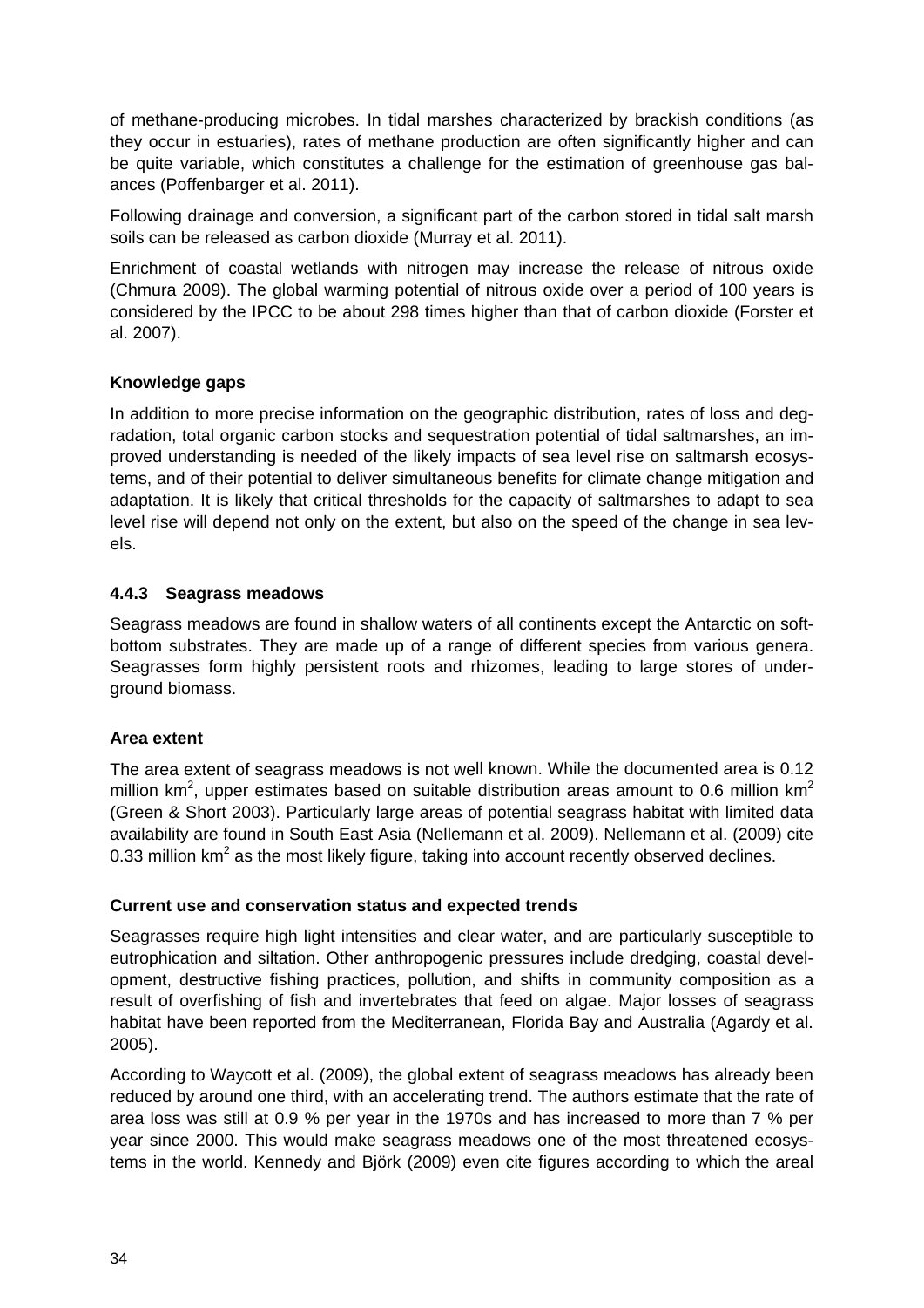of methane-producing microbes. In tidal marshes characterized by brackish conditions (as they occur in estuaries), rates of methane production are often significantly higher and can be quite variable, which constitutes a challenge for the estimation of greenhouse gas balances (Poffenbarger et al. 2011).

Following drainage and conversion, a significant part of the carbon stored in tidal salt marsh soils can be released as carbon dioxide (Murray et al. 2011).

Enrichment of coastal wetlands with nitrogen may increase the release of nitrous oxide (Chmura 2009). The global warming potential of nitrous oxide over a period of 100 years is considered by the IPCC to be about 298 times higher than that of carbon dioxide (Forster et al. 2007).

**Knowledge gaps**

In addition to more precise information on the geographic distribution, rates of loss and degradation, total organic carbon stocks and sequestration potential of tidal saltmarshes, an improved understanding is needed of the likely impacts of sea level rise on saltmarsh ecosystems, and of their potential to deliver simultaneous benefits for climate change mitigation and adaptation. It is likely that critical thresholds for the capacity of saltmarshes to adapt to sea level rise will depend not only on the extent, but also on the speed of the change in sea levels.

### 4.4.3 Seagrass meadows

Seagrass meadows are found in shallow waters of all continents except the Antarctic on soft-bottom substrates. They are made up of a range of different species from various genera. Seagrasses form highly persistent roots and rhizomes, leading to large stores of underground biomass.

**Area extent**

The area extent of seagrass meadows is not well known. While the documented area is 0.12 million km$^2$, upper estimates based on suitable distribution areas amount to 0.6 million km$^2$ (Green & Short 2003). Particularly large areas of potential seagrass habitat with limited data availability are found in South East Asia (Nellemann et al. 2009). Nellemann et al. (2009) cite 0.33 million km$^2$ as the most likely figure, taking into account recently observed declines.

**Current use and conservation status and expected trends**

Seagrasses require high light intensities and clear water, and are particularly susceptible to eutrophication and siltation. Other anthropogenic pressures include dredging, coastal development, destructive fishing practices, pollution, and shifts in community composition as a result of overfishing of fish and invertebrates that feed on algae. Major losses of seagrass habitat have been reported from the Mediterranean, Florida Bay and Australia (Agardy et al. 2005).

According to Waycott et al. (2009), the global extent of seagrass meadows has already been reduced by around one third, with an accelerating trend. The authors estimate that the rate of area loss was still at 0.9 % per year in the 1970s and has increased to more than 7 % per year since 2000. This would make seagrass meadows one of the most threatened ecosystems in the world. Kennedy and Björk (2009) even cite figures according to which the areal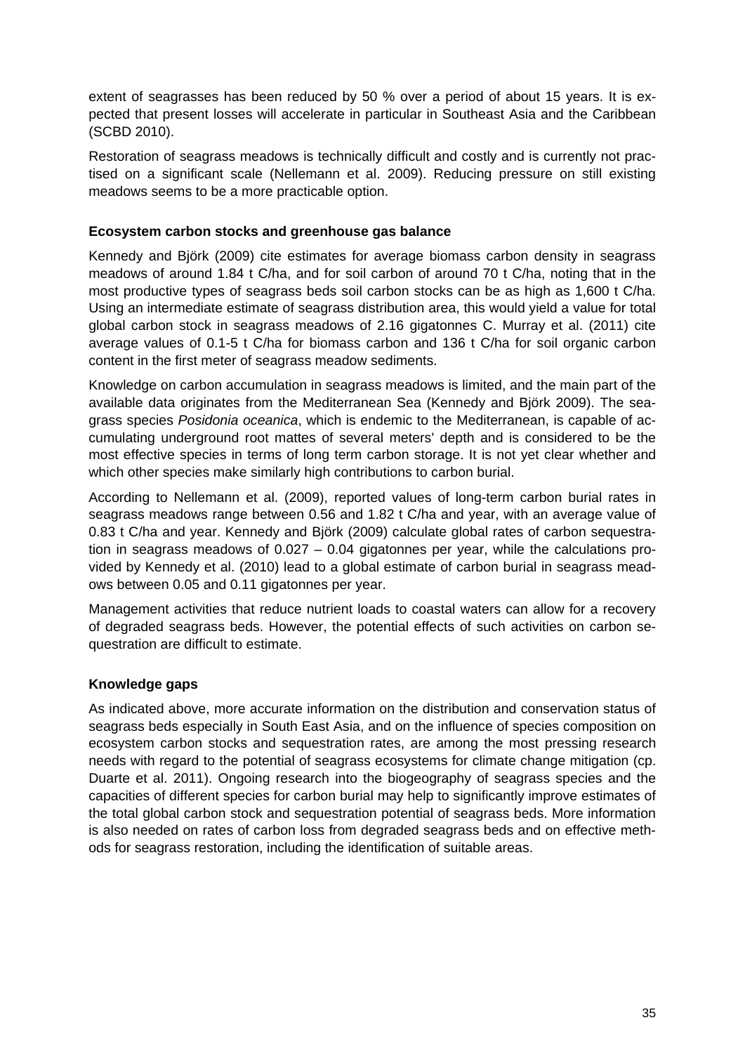extent of seagrasses has been reduced by 50 % over a period of about 15 years. It is expected that present losses will accelerate in particular in Southeast Asia and the Caribbean (SCBD 2010).

Restoration of seagrass meadows is technically difficult and costly and is currently not practised on a significant scale (Nellemann et al. 2009). Reducing pressure on still existing meadows seems to be a more practicable option.

**Ecosystem carbon stocks and greenhouse gas balance**

Kennedy and Björk (2009) cite estimates for average biomass carbon density in seagrass meadows of around 1.84 t C/ha, and for soil carbon of around 70 t C/ha, noting that in the most productive types of seagrass beds soil carbon stocks can be as high as 1,600 t C/ha. Using an intermediate estimate of seagrass distribution area, this would yield a value for total global carbon stock in seagrass meadows of 2.16 gigatonnes C. Murray et al. (2011) cite average values of 0.1-5 t C/ha for biomass carbon and 136 t C/ha for soil organic carbon content in the first meter of seagrass meadow sediments.

Knowledge on carbon accumulation in seagrass meadows is limited, and the main part of the available data originates from the Mediterranean Sea (Kennedy and Björk 2009). The seagrass species *Posidonia oceanica*, which is endemic to the Mediterranean, is capable of accumulating underground root mattes of several meters' depth and is considered to be the most effective species in terms of long term carbon storage. It is not yet clear whether and which other species make similarly high contributions to carbon burial.

According to Nellemann et al. (2009), reported values of long-term carbon burial rates in seagrass meadows range between 0.56 and 1.82 t C/ha and year, with an average value of 0.83 t C/ha and year. Kennedy and Björk (2009) calculate global rates of carbon sequestration in seagrass meadows of 0.027 – 0.04 gigatonnes per year, while the calculations provided by Kennedy et al. (2010) lead to a global estimate of carbon burial in seagrass meadows between 0.05 and 0.11 gigatonnes per year.

Management activities that reduce nutrient loads to coastal waters can allow for a recovery of degraded seagrass beds. However, the potential effects of such activities on carbon sequestration are difficult to estimate.

**Knowledge gaps**

As indicated above, more accurate information on the distribution and conservation status of seagrass beds especially in South East Asia, and on the influence of species composition on ecosystem carbon stocks and sequestration rates, are among the most pressing research needs with regard to the potential of seagrass ecosystems for climate change mitigation (cp. Duarte et al. 2011). Ongoing research into the biogeography of seagrass species and the capacities of different species for carbon burial may help to significantly improve estimates of the total global carbon stock and sequestration potential of seagrass beds. More information is also needed on rates of carbon loss from degraded seagrass beds and on effective methods for seagrass restoration, including the identification of suitable areas.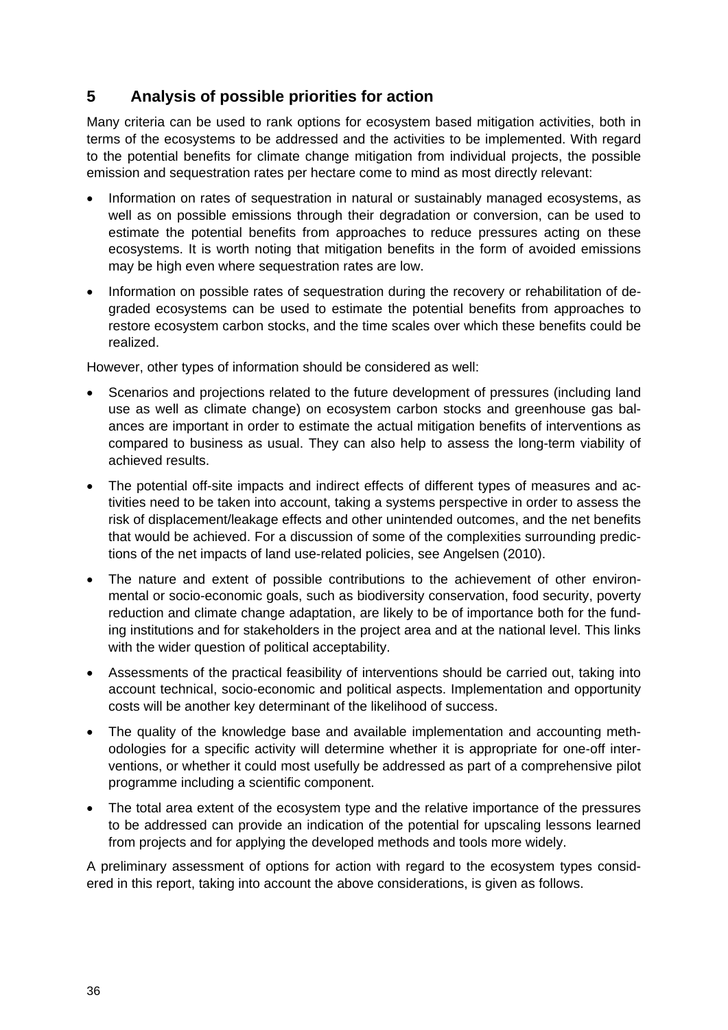# 5 Analysis of possible priorities for action

Many criteria can be used to rank options for ecosystem based mitigation activities, both in terms of the ecosystems to be addressed and the activities to be implemented. With regard to the potential benefits for climate change mitigation from individual projects, the possible emission and sequestration rates per hectare come to mind as most directly relevant:

- Information on rates of sequestration in natural or sustainably managed ecosystems, as well as on possible emissions through their degradation or conversion, can be used to estimate the potential benefits from approaches to reduce pressures acting on these ecosystems. It is worth noting that mitigation benefits in the form of avoided emissions may be high even where sequestration rates are low.
- Information on possible rates of sequestration during the recovery or rehabilitation of degraded ecosystems can be used to estimate the potential benefits from approaches to restore ecosystem carbon stocks, and the time scales over which these benefits could be realized.

However, other types of information should be considered as well:

- Scenarios and projections related to the future development of pressures (including land use as well as climate change) on ecosystem carbon stocks and greenhouse gas balances are important in order to estimate the actual mitigation benefits of interventions as compared to business as usual. They can also help to assess the long-term viability of achieved results.
- The potential off-site impacts and indirect effects of different types of measures and activities need to be taken into account, taking a systems perspective in order to assess the risk of displacement/leakage effects and other unintended outcomes, and the net benefits that would be achieved. For a discussion of some of the complexities surrounding predictions of the net impacts of land use-related policies, see Angelsen (2010).
- The nature and extent of possible contributions to the achievement of other environmental or socio-economic goals, such as biodiversity conservation, food security, poverty reduction and climate change adaptation, are likely to be of importance both for the funding institutions and for stakeholders in the project area and at the national level. This links with the wider question of political acceptability.
- Assessments of the practical feasibility of interventions should be carried out, taking into account technical, socio-economic and political aspects. Implementation and opportunity costs will be another key determinant of the likelihood of success.
- The quality of the knowledge base and available implementation and accounting methodologies for a specific activity will determine whether it is appropriate for one-off interventions, or whether it could most usefully be addressed as part of a comprehensive pilot programme including a scientific component.
- The total area extent of the ecosystem type and the relative importance of the pressures to be addressed can provide an indication of the potential for upscaling lessons learned from projects and for applying the developed methods and tools more widely.

A preliminary assessment of options for action with regard to the ecosystem types considered in this report, taking into account the above considerations, is given as follows.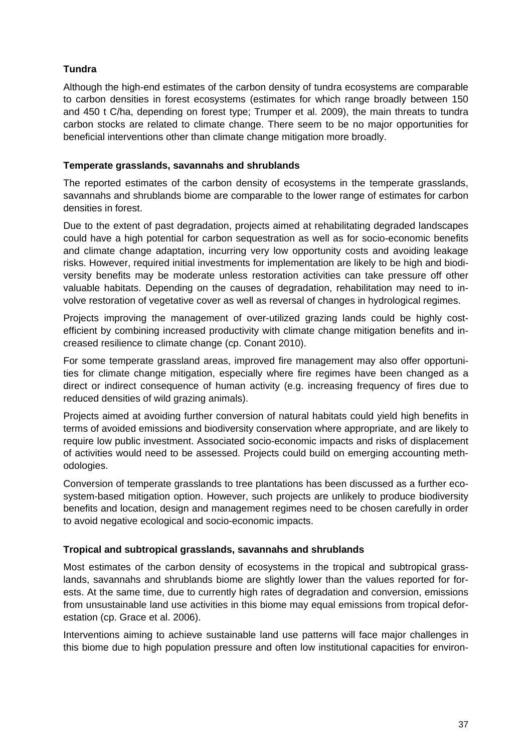**Tundra**

Although the high-end estimates of the carbon density of tundra ecosystems are comparable to carbon densities in forest ecosystems (estimates for which range broadly between 150 and 450 t C/ha, depending on forest type; Trumper et al. 2009), the main threats to tundra carbon stocks are related to climate change. There seem to be no major opportunities for beneficial interventions other than climate change mitigation more broadly.

**Temperate grasslands, savannahs and shrublands**

The reported estimates of the carbon density of ecosystems in the temperate grasslands, savannahs and shrublands biome are comparable to the lower range of estimates for carbon densities in forest.

Due to the extent of past degradation, projects aimed at rehabilitating degraded landscapes could have a high potential for carbon sequestration as well as for socio-economic benefits and climate change adaptation, incurring very low opportunity costs and avoiding leakage risks. However, required initial investments for implementation are likely to be high and biodiversity benefits may be moderate unless restoration activities can take pressure off other valuable habitats. Depending on the causes of degradation, rehabilitation may need to involve restoration of vegetative cover as well as reversal of changes in hydrological regimes.

Projects improving the management of over-utilized grazing lands could be highly cost-efficient by combining increased productivity with climate change mitigation benefits and increased resilience to climate change (cp. Conant 2010).

For some temperate grassland areas, improved fire management may also offer opportunities for climate change mitigation, especially where fire regimes have been changed as a direct or indirect consequence of human activity (e.g. increasing frequency of fires due to reduced densities of wild grazing animals).

Projects aimed at avoiding further conversion of natural habitats could yield high benefits in terms of avoided emissions and biodiversity conservation where appropriate, and are likely to require low public investment. Associated socio-economic impacts and risks of displacement of activities would need to be assessed. Projects could build on emerging accounting methodologies.

Conversion of temperate grasslands to tree plantations has been discussed as a further ecosystem-based mitigation option. However, such projects are unlikely to produce biodiversity benefits and location, design and management regimes need to be chosen carefully in order to avoid negative ecological and socio-economic impacts.

**Tropical and subtropical grasslands, savannahs and shrublands**

Most estimates of the carbon density of ecosystems in the tropical and subtropical grasslands, savannahs and shrublands biome are slightly lower than the values reported for forests. At the same time, due to currently high rates of degradation and conversion, emissions from unsustainable land use activities in this biome may equal emissions from tropical deforestation (cp. Grace et al. 2006).

Interventions aiming to achieve sustainable land use patterns will face major challenges in this biome due to high population pressure and often low institutional capacities for environ-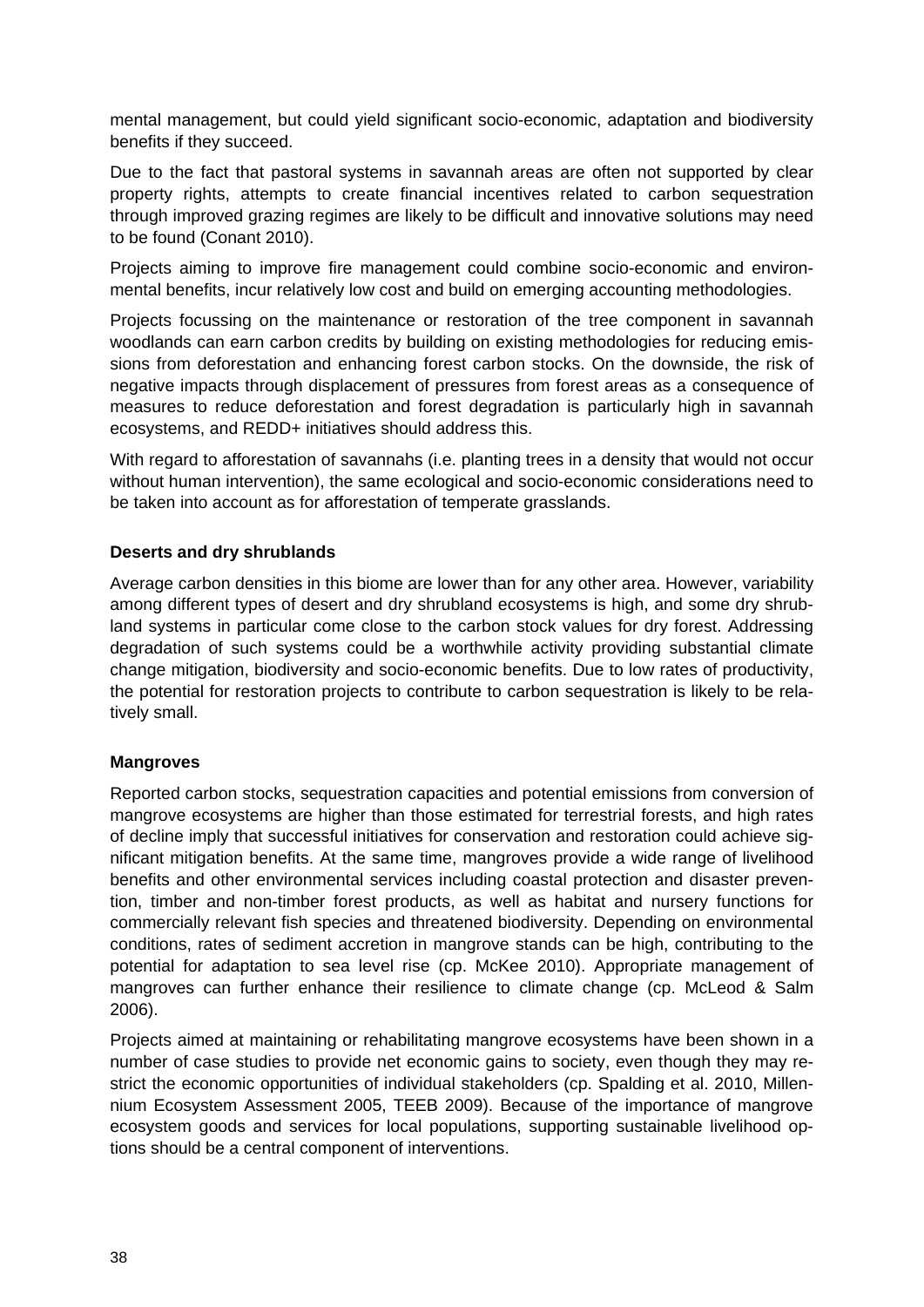mental management, but could yield significant socio-economic, adaptation and biodiversity benefits if they succeed.

Due to the fact that pastoral systems in savannah areas are often not supported by clear property rights, attempts to create financial incentives related to carbon sequestration through improved grazing regimes are likely to be difficult and innovative solutions may need to be found (Conant 2010).

Projects aiming to improve fire management could combine socio-economic and environmental benefits, incur relatively low cost and build on emerging accounting methodologies.

Projects focussing on the maintenance or restoration of the tree component in savannah woodlands can earn carbon credits by building on existing methodologies for reducing emissions from deforestation and enhancing forest carbon stocks. On the downside, the risk of negative impacts through displacement of pressures from forest areas as a consequence of measures to reduce deforestation and forest degradation is particularly high in savannah ecosystems, and REDD+ initiatives should address this.

With regard to afforestation of savannahs (i.e. planting trees in a density that would not occur without human intervention), the same ecological and socio-economic considerations need to be taken into account as for afforestation of temperate grasslands.

**Deserts and dry shrublands**

Average carbon densities in this biome are lower than for any other area. However, variability among different types of desert and dry shrubland ecosystems is high, and some dry shrubland systems in particular come close to the carbon stock values for dry forest. Addressing degradation of such systems could be a worthwhile activity providing substantial climate change mitigation, biodiversity and socio-economic benefits. Due to low rates of productivity, the potential for restoration projects to contribute to carbon sequestration is likely to be relatively small.

**Mangroves**

Reported carbon stocks, sequestration capacities and potential emissions from conversion of mangrove ecosystems are higher than those estimated for terrestrial forests, and high rates of decline imply that successful initiatives for conservation and restoration could achieve significant mitigation benefits. At the same time, mangroves provide a wide range of livelihood benefits and other environmental services including coastal protection and disaster prevention, timber and non-timber forest products, as well as habitat and nursery functions for commercially relevant fish species and threatened biodiversity. Depending on environmental conditions, rates of sediment accretion in mangrove stands can be high, contributing to the potential for adaptation to sea level rise (cp. McKee 2010). Appropriate management of mangroves can further enhance their resilience to climate change (cp. McLeod & Salm 2006).

Projects aimed at maintaining or rehabilitating mangrove ecosystems have been shown in a number of case studies to provide net economic gains to society, even though they may restrict the economic opportunities of individual stakeholders (cp. Spalding et al. 2010, Millennium Ecosystem Assessment 2005, TEEB 2009). Because of the importance of mangrove ecosystem goods and services for local populations, supporting sustainable livelihood options should be a central component of interventions.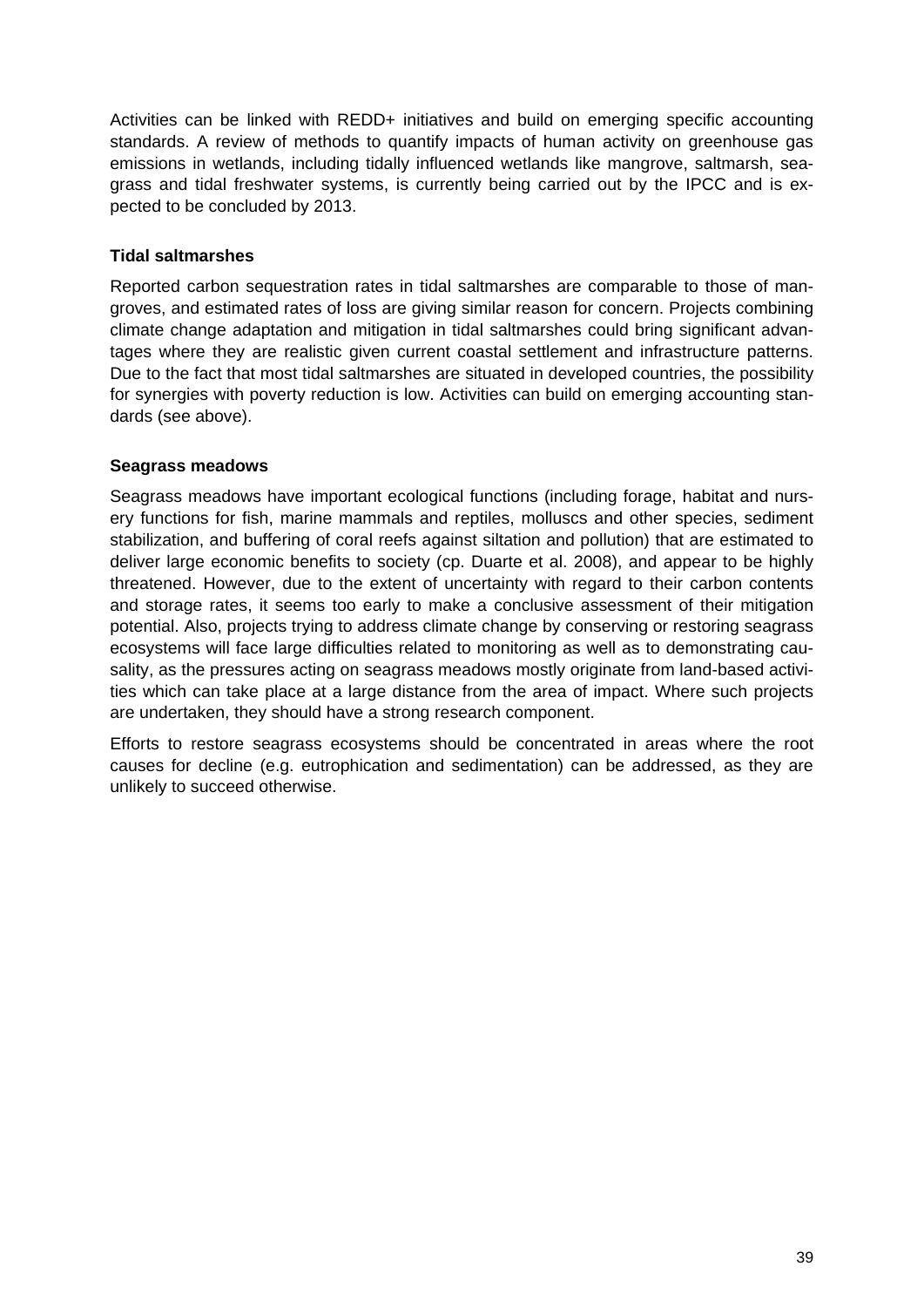Activities can be linked with REDD+ initiatives and build on emerging specific accounting standards. A review of methods to quantify impacts of human activity on greenhouse gas emissions in wetlands, including tidally influenced wetlands like mangrove, saltmarsh, seagrass and tidal freshwater systems, is currently being carried out by the IPCC and is expected to be concluded by 2013.

### Tidal saltmarshes

Reported carbon sequestration rates in tidal saltmarshes are comparable to those of mangroves, and estimated rates of loss are giving similar reason for concern. Projects combining climate change adaptation and mitigation in tidal saltmarshes could bring significant advantages where they are realistic given current coastal settlement and infrastructure patterns. Due to the fact that most tidal saltmarshes are situated in developed countries, the possibility for synergies with poverty reduction is low. Activities can build on emerging accounting standards (see above).

### Seagrass meadows

Seagrass meadows have important ecological functions (including forage, habitat and nursery functions for fish, marine mammals and reptiles, molluscs and other species, sediment stabilization, and buffering of coral reefs against siltation and pollution) that are estimated to deliver large economic benefits to society (cp. Duarte et al. 2008), and appear to be highly threatened. However, due to the extent of uncertainty with regard to their carbon contents and storage rates, it seems too early to make a conclusive assessment of their mitigation potential. Also, projects trying to address climate change by conserving or restoring seagrass ecosystems will face large difficulties related to monitoring as well as to demonstrating causality, as the pressures acting on seagrass meadows mostly originate from land-based activities which can take place at a large distance from the area of impact. Where such projects are undertaken, they should have a strong research component.

Efforts to restore seagrass ecosystems should be concentrated in areas where the root causes for decline (e.g. eutrophication and sedimentation) can be addressed, as they are unlikely to succeed otherwise.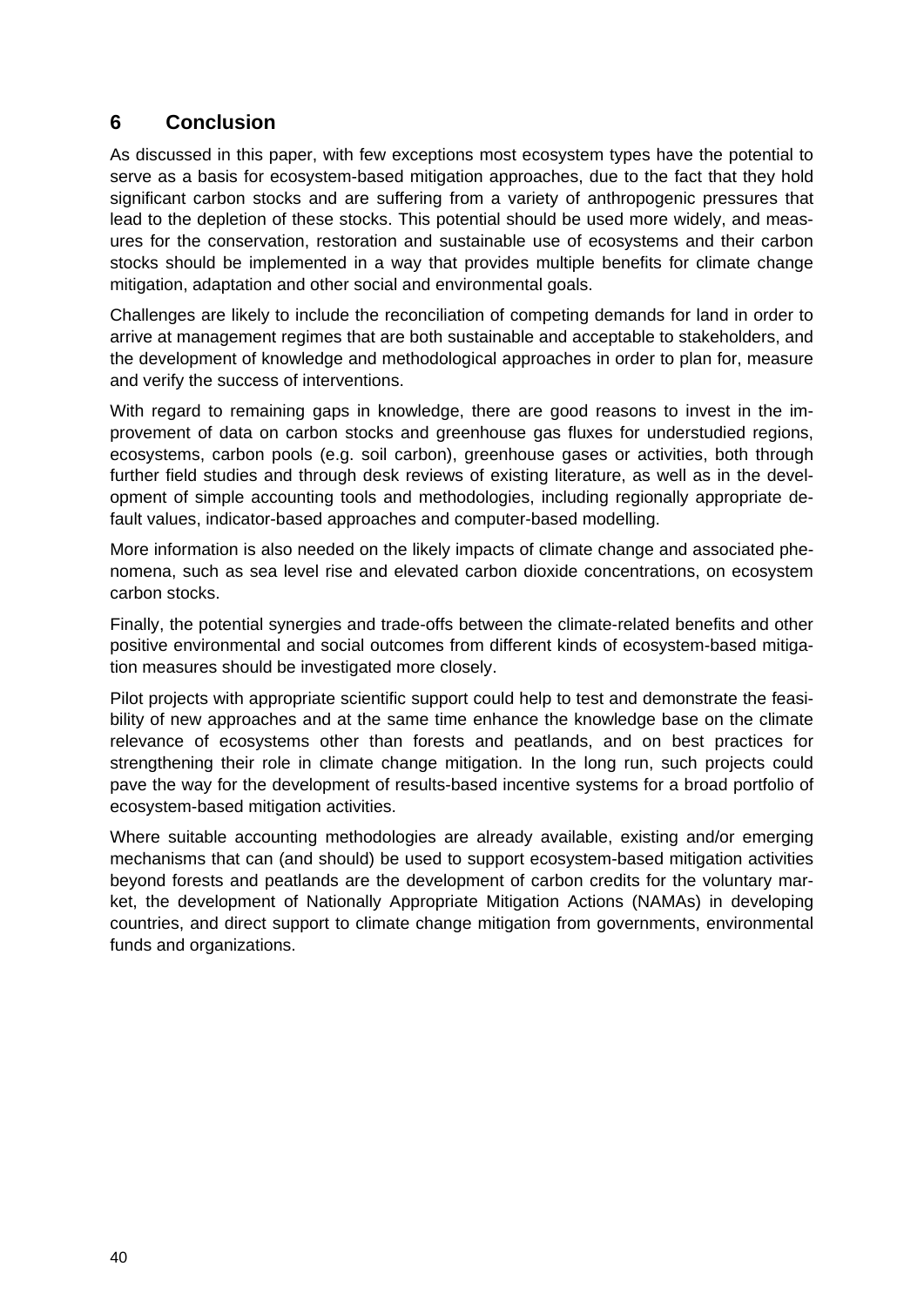# 6 Conclusion

As discussed in this paper, with few exceptions most ecosystem types have the potential to serve as a basis for ecosystem-based mitigation approaches, due to the fact that they hold significant carbon stocks and are suffering from a variety of anthropogenic pressures that lead to the depletion of these stocks. This potential should be used more widely, and measures for the conservation, restoration and sustainable use of ecosystems and their carbon stocks should be implemented in a way that provides multiple benefits for climate change mitigation, adaptation and other social and environmental goals.

Challenges are likely to include the reconciliation of competing demands for land in order to arrive at management regimes that are both sustainable and acceptable to stakeholders, and the development of knowledge and methodological approaches in order to plan for, measure and verify the success of interventions.

With regard to remaining gaps in knowledge, there are good reasons to invest in the improvement of data on carbon stocks and greenhouse gas fluxes for understudied regions, ecosystems, carbon pools (e.g. soil carbon), greenhouse gases or activities, both through further field studies and through desk reviews of existing literature, as well as in the development of simple accounting tools and methodologies, including regionally appropriate default values, indicator-based approaches and computer-based modelling.

More information is also needed on the likely impacts of climate change and associated phenomena, such as sea level rise and elevated carbon dioxide concentrations, on ecosystem carbon stocks.

Finally, the potential synergies and trade-offs between the climate-related benefits and other positive environmental and social outcomes from different kinds of ecosystem-based mitigation measures should be investigated more closely.

Pilot projects with appropriate scientific support could help to test and demonstrate the feasibility of new approaches and at the same time enhance the knowledge base on the climate relevance of ecosystems other than forests and peatlands, and on best practices for strengthening their role in climate change mitigation. In the long run, such projects could pave the way for the development of results-based incentive systems for a broad portfolio of ecosystem-based mitigation activities.

Where suitable accounting methodologies are already available, existing and/or emerging mechanisms that can (and should) be used to support ecosystem-based mitigation activities beyond forests and peatlands are the development of carbon credits for the voluntary market, the development of Nationally Appropriate Mitigation Actions (NAMAs) in developing countries, and direct support to climate change mitigation from governments, environmental funds and organizations.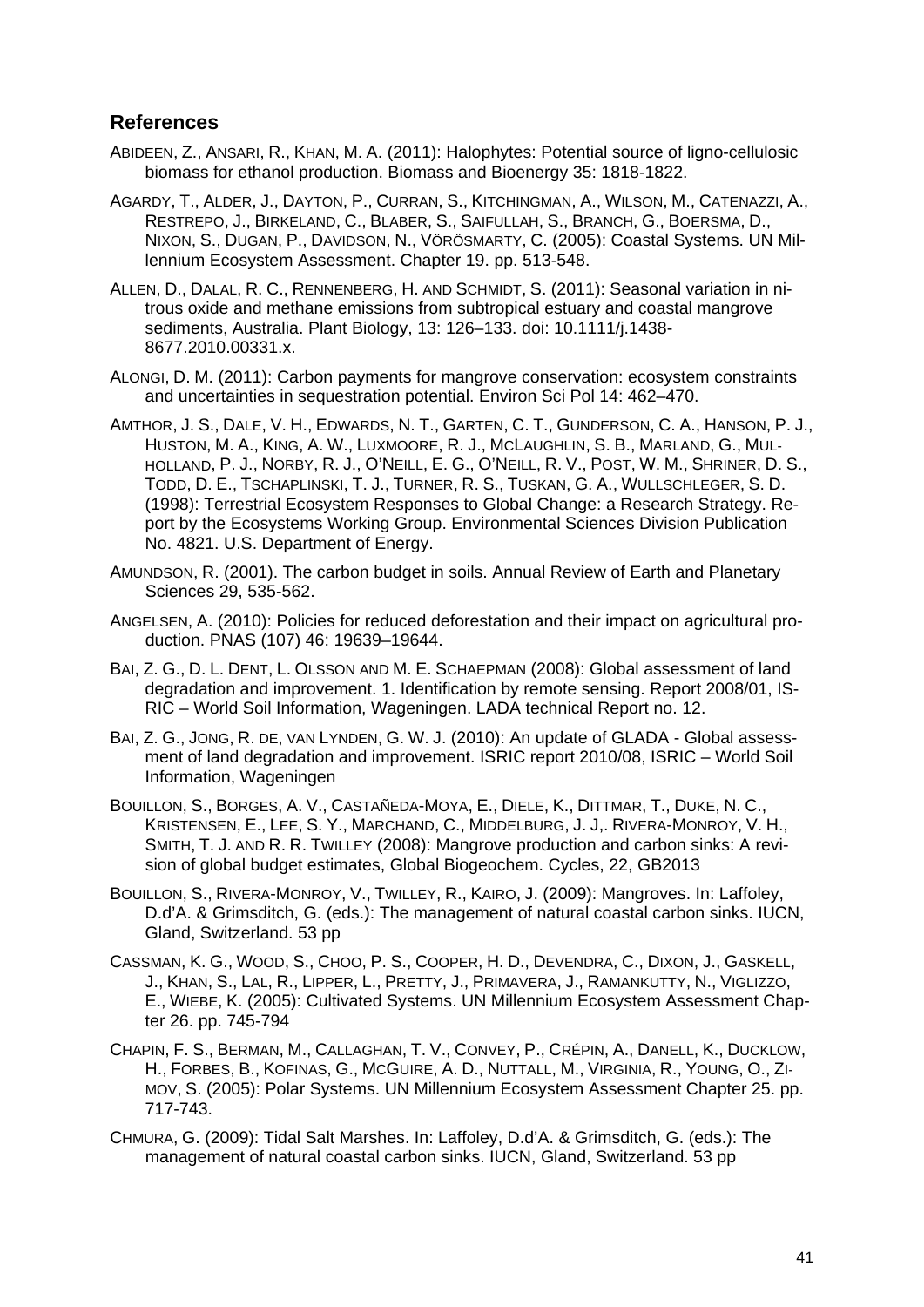## References

ABIDEEN, Z., ANSARI, R., KHAN, M. A. (2011): Halophytes: Potential source of ligno-cellulosic biomass for ethanol production. Biomass and Bioenergy 35: 1818-1822.

AGARDY, T., ALDER, J., DAYTON, P., CURRAN, S., KITCHINGMAN, A., WILSON, M., CATENAZZI, A., RESTREPO, J., BIRKELAND, C., BLABER, S., SAIFULLAH, S., BRANCH, G., BOERSMA, D., NIXON, S., DUGAN, P., DAVIDSON, N., VÖRÖSMARTY, C. (2005): Coastal Systems. UN Millennium Ecosystem Assessment. Chapter 19. pp. 513-548.

ALLEN, D., DALAL, R. C., RENNENBERG, H. AND SCHMIDT, S. (2011): Seasonal variation in nitrous oxide and methane emissions from subtropical estuary and coastal mangrove sediments, Australia. Plant Biology, 13: 126–133. doi: 10.1111/j.1438-8677.2010.00331.x.

ALONGI, D. M. (2011): Carbon payments for mangrove conservation: ecosystem constraints and uncertainties in sequestration potential. Environ Sci Pol 14: 462–470.

AMTHOR, J. S., DALE, V. H., EDWARDS, N. T., GARTEN, C. T., GUNDERSON, C. A., HANSON, P. J., HUSTON, M. A., KING, A. W., LUXMOORE, R. J., MCLAUGHLIN, S. B., MARLAND, G., MULHOLLAND, P. J., NORBY, R. J., O'NEILL, E. G., O'NEILL, R. V., POST, W. M., SHRINER, D. S., TODD, D. E., TSCHAPLINSKI, T. J., TURNER, R. S., TUSKAN, G. A., WULLSCHLEGER, S. D. (1998): Terrestrial Ecosystem Responses to Global Change: a Research Strategy. Report by the Ecosystems Working Group. Environmental Sciences Division Publication No. 4821. U.S. Department of Energy.

AMUNDSON, R. (2001). The carbon budget in soils. Annual Review of Earth and Planetary Sciences 29, 535-562.

ANGELSEN, A. (2010): Policies for reduced deforestation and their impact on agricultural production. PNAS (107) 46: 19639–19644.

BAI, Z. G., D. L. DENT, L. OLSSON AND M. E. SCHAEPMAN (2008): Global assessment of land degradation and improvement. 1. Identification by remote sensing. Report 2008/01, ISRIC – World Soil Information, Wageningen. LADA technical Report no. 12.

BAI, Z. G., JONG, R. DE, VAN LYNDEN, G. W. J. (2010): An update of GLADA - Global assessment of land degradation and improvement. ISRIC report 2010/08, ISRIC – World Soil Information, Wageningen

BOUILLON, S., BORGES, A. V., CASTAÑEDA-MOYA, E., DIELE, K., DITTMAR, T., DUKE, N. C., KRISTENSEN, E., LEE, S. Y., MARCHAND, C., MIDDELBURG, J. J,. RIVERA-MONROY, V. H., SMITH, T. J. AND R. R. TWILLEY (2008): Mangrove production and carbon sinks: A revision of global budget estimates, Global Biogeochem. Cycles, 22, GB2013

BOUILLON, S., RIVERA-MONROY, V., TWILLEY, R., KAIRO, J. (2009): Mangroves. In: Laffoley, D.d'A. & Grimsditch, G. (eds.): The management of natural coastal carbon sinks. IUCN, Gland, Switzerland. 53 pp

CASSMAN, K. G., WOOD, S., CHOO, P. S., COOPER, H. D., DEVENDRA, C., DIXON, J., GASKELL, J., KHAN, S., LAL, R., LIPPER, L., PRETTY, J., PRIMAVERA, J., RAMANKUTTY, N., VIGLIZZO, E., WIEBE, K. (2005): Cultivated Systems. UN Millennium Ecosystem Assessment Chapter 26. pp. 745-794

CHAPIN, F. S., BERMAN, M., CALLAGHAN, T. V., CONVEY, P., CRÉPIN, A., DANELL, K., DUCKLOW, H., FORBES, B., KOFINAS, G., MCGUIRE, A. D., NUTTALL, M., VIRGINIA, R., YOUNG, O., ZIMOV, S. (2005): Polar Systems. UN Millennium Ecosystem Assessment Chapter 25. pp. 717-743.

CHMURA, G. (2009): Tidal Salt Marshes. In: Laffoley, D.d'A. & Grimsditch, G. (eds.): The management of natural coastal carbon sinks. IUCN, Gland, Switzerland. 53 pp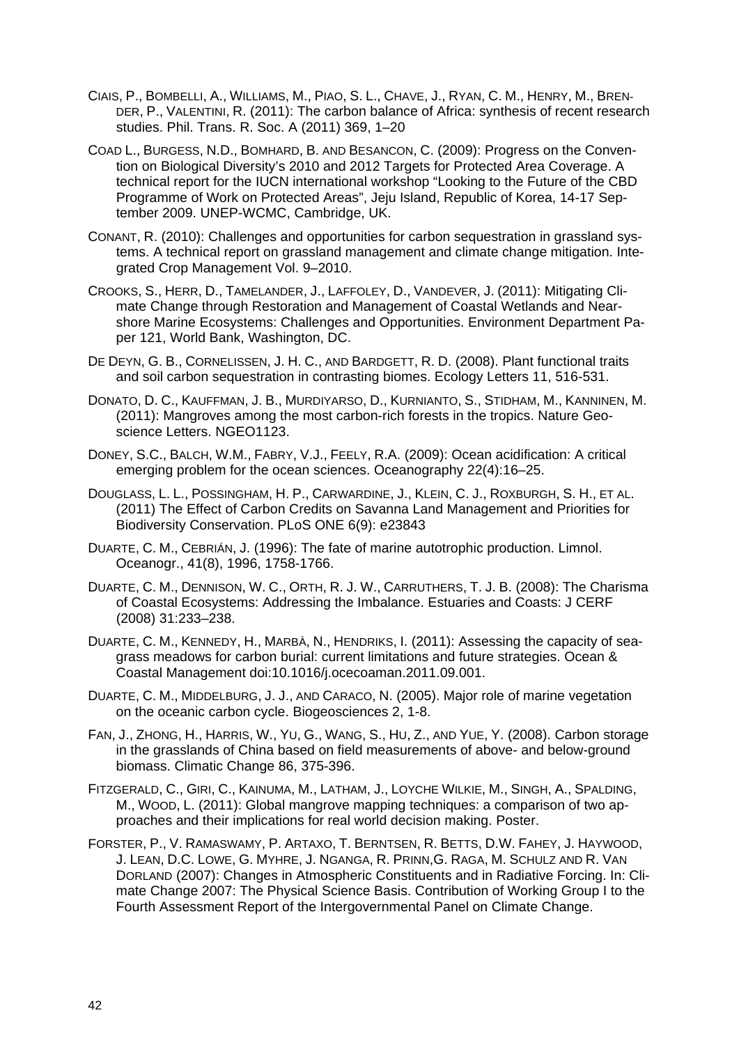CIAIS, P., BOMBELLI, A., WILLIAMS, M., PIAO, S. L., CHAVE, J., RYAN, C. M., HENRY, M., BRENDER, P., VALENTINI, R. (2011): The carbon balance of Africa: synthesis of recent research studies. Phil. Trans. R. Soc. A (2011) 369, 1–20

COAD L., BURGESS, N.D., BOMHARD, B. AND BESANCON, C. (2009): Progress on the Convention on Biological Diversity's 2010 and 2012 Targets for Protected Area Coverage. A technical report for the IUCN international workshop "Looking to the Future of the CBD Programme of Work on Protected Areas", Jeju Island, Republic of Korea, 14-17 September 2009. UNEP-WCMC, Cambridge, UK.

CONANT, R. (2010): Challenges and opportunities for carbon sequestration in grassland systems. A technical report on grassland management and climate change mitigation. Integrated Crop Management Vol. 9–2010.

CROOKS, S., HERR, D., TAMELANDER, J., LAFFOLEY, D., VANDEVER, J. (2011): Mitigating Climate Change through Restoration and Management of Coastal Wetlands and Near-shore Marine Ecosystems: Challenges and Opportunities. Environment Department Paper 121, World Bank, Washington, DC.

DE DEYN, G. B., CORNELISSEN, J. H. C., AND BARDGETT, R. D. (2008). Plant functional traits and soil carbon sequestration in contrasting biomes. Ecology Letters 11, 516-531.

DONATO, D. C., KAUFFMAN, J. B., MURDIYARSO, D., KURNIANTO, S., STIDHAM, M., KANNINEN, M. (2011): Mangroves among the most carbon-rich forests in the tropics. Nature Geoscience Letters. NGEO1123.

DONEY, S.C., BALCH, W.M., FABRY, V.J., FEELY, R.A. (2009): Ocean acidification: A critical emerging problem for the ocean sciences. Oceanography 22(4):16–25.

DOUGLASS, L. L., POSSINGHAM, H. P., CARWARDINE, J., KLEIN, C. J., ROXBURGH, S. H., ET AL. (2011) The Effect of Carbon Credits on Savanna Land Management and Priorities for Biodiversity Conservation. PLoS ONE 6(9): e23843

DUARTE, C. M., CEBRIÁN, J. (1996): The fate of marine autotrophic production. Limnol. Oceanogr., 41(8), 1996, 1758-1766.

DUARTE, C. M., DENNISON, W. C., ORTH, R. J. W., CARRUTHERS, T. J. B. (2008): The Charisma of Coastal Ecosystems: Addressing the Imbalance. Estuaries and Coasts: J CERF (2008) 31:233–238.

DUARTE, C. M., KENNEDY, H., MARBÀ, N., HENDRIKS, I. (2011): Assessing the capacity of seagrass meadows for carbon burial: current limitations and future strategies. Ocean & Coastal Management doi:10.1016/j.ocecoaman.2011.09.001.

DUARTE, C. M., MIDDELBURG, J. J., AND CARACO, N. (2005). Major role of marine vegetation on the oceanic carbon cycle. Biogeosciences 2, 1-8.

FAN, J., ZHONG, H., HARRIS, W., YU, G., WANG, S., HU, Z., AND YUE, Y. (2008). Carbon storage in the grasslands of China based on field measurements of above- and below-ground biomass. Climatic Change 86, 375-396.

FITZGERALD, C., GIRI, C., KAINUMA, M., LATHAM, J., LOYCHE WILKIE, M., SINGH, A., SPALDING, M., WOOD, L. (2011): Global mangrove mapping techniques: a comparison of two approaches and their implications for real world decision making. Poster.

FORSTER, P., V. RAMASWAMY, P. ARTAXO, T. BERNTSEN, R. BETTS, D.W. FAHEY, J. HAYWOOD, J. LEAN, D.C. LOWE, G. MYHRE, J. NGANGA, R. PRINN,G. RAGA, M. SCHULZ AND R. VAN DORLAND (2007): Changes in Atmospheric Constituents and in Radiative Forcing. In: Climate Change 2007: The Physical Science Basis. Contribution of Working Group I to the Fourth Assessment Report of the Intergovernmental Panel on Climate Change.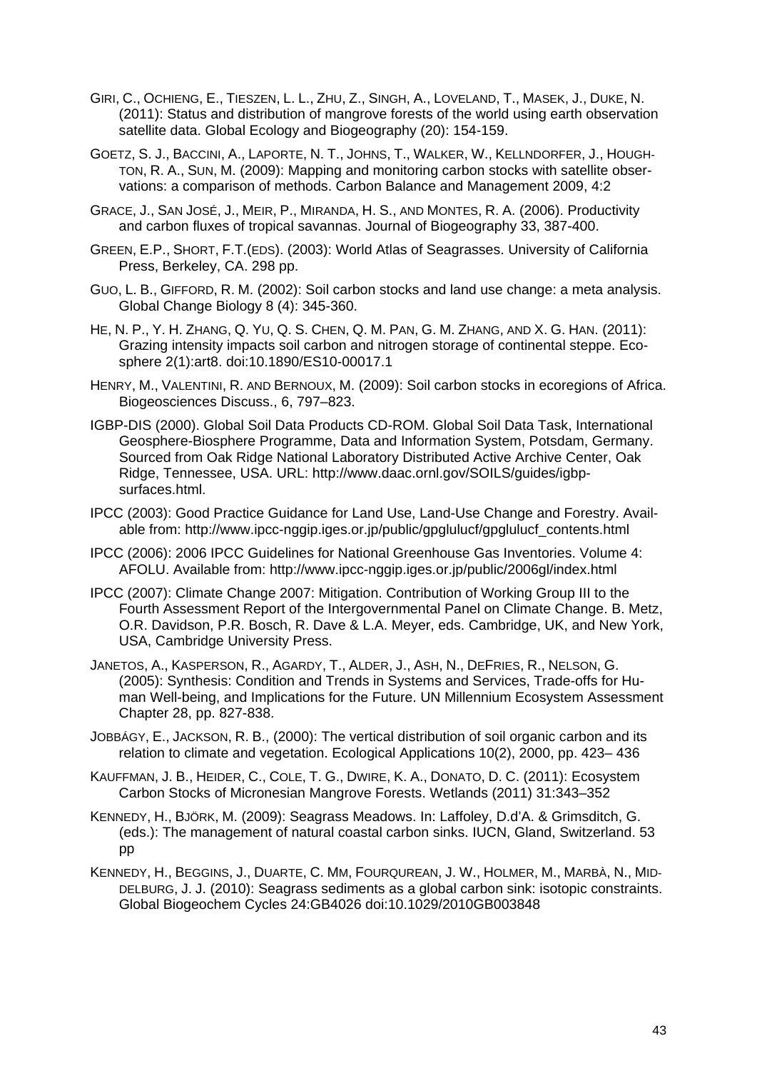GIRI, C., OCHIENG, E., TIESZEN, L. L., ZHU, Z., SINGH, A., LOVELAND, T., MASEK, J., DUKE, N. (2011): Status and distribution of mangrove forests of the world using earth observation satellite data. Global Ecology and Biogeography (20): 154-159.

GOETZ, S. J., BACCINI, A., LAPORTE, N. T., JOHNS, T., WALKER, W., KELLNDORFER, J., HOUGHTON, R. A., SUN, M. (2009): Mapping and monitoring carbon stocks with satellite observations: a comparison of methods. Carbon Balance and Management 2009, 4:2

GRACE, J., SAN JOSÉ, J., MEIR, P., MIRANDA, H. S., AND MONTES, R. A. (2006). Productivity and carbon fluxes of tropical savannas. Journal of Biogeography 33, 387-400.

GREEN, E.P., SHORT, F.T.(EDS). (2003): World Atlas of Seagrasses. University of California Press, Berkeley, CA. 298 pp.

GUO, L. B., GIFFORD, R. M. (2002): Soil carbon stocks and land use change: a meta analysis. Global Change Biology 8 (4): 345-360.

HE, N. P., Y. H. ZHANG, Q. YU, Q. S. CHEN, Q. M. PAN, G. M. ZHANG, AND X. G. HAN. (2011): Grazing intensity impacts soil carbon and nitrogen storage of continental steppe. Ecosphere 2(1):art8. doi:10.1890/ES10-00017.1

HENRY, M., VALENTINI, R. AND BERNOUX, M. (2009): Soil carbon stocks in ecoregions of Africa. Biogeosciences Discuss., 6, 797–823.

IGBP-DIS (2000). Global Soil Data Products CD-ROM. Global Soil Data Task, International Geosphere-Biosphere Programme, Data and Information System, Potsdam, Germany. Sourced from Oak Ridge National Laboratory Distributed Active Archive Center, Oak Ridge, Tennessee, USA. URL: http://www.daac.ornl.gov/SOILS/guides/igbp-surfaces.html.

IPCC (2003): Good Practice Guidance for Land Use, Land-Use Change and Forestry. Available from: http://www.ipcc-nggip.iges.or.jp/public/gpglulucf/gpglulucf_contents.html

IPCC (2006): 2006 IPCC Guidelines for National Greenhouse Gas Inventories. Volume 4: AFOLU. Available from: http://www.ipcc-nggip.iges.or.jp/public/2006gl/index.html

IPCC (2007): Climate Change 2007: Mitigation. Contribution of Working Group III to the Fourth Assessment Report of the Intergovernmental Panel on Climate Change. B. Metz, O.R. Davidson, P.R. Bosch, R. Dave & L.A. Meyer, eds. Cambridge, UK, and New York, USA, Cambridge University Press.

JANETOS, A., KASPERSON, R., AGARDY, T., ALDER, J., ASH, N., DEFRIES, R., NELSON, G. (2005): Synthesis: Condition and Trends in Systems and Services, Trade-offs for Human Well-being, and Implications for the Future. UN Millennium Ecosystem Assessment Chapter 28, pp. 827-838.

JOBBÁGY, E., JACKSON, R. B., (2000): The vertical distribution of soil organic carbon and its relation to climate and vegetation. Ecological Applications 10(2), 2000, pp. 423– 436

KAUFFMAN, J. B., HEIDER, C., COLE, T. G., DWIRE, K. A., DONATO, D. C. (2011): Ecosystem Carbon Stocks of Micronesian Mangrove Forests. Wetlands (2011) 31:343–352

KENNEDY, H., BJÖRK, M. (2009): Seagrass Meadows. In: Laffoley, D.d'A. & Grimsditch, G. (eds.): The management of natural coastal carbon sinks. IUCN, Gland, Switzerland. 53 pp

KENNEDY, H., BEGGINS, J., DUARTE, C. MM, FOURQUREAN, J. W., HOLMER, M., MARBÀ, N., MIDDELBURG, J. J. (2010): Seagrass sediments as a global carbon sink: isotopic constraints. Global Biogeochem Cycles 24:GB4026 doi:10.1029/2010GB003848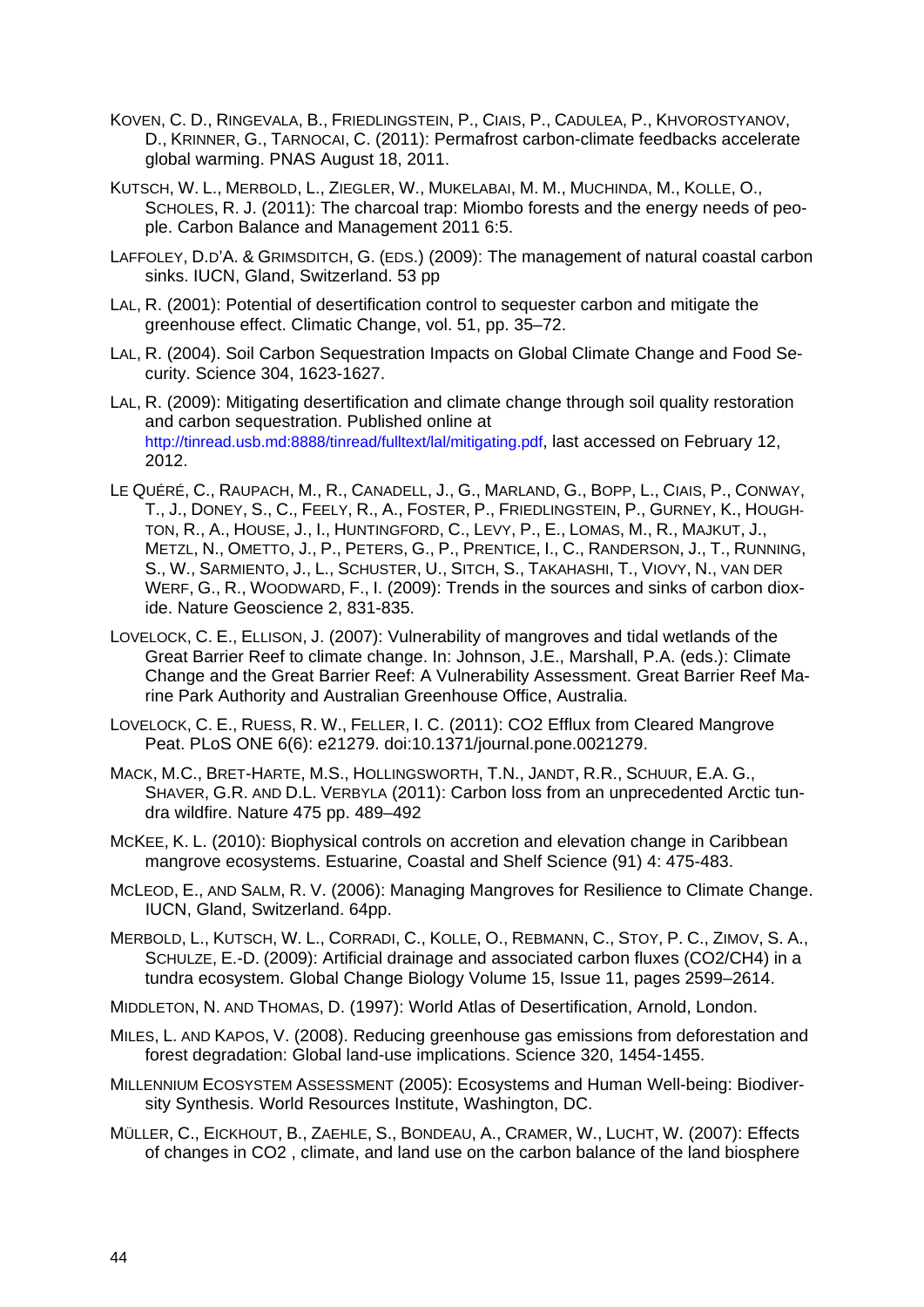Koven, C. D., Ringevala, B., Friedlingstein, P., Ciais, P., Cadulea, P., Khvorostyanov, D., Krinner, G., Tarnocai, C. (2011): Permafrost carbon-climate feedbacks accelerate global warming. PNAS August 18, 2011.

Kutsch, W. L., Merbold, L., Ziegler, W., Mukelabai, M. M., Muchinda, M., Kolle, O., Scholes, R. J. (2011): The charcoal trap: Miombo forests and the energy needs of people. Carbon Balance and Management 2011 6:5.

Laffoley, D.d'A. & Grimsditch, G. (eds.) (2009): The management of natural coastal carbon sinks. IUCN, Gland, Switzerland. 53 pp

Lal, R. (2001): Potential of desertification control to sequester carbon and mitigate the greenhouse effect. Climatic Change, vol. 51, pp. 35–72.

Lal, R. (2004). Soil Carbon Sequestration Impacts on Global Climate Change and Food Security. Science 304, 1623-1627.

Lal, R. (2009): Mitigating desertification and climate change through soil quality restoration and carbon sequestration. Published online at http://tinread.usb.md:8888/tinread/fulltext/lal/mitigating.pdf, last accessed on February 12, 2012.

Le Quéré, C., Raupach, M., R., Canadell, J., G., Marland, G., Bopp, L., Ciais, P., Conway, T., J., Doney, S., C., Feely, R., A., Foster, P., Friedlingstein, P., Gurney, K., Houghton, R., A., House, J., I., Huntingford, C., Levy, P., E., Lomas, M., R., Majkut, J., Metzl, N., Ometto, J., P., Peters, G., P., Prentice, I., C., Randerson, J., T., Running, S., W., Sarmiento, J., L., Schuster, U., Sitch, S., Takahashi, T., Viovy, N., van der Werf, G., R., Woodward, F., I. (2009): Trends in the sources and sinks of carbon dioxide. Nature Geoscience 2, 831-835.

Lovelock, C. E., Ellison, J. (2007): Vulnerability of mangroves and tidal wetlands of the Great Barrier Reef to climate change. In: Johnson, J.E., Marshall, P.A. (eds.): Climate Change and the Great Barrier Reef: A Vulnerability Assessment. Great Barrier Reef Marine Park Authority and Australian Greenhouse Office, Australia.

Lovelock, C. E., Ruess, R. W., Feller, I. C. (2011): CO2 Efflux from Cleared Mangrove Peat. PLoS ONE 6(6): e21279. doi:10.1371/journal.pone.0021279.

Mack, M.C., Bret-Harte, M.S., Hollingsworth, T.N., Jandt, R.R., Schuur, E.A. G., Shaver, G.R. and D.L. Verbyla (2011): Carbon loss from an unprecedented Arctic tundra wildfire. Nature 475 pp. 489–492

McKee, K. L. (2010): Biophysical controls on accretion and elevation change in Caribbean mangrove ecosystems. Estuarine, Coastal and Shelf Science (91) 4: 475-483.

McLeod, E., and Salm, R. V. (2006): Managing Mangroves for Resilience to Climate Change. IUCN, Gland, Switzerland. 64pp.

Merbold, L., Kutsch, W. L., Corradi, C., Kolle, O., Rebmann, C., Stoy, P. C., Zimov, S. A., Schulze, E.-D. (2009): Artificial drainage and associated carbon fluxes (CO2/CH4) in a tundra ecosystem. Global Change Biology Volume 15, Issue 11, pages 2599–2614.

Middleton, N. and Thomas, D. (1997): World Atlas of Desertification, Arnold, London.

Miles, L. and Kapos, V. (2008). Reducing greenhouse gas emissions from deforestation and forest degradation: Global land-use implications. Science 320, 1454-1455.

Millennium Ecosystem Assessment (2005): Ecosystems and Human Well-being: Biodiversity Synthesis. World Resources Institute, Washington, DC.

Müller, C., Eickhout, B., Zaehle, S., Bondeau, A., Cramer, W., Lucht, W. (2007): Effects of changes in CO2 , climate, and land use on the carbon balance of the land biosphere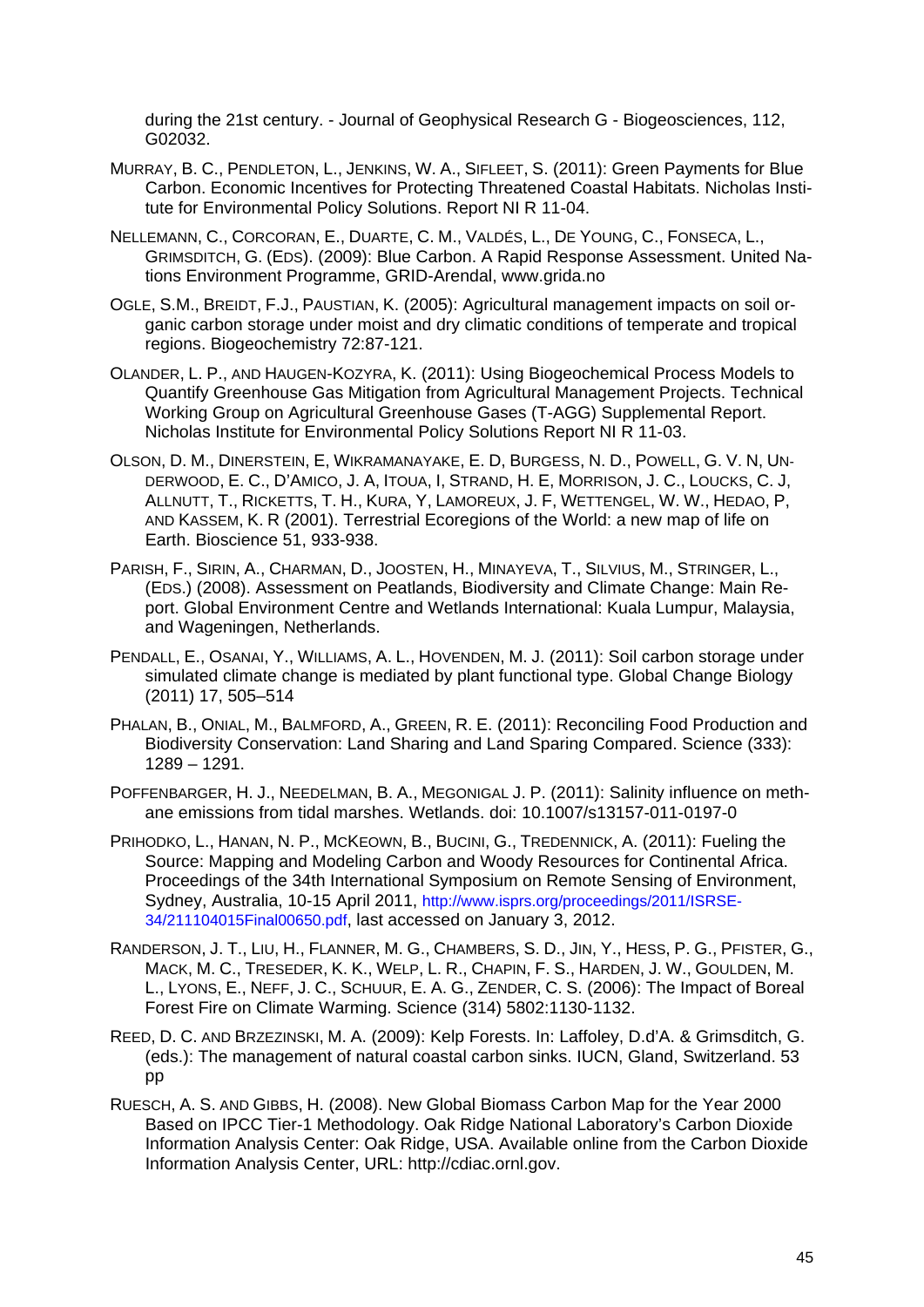during the 21st century. - Journal of Geophysical Research G - Biogeosciences, 112, G02032.

MURRAY, B. C., PENDLETON, L., JENKINS, W. A., SIFLEET, S. (2011): Green Payments for Blue Carbon. Economic Incentives for Protecting Threatened Coastal Habitats. Nicholas Institute for Environmental Policy Solutions. Report NI R 11-04.

NELLEMANN, C., CORCORAN, E., DUARTE, C. M., VALDÉS, L., DE YOUNG, C., FONSECA, L., GRIMSDITCH, G. (EDS). (2009): Blue Carbon. A Rapid Response Assessment. United Nations Environment Programme, GRID-Arendal, www.grida.no

OGLE, S.M., BREIDT, F.J., PAUSTIAN, K. (2005): Agricultural management impacts on soil organic carbon storage under moist and dry climatic conditions of temperate and tropical regions. Biogeochemistry 72:87-121.

OLANDER, L. P., AND HAUGEN-KOZYRA, K. (2011): Using Biogeochemical Process Models to Quantify Greenhouse Gas Mitigation from Agricultural Management Projects. Technical Working Group on Agricultural Greenhouse Gases (T-AGG) Supplemental Report. Nicholas Institute for Environmental Policy Solutions Report NI R 11-03.

OLSON, D. M., DINERSTEIN, E, WIKRAMANAYAKE, E. D, BURGESS, N. D., POWELL, G. V. N, UNDERWOOD, E. C., D'AMICO, J. A, ITOUA, I, STRAND, H. E, MORRISON, J. C., LOUCKS, C. J, ALLNUTT, T., RICKETTS, T. H., KURA, Y, LAMOREUX, J. F, WETTENGEL, W. W., HEDAO, P, AND KASSEM, K. R (2001). Terrestrial Ecoregions of the World: a new map of life on Earth. Bioscience 51, 933-938.

PARISH, F., SIRIN, A., CHARMAN, D., JOOSTEN, H., MINAYEVA, T., SILVIUS, M., STRINGER, L., (EDS.) (2008). Assessment on Peatlands, Biodiversity and Climate Change: Main Report. Global Environment Centre and Wetlands International: Kuala Lumpur, Malaysia, and Wageningen, Netherlands.

PENDALL, E., OSANAI, Y., WILLIAMS, A. L., HOVENDEN, M. J. (2011): Soil carbon storage under simulated climate change is mediated by plant functional type. Global Change Biology (2011) 17, 505–514

PHALAN, B., ONIAL, M., BALMFORD, A., GREEN, R. E. (2011): Reconciling Food Production and Biodiversity Conservation: Land Sharing and Land Sparing Compared. Science (333): 1289 – 1291.

POFFENBARGER, H. J., NEEDELMAN, B. A., MEGONIGAL J. P. (2011): Salinity influence on methane emissions from tidal marshes. Wetlands. doi: 10.1007/s13157-011-0197-0

PRIHODKO, L., HANAN, N. P., MCKEOWN, B., BUCINI, G., TREDENNICK, A. (2011): Fueling the Source: Mapping and Modeling Carbon and Woody Resources for Continental Africa. Proceedings of the 34th International Symposium on Remote Sensing of Environment, Sydney, Australia, 10-15 April 2011, http://www.isprs.org/proceedings/2011/ISRSE-34/211104015Final00650.pdf, last accessed on January 3, 2012.

RANDERSON, J. T., LIU, H., FLANNER, M. G., CHAMBERS, S. D., JIN, Y., HESS, P. G., PFISTER, G., MACK, M. C., TRESEDER, K. K., WELP, L. R., CHAPIN, F. S., HARDEN, J. W., GOULDEN, M. L., LYONS, E., NEFF, J. C., SCHUUR, E. A. G., ZENDER, C. S. (2006): The Impact of Boreal Forest Fire on Climate Warming. Science (314) 5802:1130-1132.

REED, D. C. AND BRZEZINSKI, M. A. (2009): Kelp Forests. In: Laffoley, D.d'A. & Grimsditch, G. (eds.): The management of natural coastal carbon sinks. IUCN, Gland, Switzerland. 53 pp

RUESCH, A. S. AND GIBBS, H. (2008). New Global Biomass Carbon Map for the Year 2000 Based on IPCC Tier-1 Methodology. Oak Ridge National Laboratory's Carbon Dioxide Information Analysis Center: Oak Ridge, USA. Available online from the Carbon Dioxide Information Analysis Center, URL: http://cdiac.ornl.gov.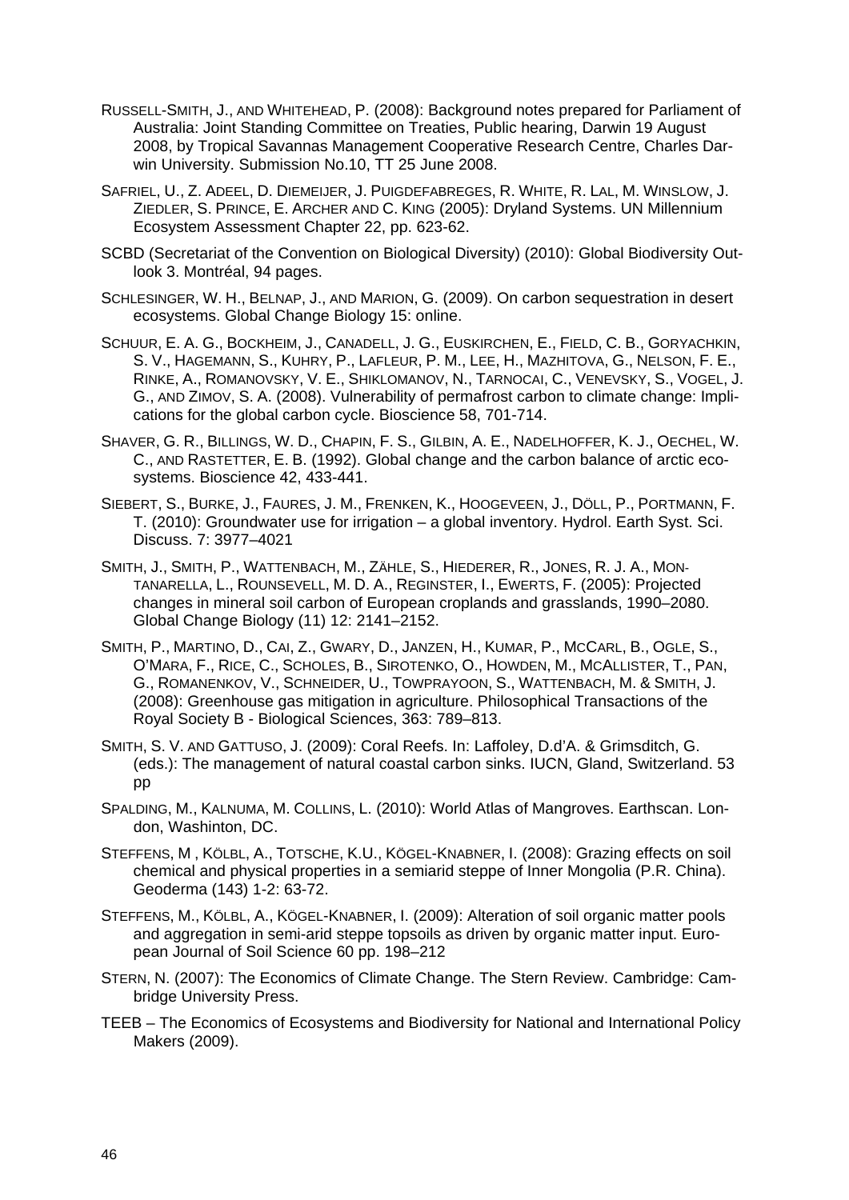RUSSELL-SMITH, J., AND WHITEHEAD, P. (2008): Background notes prepared for Parliament of Australia: Joint Standing Committee on Treaties, Public hearing, Darwin 19 August 2008, by Tropical Savannas Management Cooperative Research Centre, Charles Darwin University. Submission No.10, TT 25 June 2008.

SAFRIEL, U., Z. ADEEL, D. DIEMEIJER, J. PUIGDEFABREGES, R. WHITE, R. LAL, M. WINSLOW, J. ZIEDLER, S. PRINCE, E. ARCHER AND C. KING (2005): Dryland Systems. UN Millennium Ecosystem Assessment Chapter 22, pp. 623-62.

SCBD (Secretariat of the Convention on Biological Diversity) (2010): Global Biodiversity Outlook 3. Montréal, 94 pages.

SCHLESINGER, W. H., BELNAP, J., AND MARION, G. (2009). On carbon sequestration in desert ecosystems. Global Change Biology 15: online.

SCHUUR, E. A. G., BOCKHEIM, J., CANADELL, J. G., EUSKIRCHEN, E., FIELD, C. B., GORYACHKIN, S. V., HAGEMANN, S., KUHRY, P., LAFLEUR, P. M., LEE, H., MAZHITOVA, G., NELSON, F. E., RINKE, A., ROMANOVSKY, V. E., SHIKLOMANOV, N., TARNOCAI, C., VENEVSKY, S., VOGEL, J. G., AND ZIMOV, S. A. (2008). Vulnerability of permafrost carbon to climate change: Implications for the global carbon cycle. Bioscience 58, 701-714.

SHAVER, G. R., BILLINGS, W. D., CHAPIN, F. S., GILBIN, A. E., NADELHOFFER, K. J., OECHEL, W. C., AND RASTETTER, E. B. (1992). Global change and the carbon balance of arctic ecosystems. Bioscience 42, 433-441.

SIEBERT, S., BURKE, J., FAURES, J. M., FRENKEN, K., HOOGEVEEN, J., DÖLL, P., PORTMANN, F. T. (2010): Groundwater use for irrigation – a global inventory. Hydrol. Earth Syst. Sci. Discuss. 7: 3977–4021

SMITH, J., SMITH, P., WATTENBACH, M., ZÄHLE, S., HIEDERER, R., JONES, R. J. A., MONTANARELLA, L., ROUNSEVELL, M. D. A., REGINSTER, I., EWERTS, F. (2005): Projected changes in mineral soil carbon of European croplands and grasslands, 1990–2080. Global Change Biology (11) 12: 2141–2152.

SMITH, P., MARTINO, D., CAI, Z., GWARY, D., JANZEN, H., KUMAR, P., MCCARL, B., OGLE, S., O'MARA, F., RICE, C., SCHOLES, B., SIROTENKO, O., HOWDEN, M., MCALLISTER, T., PAN, G., ROMANENKOV, V., SCHNEIDER, U., TOWPRAYOON, S., WATTENBACH, M. & SMITH, J. (2008): Greenhouse gas mitigation in agriculture. Philosophical Transactions of the Royal Society B - Biological Sciences, 363: 789–813.

SMITH, S. V. AND GATTUSO, J. (2009): Coral Reefs. In: Laffoley, D.d'A. & Grimsditch, G. (eds.): The management of natural coastal carbon sinks. IUCN, Gland, Switzerland. 53 pp

SPALDING, M., KALNUMA, M. COLLINS, L. (2010): World Atlas of Mangroves. Earthscan. London, Washinton, DC.

STEFFENS, M , KÖLBL, A., TOTSCHE, K.U., KÖGEL-KNABNER, I. (2008): Grazing effects on soil chemical and physical properties in a semiarid steppe of Inner Mongolia (P.R. China). Geoderma (143) 1-2: 63-72.

STEFFENS, M., KÖLBL, A., KÖGEL-KNABNER, I. (2009): Alteration of soil organic matter pools and aggregation in semi-arid steppe topsoils as driven by organic matter input. European Journal of Soil Science 60 pp. 198–212

STERN, N. (2007): The Economics of Climate Change. The Stern Review. Cambridge: Cambridge University Press.

TEEB – The Economics of Ecosystems and Biodiversity for National and International Policy Makers (2009).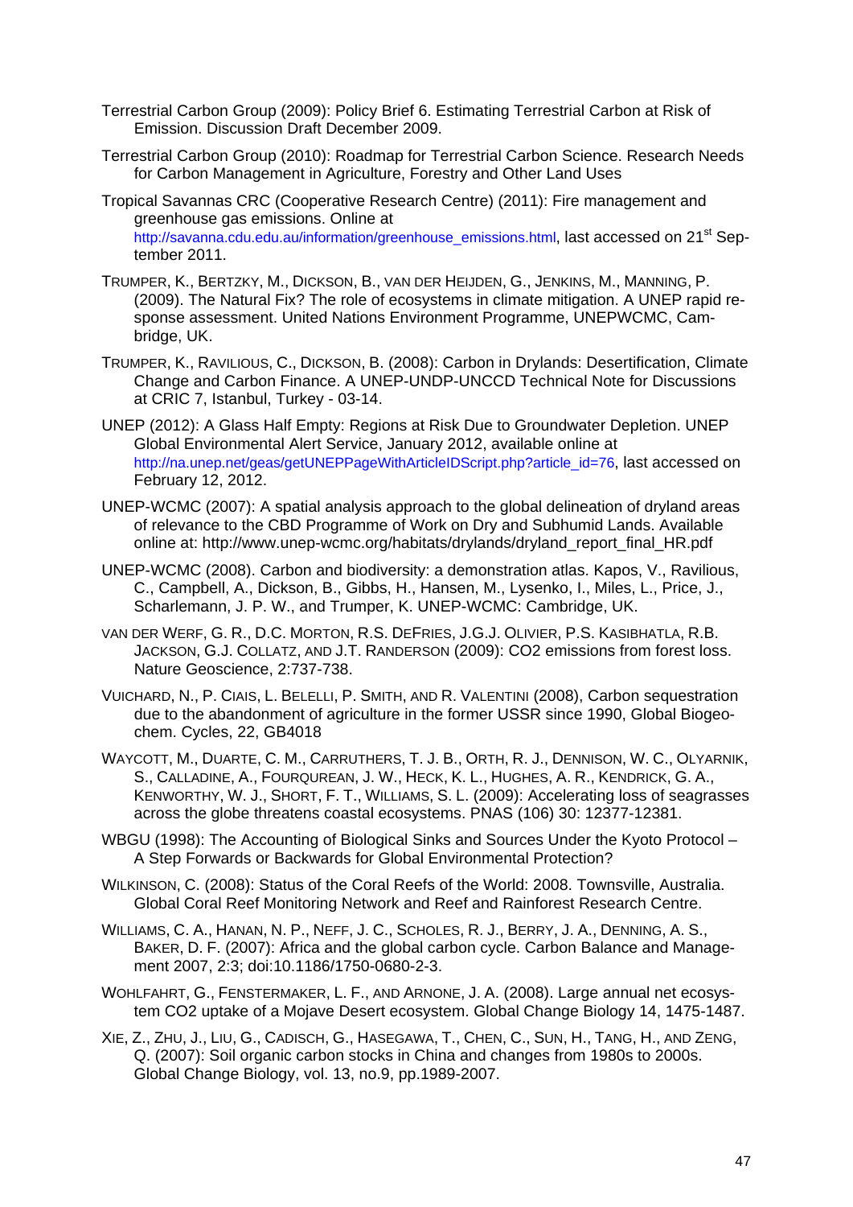Terrestrial Carbon Group (2009): Policy Brief 6. Estimating Terrestrial Carbon at Risk of Emission. Discussion Draft December 2009.

Terrestrial Carbon Group (2010): Roadmap for Terrestrial Carbon Science. Research Needs for Carbon Management in Agriculture, Forestry and Other Land Uses

Tropical Savannas CRC (Cooperative Research Centre) (2011): Fire management and greenhouse gas emissions. Online at http://savanna.cdu.edu.au/information/greenhouse_emissions.html, last accessed on 21st September 2011.

TRUMPER, K., BERTZKY, M., DICKSON, B., VAN DER HEIJDEN, G., JENKINS, M., MANNING, P. (2009). The Natural Fix? The role of ecosystems in climate mitigation. A UNEP rapid response assessment. United Nations Environment Programme, UNEPWCMC, Cambridge, UK.

TRUMPER, K., RAVILIOUS, C., DICKSON, B. (2008): Carbon in Drylands: Desertification, Climate Change and Carbon Finance. A UNEP-UNDP-UNCCD Technical Note for Discussions at CRIC 7, Istanbul, Turkey - 03-14.

UNEP (2012): A Glass Half Empty: Regions at Risk Due to Groundwater Depletion. UNEP Global Environmental Alert Service, January 2012, available online at http://na.unep.net/geas/getUNEPPageWithArticleIDScript.php?article_id=76, last accessed on February 12, 2012.

UNEP-WCMC (2007): A spatial analysis approach to the global delineation of dryland areas of relevance to the CBD Programme of Work on Dry and Subhumid Lands. Available online at: http://www.unep-wcmc.org/habitats/drylands/dryland_report_final_HR.pdf

UNEP-WCMC (2008). Carbon and biodiversity: a demonstration atlas. Kapos, V., Ravilious, C., Campbell, A., Dickson, B., Gibbs, H., Hansen, M., Lysenko, I., Miles, L., Price, J., Scharlemann, J. P. W., and Trumper, K. UNEP-WCMC: Cambridge, UK.

VAN DER WERF, G. R., D.C. MORTON, R.S. DEFRIES, J.G.J. OLIVIER, P.S. KASIBHATLA, R.B. JACKSON, G.J. COLLATZ, AND J.T. RANDERSON (2009): CO2 emissions from forest loss. Nature Geoscience, 2:737-738.

VUICHARD, N., P. CIAIS, L. BELELLI, P. SMITH, AND R. VALENTINI (2008), Carbon sequestration due to the abandonment of agriculture in the former USSR since 1990, Global Biogeochem. Cycles, 22, GB4018

WAYCOTT, M., DUARTE, C. M., CARRUTHERS, T. J. B., ORTH, R. J., DENNISON, W. C., OLYARNIK, S., CALLADINE, A., FOURQUREAN, J. W., HECK, K. L., HUGHES, A. R., KENDRICK, G. A., KENWORTHY, W. J., SHORT, F. T., WILLIAMS, S. L. (2009): Accelerating loss of seagrasses across the globe threatens coastal ecosystems. PNAS (106) 30: 12377-12381.

WBGU (1998): The Accounting of Biological Sinks and Sources Under the Kyoto Protocol – A Step Forwards or Backwards for Global Environmental Protection?

WILKINSON, C. (2008): Status of the Coral Reefs of the World: 2008. Townsville, Australia. Global Coral Reef Monitoring Network and Reef and Rainforest Research Centre.

WILLIAMS, C. A., HANAN, N. P., NEFF, J. C., SCHOLES, R. J., BERRY, J. A., DENNING, A. S., BAKER, D. F. (2007): Africa and the global carbon cycle. Carbon Balance and Management 2007, 2:3; doi:10.1186/1750-0680-2-3.

WOHLFAHRT, G., FENSTERMAKER, L. F., AND ARNONE, J. A. (2008). Large annual net ecosystem CO2 uptake of a Mojave Desert ecosystem. Global Change Biology 14, 1475-1487.

XIE, Z., ZHU, J., LIU, G., CADISCH, G., HASEGAWA, T., CHEN, C., SUN, H., TANG, H., AND ZENG, Q. (2007): Soil organic carbon stocks in China and changes from 1980s to 2000s. Global Change Biology, vol. 13, no.9, pp.1989-2007.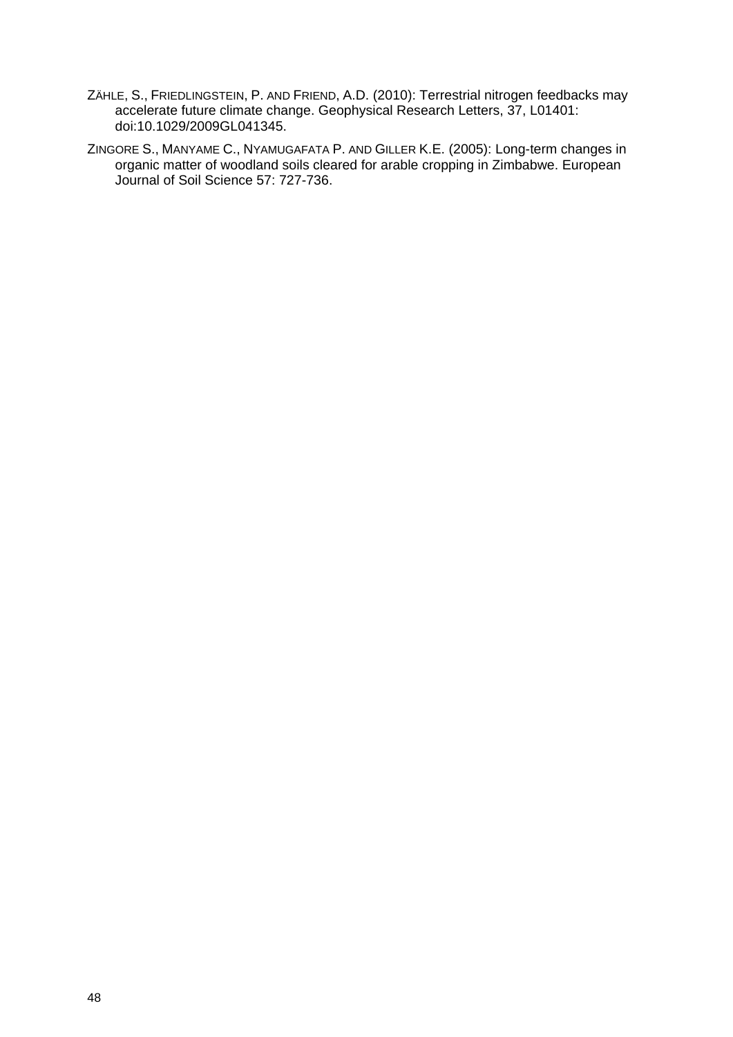ZÄHLE, S., FRIEDLINGSTEIN, P. AND FRIEND, A.D. (2010): Terrestrial nitrogen feedbacks may accelerate future climate change. Geophysical Research Letters, 37, L01401: doi:10.1029/2009GL041345.

ZINGORE S., MANYAME C., NYAMUGAFATA P. AND GILLER K.E. (2005): Long-term changes in organic matter of woodland soils cleared for arable cropping in Zimbabwe. European Journal of Soil Science 57: 727-736.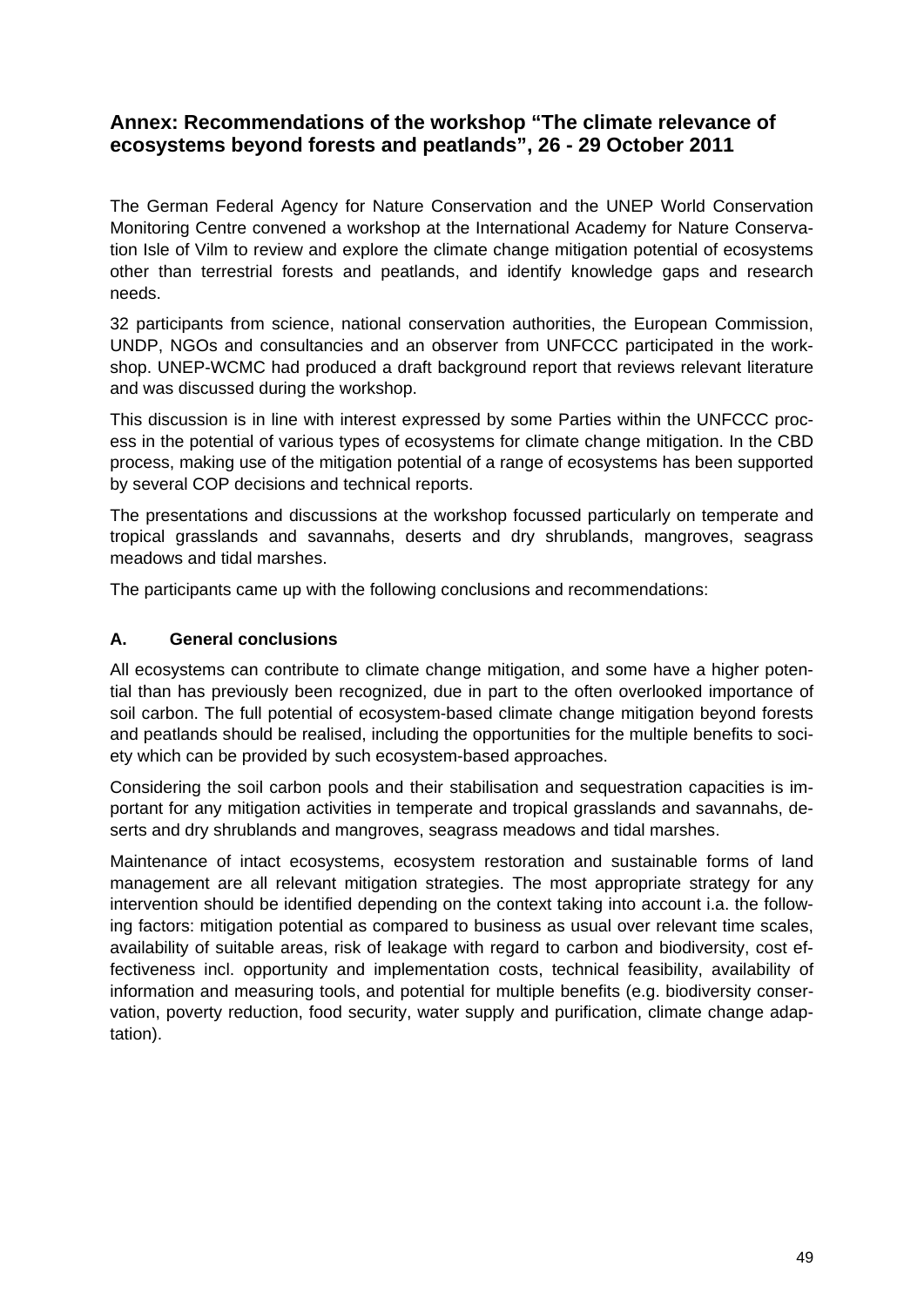## Annex: Recommendations of the workshop "The climate relevance of ecosystems beyond forests and peatlands", 26 - 29 October 2011

The German Federal Agency for Nature Conservation and the UNEP World Conservation Monitoring Centre convened a workshop at the International Academy for Nature Conservation Isle of Vilm to review and explore the climate change mitigation potential of ecosystems other than terrestrial forests and peatlands, and identify knowledge gaps and research needs.

32 participants from science, national conservation authorities, the European Commission, UNDP, NGOs and consultancies and an observer from UNFCCC participated in the workshop. UNEP-WCMC had produced a draft background report that reviews relevant literature and was discussed during the workshop.

This discussion is in line with interest expressed by some Parties within the UNFCCC process in the potential of various types of ecosystems for climate change mitigation. In the CBD process, making use of the mitigation potential of a range of ecosystems has been supported by several COP decisions and technical reports.

The presentations and discussions at the workshop focussed particularly on temperate and tropical grasslands and savannahs, deserts and dry shrublands, mangroves, seagrass meadows and tidal marshes.

The participants came up with the following conclusions and recommendations:

### A. General conclusions

All ecosystems can contribute to climate change mitigation, and some have a higher potential than has previously been recognized, due in part to the often overlooked importance of soil carbon. The full potential of ecosystem-based climate change mitigation beyond forests and peatlands should be realised, including the opportunities for the multiple benefits to society which can be provided by such ecosystem-based approaches.

Considering the soil carbon pools and their stabilisation and sequestration capacities is important for any mitigation activities in temperate and tropical grasslands and savannahs, deserts and dry shrublands and mangroves, seagrass meadows and tidal marshes.

Maintenance of intact ecosystems, ecosystem restoration and sustainable forms of land management are all relevant mitigation strategies. The most appropriate strategy for any intervention should be identified depending on the context taking into account i.a. the following factors: mitigation potential as compared to business as usual over relevant time scales, availability of suitable areas, risk of leakage with regard to carbon and biodiversity, cost effectiveness incl. opportunity and implementation costs, technical feasibility, availability of information and measuring tools, and potential for multiple benefits (e.g. biodiversity conservation, poverty reduction, food security, water supply and purification, climate change adaptation).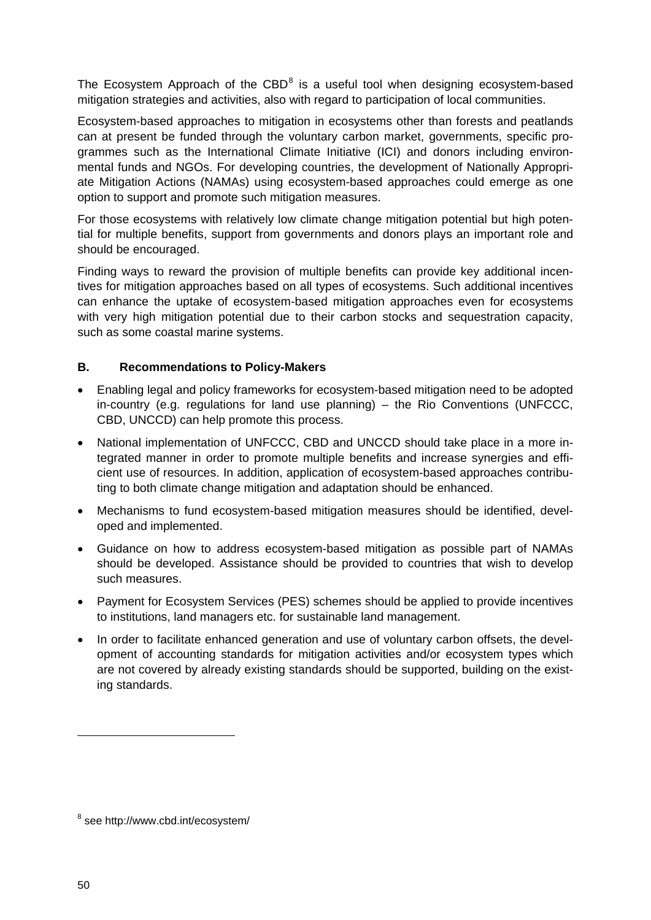The Ecosystem Approach of the CBD[8] is a useful tool when designing ecosystem-based mitigation strategies and activities, also with regard to participation of local communities.

Ecosystem-based approaches to mitigation in ecosystems other than forests and peatlands can at present be funded through the voluntary carbon market, governments, specific programmes such as the International Climate Initiative (ICI) and donors including environmental funds and NGOs. For developing countries, the development of Nationally Appropriate Mitigation Actions (NAMAs) using ecosystem-based approaches could emerge as one option to support and promote such mitigation measures.

For those ecosystems with relatively low climate change mitigation potential but high potential for multiple benefits, support from governments and donors plays an important role and should be encouraged.

Finding ways to reward the provision of multiple benefits can provide key additional incentives for mitigation approaches based on all types of ecosystems. Such additional incentives can enhance the uptake of ecosystem-based mitigation approaches even for ecosystems with very high mitigation potential due to their carbon stocks and sequestration capacity, such as some coastal marine systems.

### B. Recommendations to Policy-Makers

- Enabling legal and policy frameworks for ecosystem-based mitigation need to be adopted in-country (e.g. regulations for land use planning) – the Rio Conventions (UNFCCC, CBD, UNCCD) can help promote this process.
- National implementation of UNFCCC, CBD and UNCCD should take place in a more integrated manner in order to promote multiple benefits and increase synergies and efficient use of resources. In addition, application of ecosystem-based approaches contributing to both climate change mitigation and adaptation should be enhanced.
- Mechanisms to fund ecosystem-based mitigation measures should be identified, developed and implemented.
- Guidance on how to address ecosystem-based mitigation as possible part of NAMAs should be developed. Assistance should be provided to countries that wish to develop such measures.
- Payment for Ecosystem Services (PES) schemes should be applied to provide incentives to institutions, land managers etc. for sustainable land management.
- In order to facilitate enhanced generation and use of voluntary carbon offsets, the development of accounting standards for mitigation activities and/or ecosystem types which are not covered by already existing standards should be supported, building on the existing standards.

---

[8] see http://www.cbd.int/ecosystem/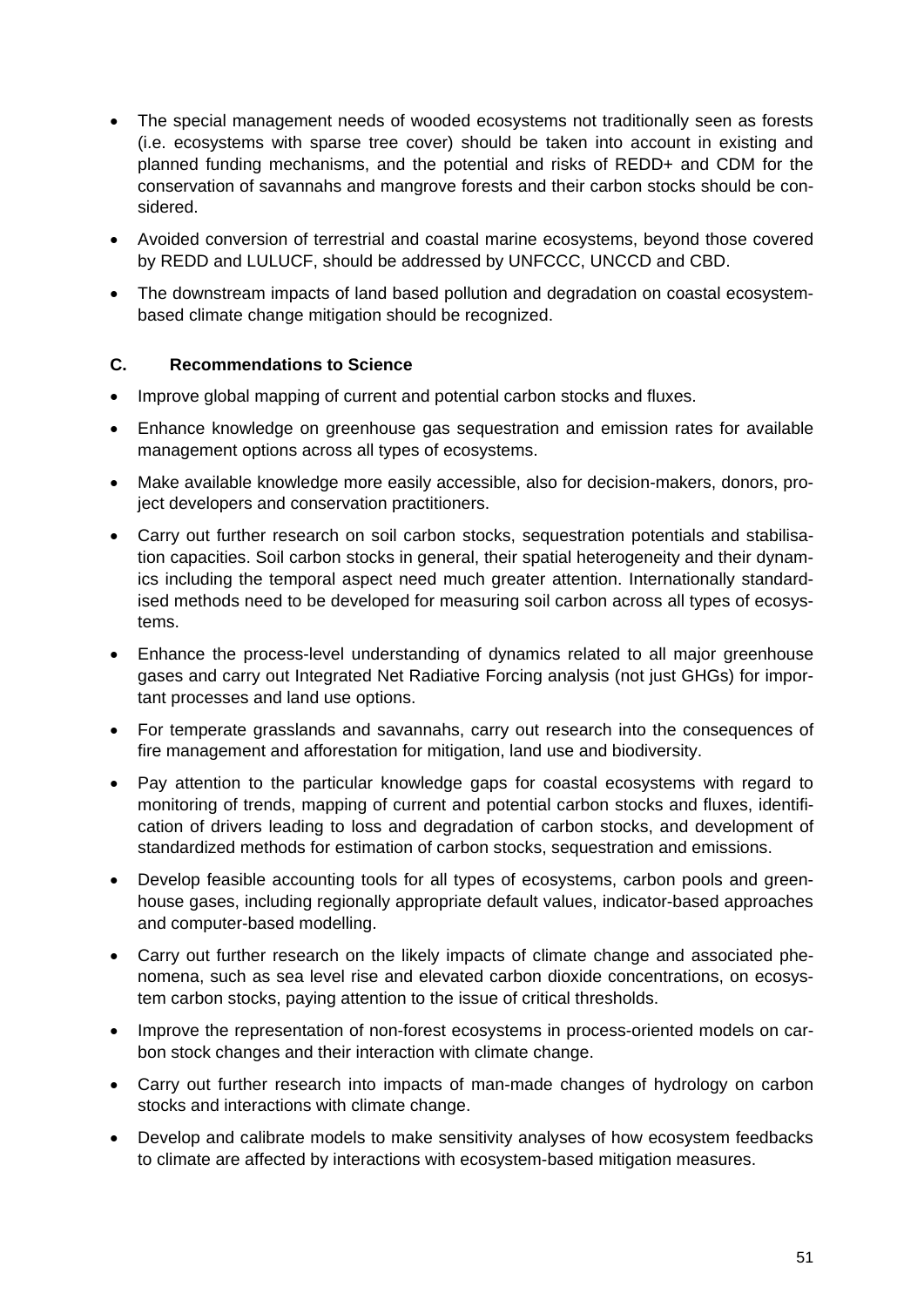- The special management needs of wooded ecosystems not traditionally seen as forests (i.e. ecosystems with sparse tree cover) should be taken into account in existing and planned funding mechanisms, and the potential and risks of REDD+ and CDM for the conservation of savannahs and mangrove forests and their carbon stocks should be considered.
- Avoided conversion of terrestrial and coastal marine ecosystems, beyond those covered by REDD and LULUCF, should be addressed by UNFCCC, UNCCD and CBD.
- The downstream impacts of land based pollution and degradation on coastal ecosystem-based climate change mitigation should be recognized.

### C. Recommendations to Science

- Improve global mapping of current and potential carbon stocks and fluxes.
- Enhance knowledge on greenhouse gas sequestration and emission rates for available management options across all types of ecosystems.
- Make available knowledge more easily accessible, also for decision-makers, donors, project developers and conservation practitioners.
- Carry out further research on soil carbon stocks, sequestration potentials and stabilisation capacities. Soil carbon stocks in general, their spatial heterogeneity and their dynamics including the temporal aspect need much greater attention. Internationally standardised methods need to be developed for measuring soil carbon across all types of ecosystems.
- Enhance the process-level understanding of dynamics related to all major greenhouse gases and carry out Integrated Net Radiative Forcing analysis (not just GHGs) for important processes and land use options.
- For temperate grasslands and savannahs, carry out research into the consequences of fire management and afforestation for mitigation, land use and biodiversity.
- Pay attention to the particular knowledge gaps for coastal ecosystems with regard to monitoring of trends, mapping of current and potential carbon stocks and fluxes, identification of drivers leading to loss and degradation of carbon stocks, and development of standardized methods for estimation of carbon stocks, sequestration and emissions.
- Develop feasible accounting tools for all types of ecosystems, carbon pools and greenhouse gases, including regionally appropriate default values, indicator-based approaches and computer-based modelling.
- Carry out further research on the likely impacts of climate change and associated phenomena, such as sea level rise and elevated carbon dioxide concentrations, on ecosystem carbon stocks, paying attention to the issue of critical thresholds.
- Improve the representation of non-forest ecosystems in process-oriented models on carbon stock changes and their interaction with climate change.
- Carry out further research into impacts of man-made changes of hydrology on carbon stocks and interactions with climate change.
- Develop and calibrate models to make sensitivity analyses of how ecosystem feedbacks to climate are affected by interactions with ecosystem-based mitigation measures.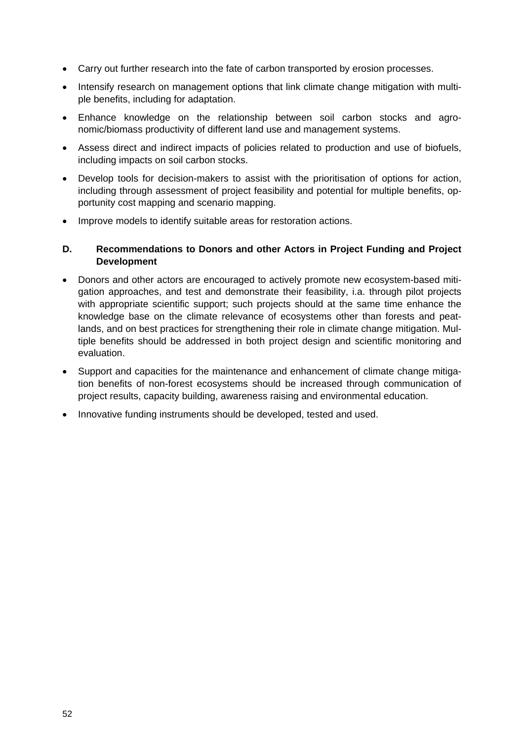- Carry out further research into the fate of carbon transported by erosion processes.
- Intensify research on management options that link climate change mitigation with multiple benefits, including for adaptation.
- Enhance knowledge on the relationship between soil carbon stocks and agronomic/biomass productivity of different land use and management systems.
- Assess direct and indirect impacts of policies related to production and use of biofuels, including impacts on soil carbon stocks.
- Develop tools for decision-makers to assist with the prioritisation of options for action, including through assessment of project feasibility and potential for multiple benefits, opportunity cost mapping and scenario mapping.
- Improve models to identify suitable areas for restoration actions.

### D. Recommendations to Donors and other Actors in Project Funding and Project Development

- Donors and other actors are encouraged to actively promote new ecosystem-based mitigation approaches, and test and demonstrate their feasibility, i.a. through pilot projects with appropriate scientific support; such projects should at the same time enhance the knowledge base on the climate relevance of ecosystems other than forests and peatlands, and on best practices for strengthening their role in climate change mitigation. Multiple benefits should be addressed in both project design and scientific monitoring and evaluation.
- Support and capacities for the maintenance and enhancement of climate change mitigation benefits of non-forest ecosystems should be increased through communication of project results, capacity building, awareness raising and environmental education.
- Innovative funding instruments should be developed, tested and used.